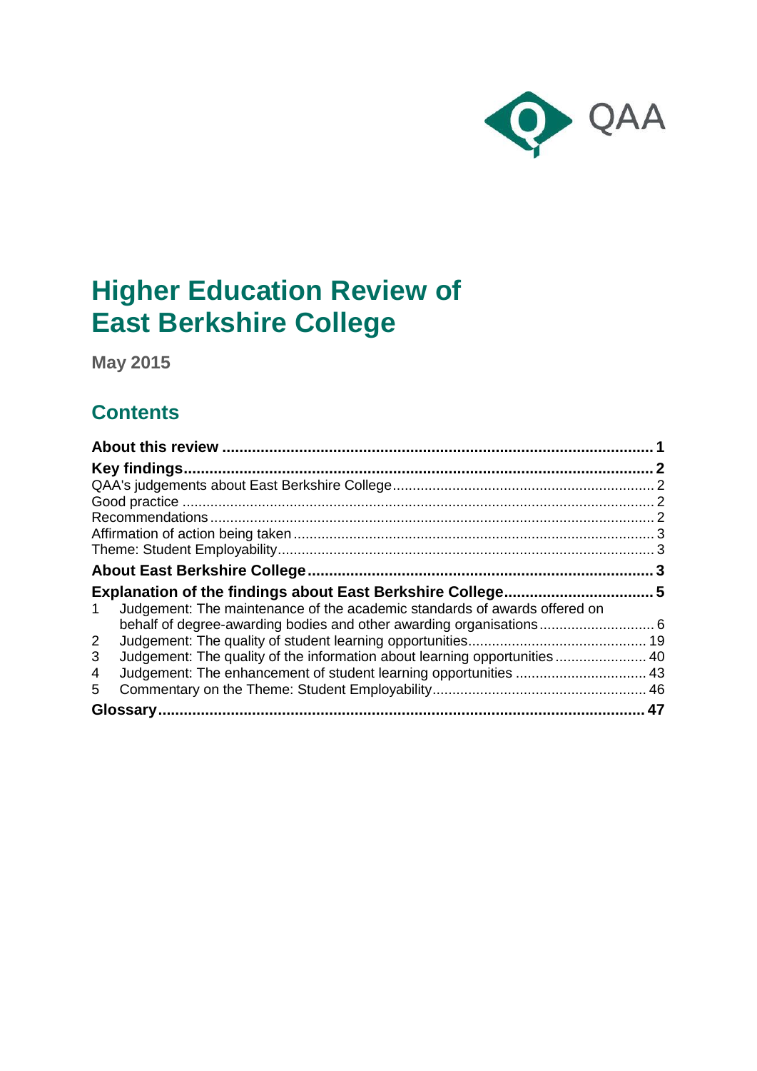# Higher Education Review of East Berkshire College

**May 2015**

## Contents

**About this review** ..................................................................................................... **1**

**Key findings** ............................................................................................................. **2**

QAA's judgements about East Berkshire College ................................................................ 2

Good practice ..................................................................................................................... 2

Recommendations .............................................................................................................. 2

Affirmation of action being taken .......................................................................................... 3

Theme: Student Employability .............................................................................................. 3

**About East Berkshire College** ...................................................................................... **3**

**Explanation of the findings about East Berkshire College** ............................................ **5**

1 Judgement: The maintenance of the academic standards of awards offered on behalf of degree-awarding bodies and other awarding organisations ........................... 6

2 Judgement: The quality of student learning opportunities ............................................ 19

3 Judgement: The quality of the information about learning opportunities ...................... 40

4 Judgement: The enhancement of student learning opportunities ................................ 43

5 Commentary on the Theme: Student Employability ..................................................... 46

**Glossary** ................................................................................................................... **47**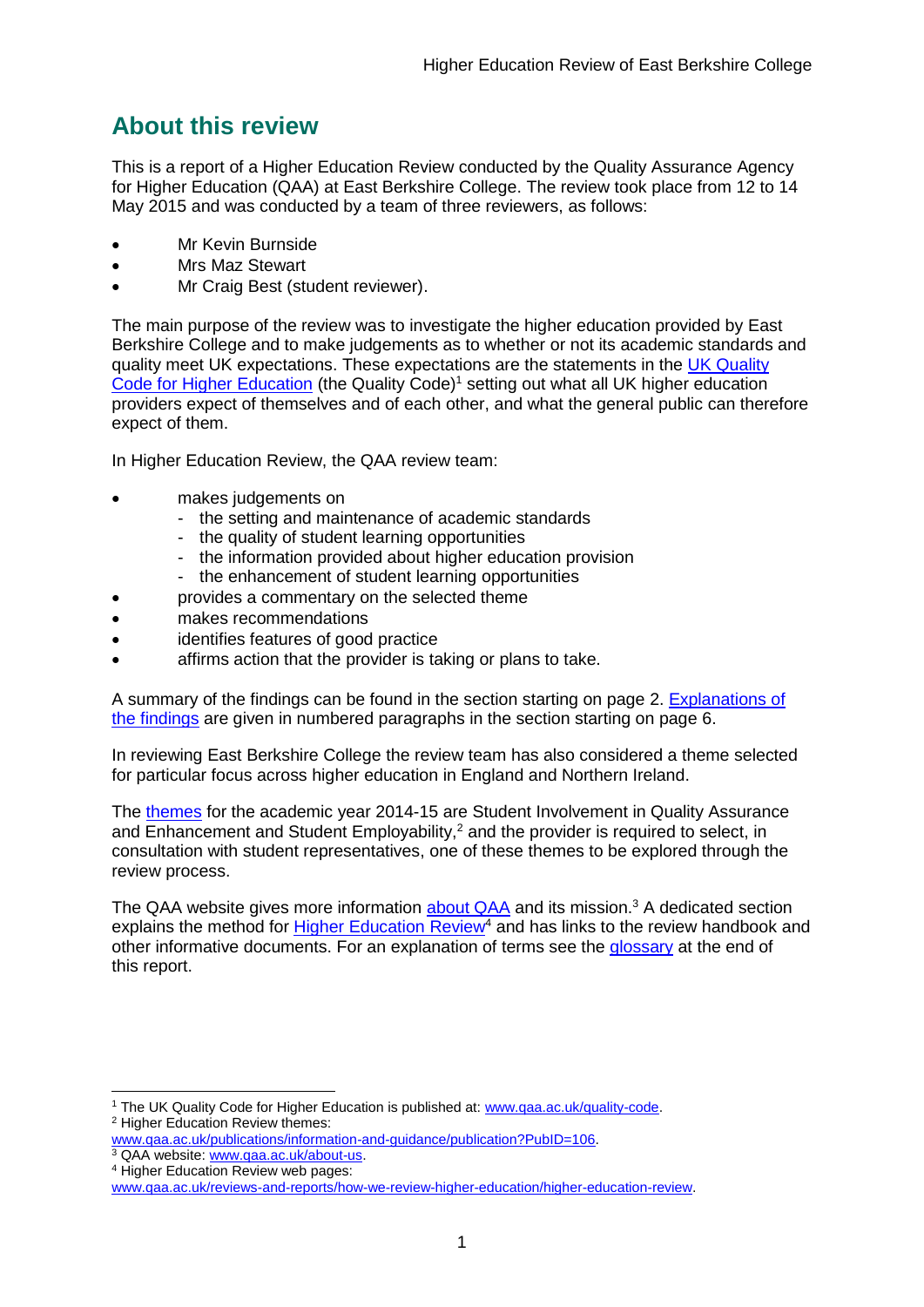## About this review

This is a report of a Higher Education Review conducted by the Quality Assurance Agency for Higher Education (QAA) at East Berkshire College. The review took place from 12 to 14 May 2015 and was conducted by a team of three reviewers, as follows:

- Mr Kevin Burnside
- Mrs Maz Stewart
- Mr Craig Best (student reviewer).

The main purpose of the review was to investigate the higher education provided by East Berkshire College and to make judgements as to whether or not its academic standards and quality meet UK expectations. These expectations are the statements in the UK Quality Code for Higher Education (the Quality Code)[1] setting out what all UK higher education providers expect of themselves and of each other, and what the general public can therefore expect of them.

In Higher Education Review, the QAA review team:

- makes judgements on
  - the setting and maintenance of academic standards
  - the quality of student learning opportunities
  - the information provided about higher education provision
  - the enhancement of student learning opportunities
- provides a commentary on the selected theme
- makes recommendations
- identifies features of good practice
- affirms action that the provider is taking or plans to take.

A summary of the findings can be found in the section starting on page 2. Explanations of the findings are given in numbered paragraphs in the section starting on page 6.

In reviewing East Berkshire College the review team has also considered a theme selected for particular focus across higher education in England and Northern Ireland.

The themes for the academic year 2014-15 are Student Involvement in Quality Assurance and Enhancement and Student Employability,[2] and the provider is required to select, in consultation with student representatives, one of these themes to be explored through the review process.

The QAA website gives more information about QAA and its mission.[3] A dedicated section explains the method for Higher Education Review[4] and has links to the review handbook and other informative documents. For an explanation of terms see the glossary at the end of this report.

---

[1] The UK Quality Code for Higher Education is published at: www.qaa.ac.uk/quality-code.

[2] Higher Education Review themes: www.qaa.ac.uk/publications/information-and-guidance/publication?PubID=106.

[3] QAA website: www.qaa.ac.uk/about-us.

[4] Higher Education Review web pages: www.qaa.ac.uk/reviews-and-reports/how-we-review-higher-education/higher-education-review.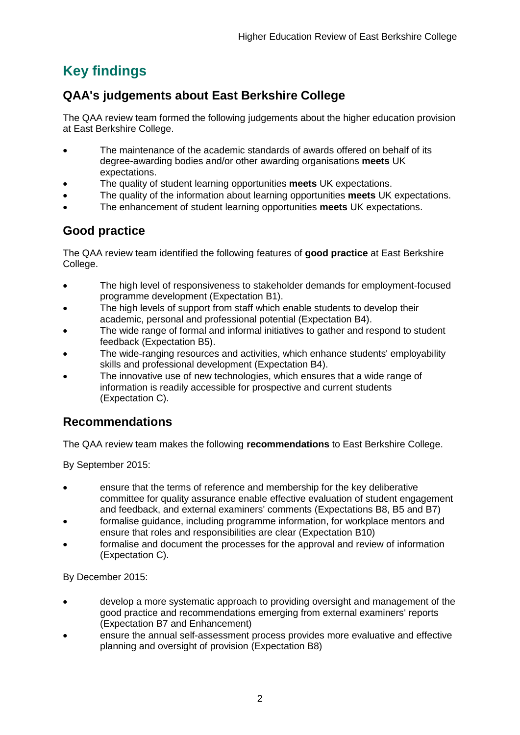## Key findings

### QAA's judgements about East Berkshire College

The QAA review team formed the following judgements about the higher education provision at East Berkshire College.

- The maintenance of the academic standards of awards offered on behalf of its degree-awarding bodies and/or other awarding organisations **meets** UK expectations.
- The quality of student learning opportunities **meets** UK expectations.
- The quality of the information about learning opportunities **meets** UK expectations.
- The enhancement of student learning opportunities **meets** UK expectations.

### Good practice

The QAA review team identified the following features of **good practice** at East Berkshire College.

- The high level of responsiveness to stakeholder demands for employment-focused programme development (Expectation B1).
- The high levels of support from staff which enable students to develop their academic, personal and professional potential (Expectation B4).
- The wide range of formal and informal initiatives to gather and respond to student feedback (Expectation B5).
- The wide-ranging resources and activities, which enhance students' employability skills and professional development (Expectation B4).
- The innovative use of new technologies, which ensures that a wide range of information is readily accessible for prospective and current students (Expectation C).

### Recommendations

The QAA review team makes the following **recommendations** to East Berkshire College.

By September 2015:

- ensure that the terms of reference and membership for the key deliberative committee for quality assurance enable effective evaluation of student engagement and feedback, and external examiners' comments (Expectations B8, B5 and B7)
- formalise guidance, including programme information, for workplace mentors and ensure that roles and responsibilities are clear (Expectation B10)
- formalise and document the processes for the approval and review of information (Expectation C).

By December 2015:

- develop a more systematic approach to providing oversight and management of the good practice and recommendations emerging from external examiners' reports (Expectation B7 and Enhancement)
- ensure the annual self-assessment process provides more evaluative and effective planning and oversight of provision (Expectation B8)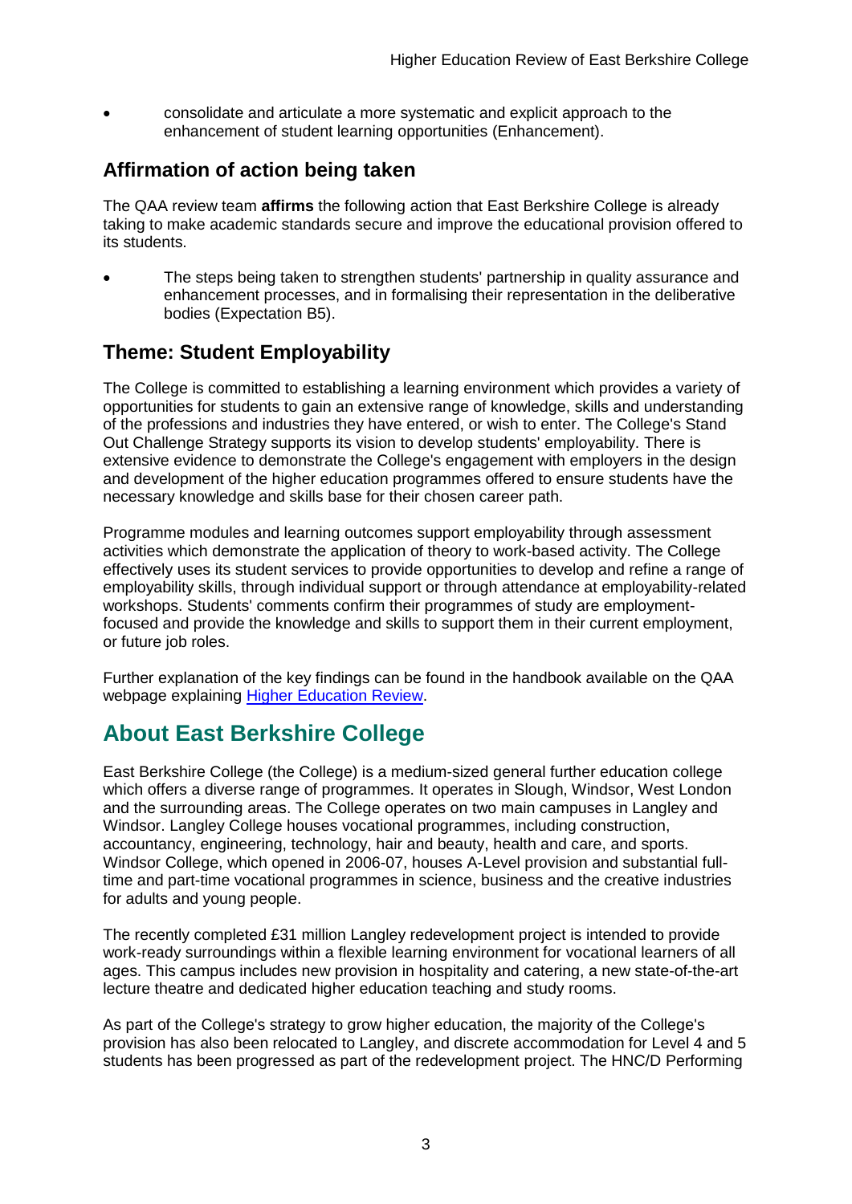- consolidate and articulate a more systematic and explicit approach to the enhancement of student learning opportunities (Enhancement).

## Affirmation of action being taken

The QAA review team **affirms** the following action that East Berkshire College is already taking to make academic standards secure and improve the educational provision offered to its students.

- The steps being taken to strengthen students' partnership in quality assurance and enhancement processes, and in formalising their representation in the deliberative bodies (Expectation B5).

## Theme: Student Employability

The College is committed to establishing a learning environment which provides a variety of opportunities for students to gain an extensive range of knowledge, skills and understanding of the professions and industries they have entered, or wish to enter. The College's Stand Out Challenge Strategy supports its vision to develop students' employability. There is extensive evidence to demonstrate the College's engagement with employers in the design and development of the higher education programmes offered to ensure students have the necessary knowledge and skills base for their chosen career path.

Programme modules and learning outcomes support employability through assessment activities which demonstrate the application of theory to work-based activity. The College effectively uses its student services to provide opportunities to develop and refine a range of employability skills, through individual support or through attendance at employability-related workshops. Students' comments confirm their programmes of study are employment-focused and provide the knowledge and skills to support them in their current employment, or future job roles.

Further explanation of the key findings can be found in the handbook available on the QAA webpage explaining [Higher Education Review](Higher Education Review).

# About East Berkshire College

East Berkshire College (the College) is a medium-sized general further education college which offers a diverse range of programmes. It operates in Slough, Windsor, West London and the surrounding areas. The College operates on two main campuses in Langley and Windsor. Langley College houses vocational programmes, including construction, accountancy, engineering, technology, hair and beauty, health and care, and sports. Windsor College, which opened in 2006-07, houses A-Level provision and substantial full-time and part-time vocational programmes in science, business and the creative industries for adults and young people.

The recently completed £31 million Langley redevelopment project is intended to provide work-ready surroundings within a flexible learning environment for vocational learners of all ages. This campus includes new provision in hospitality and catering, a new state-of-the-art lecture theatre and dedicated higher education teaching and study rooms.

As part of the College's strategy to grow higher education, the majority of the College's provision has also been relocated to Langley, and discrete accommodation for Level 4 and 5 students has been progressed as part of the redevelopment project. The HNC/D Performing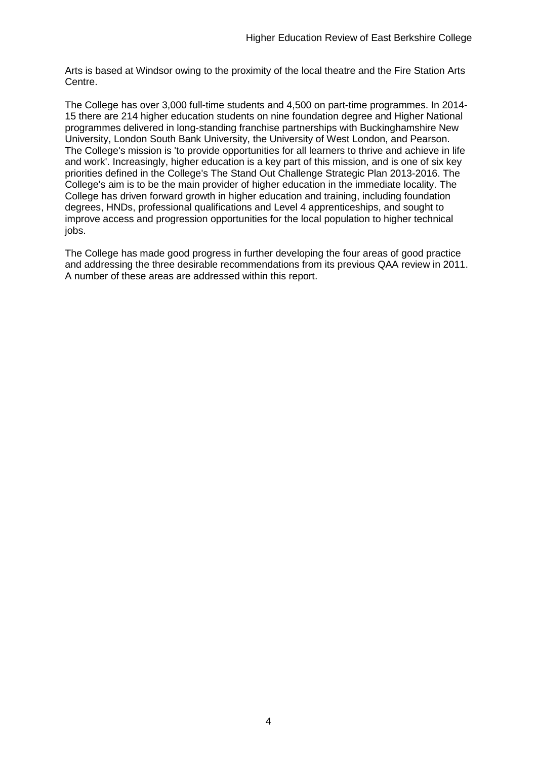Arts is based at Windsor owing to the proximity of the local theatre and the Fire Station Arts Centre.

The College has over 3,000 full-time students and 4,500 on part-time programmes. In 2014-15 there are 214 higher education students on nine foundation degree and Higher National programmes delivered in long-standing franchise partnerships with Buckinghamshire New University, London South Bank University, the University of West London, and Pearson. The College's mission is 'to provide opportunities for all learners to thrive and achieve in life and work'. Increasingly, higher education is a key part of this mission, and is one of six key priorities defined in the College's The Stand Out Challenge Strategic Plan 2013-2016. The College's aim is to be the main provider of higher education in the immediate locality. The College has driven forward growth in higher education and training, including foundation degrees, HNDs, professional qualifications and Level 4 apprenticeships, and sought to improve access and progression opportunities for the local population to higher technical jobs.

The College has made good progress in further developing the four areas of good practice and addressing the three desirable recommendations from its previous QAA review in 2011. A number of these areas are addressed within this report.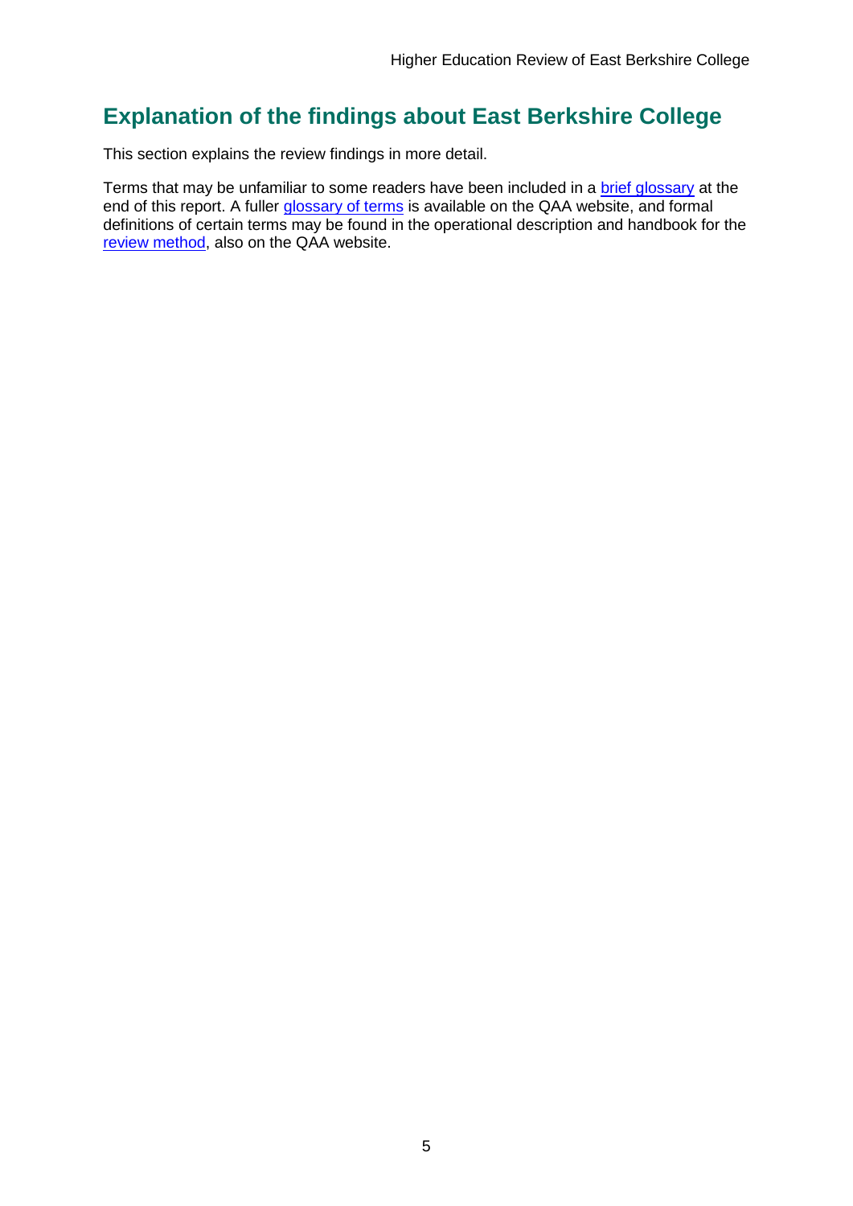## Explanation of the findings about East Berkshire College

This section explains the review findings in more detail.

Terms that may be unfamiliar to some readers have been included in a brief glossary at the end of this report. A fuller glossary of terms is available on the QAA website, and formal definitions of certain terms may be found in the operational description and handbook for the review method, also on the QAA website.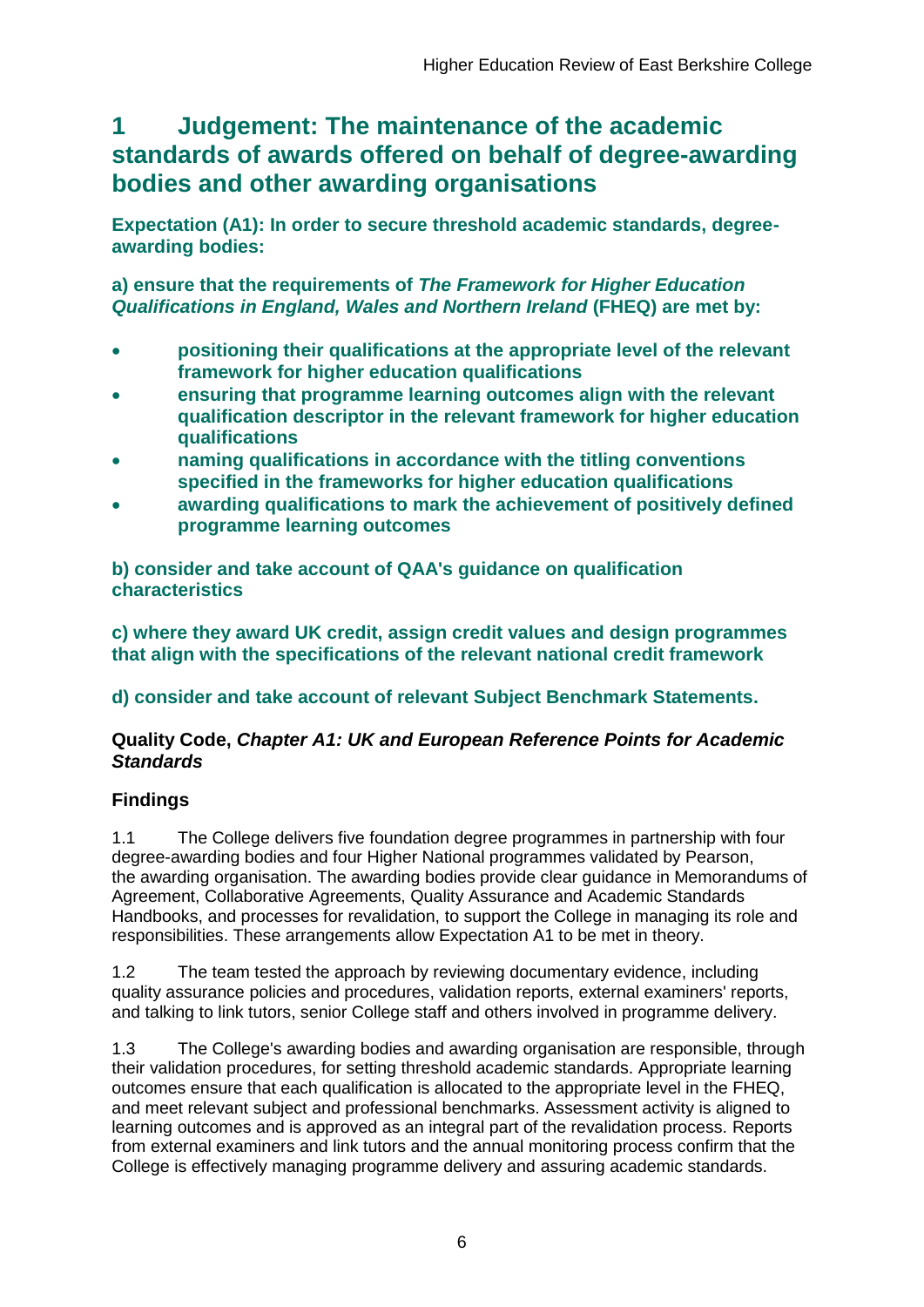# 1 Judgement: The maintenance of the academic standards of awards offered on behalf of degree-awarding bodies and other awarding organisations

**Expectation (A1): In order to secure threshold academic standards, degree-awarding bodies:**

**a) ensure that the requirements of *The Framework for Higher Education Qualifications in England, Wales and Northern Ireland* (FHEQ) are met by:**

- **positioning their qualifications at the appropriate level of the relevant framework for higher education qualifications**
- **ensuring that programme learning outcomes align with the relevant qualification descriptor in the relevant framework for higher education qualifications**
- **naming qualifications in accordance with the titling conventions specified in the frameworks for higher education qualifications**
- **awarding qualifications to mark the achievement of positively defined programme learning outcomes**

**b) consider and take account of QAA's guidance on qualification characteristics**

**c) where they award UK credit, assign credit values and design programmes that align with the specifications of the relevant national credit framework**

**d) consider and take account of relevant Subject Benchmark Statements.**

**Quality Code, *Chapter A1: UK and European Reference Points for Academic Standards***

## Findings

1.1 The College delivers five foundation degree programmes in partnership with four degree-awarding bodies and four Higher National programmes validated by Pearson, the awarding organisation. The awarding bodies provide clear guidance in Memorandums of Agreement, Collaborative Agreements, Quality Assurance and Academic Standards Handbooks, and processes for revalidation, to support the College in managing its role and responsibilities. These arrangements allow Expectation A1 to be met in theory.

1.2 The team tested the approach by reviewing documentary evidence, including quality assurance policies and procedures, validation reports, external examiners' reports, and talking to link tutors, senior College staff and others involved in programme delivery.

1.3 The College's awarding bodies and awarding organisation are responsible, through their validation procedures, for setting threshold academic standards. Appropriate learning outcomes ensure that each qualification is allocated to the appropriate level in the FHEQ, and meet relevant subject and professional benchmarks. Assessment activity is aligned to learning outcomes and is approved as an integral part of the revalidation process. Reports from external examiners and link tutors and the annual monitoring process confirm that the College is effectively managing programme delivery and assuring academic standards.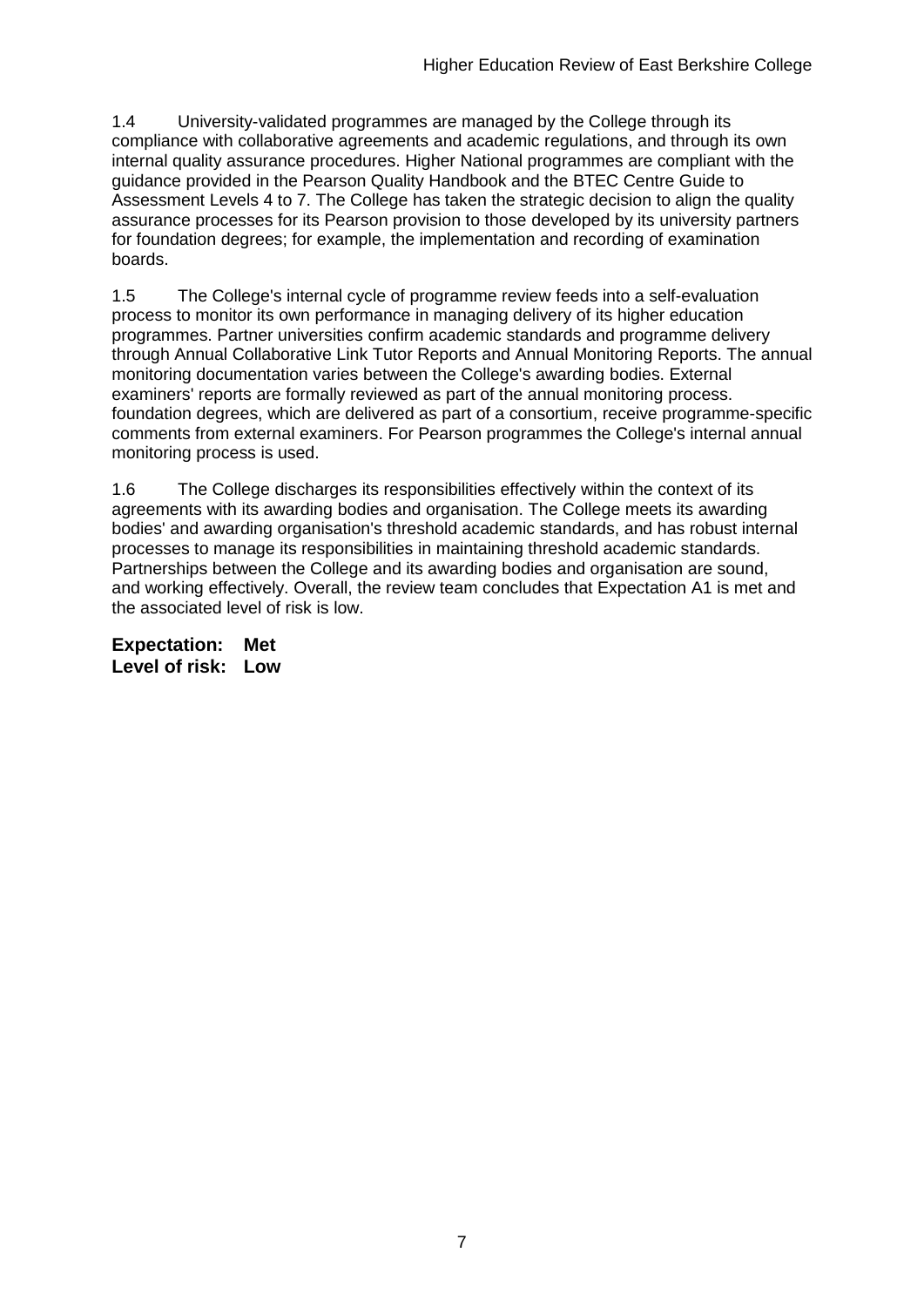1.4 University-validated programmes are managed by the College through its compliance with collaborative agreements and academic regulations, and through its own internal quality assurance procedures. Higher National programmes are compliant with the guidance provided in the Pearson Quality Handbook and the BTEC Centre Guide to Assessment Levels 4 to 7. The College has taken the strategic decision to align the quality assurance processes for its Pearson provision to those developed by its university partners for foundation degrees; for example, the implementation and recording of examination boards.

1.5 The College's internal cycle of programme review feeds into a self-evaluation process to monitor its own performance in managing delivery of its higher education programmes. Partner universities confirm academic standards and programme delivery through Annual Collaborative Link Tutor Reports and Annual Monitoring Reports. The annual monitoring documentation varies between the College's awarding bodies. External examiners' reports are formally reviewed as part of the annual monitoring process. foundation degrees, which are delivered as part of a consortium, receive programme-specific comments from external examiners. For Pearson programmes the College's internal annual monitoring process is used.

1.6 The College discharges its responsibilities effectively within the context of its agreements with its awarding bodies and organisation. The College meets its awarding bodies' and awarding organisation's threshold academic standards, and has robust internal processes to manage its responsibilities in maintaining threshold academic standards. Partnerships between the College and its awarding bodies and organisation are sound, and working effectively. Overall, the review team concludes that Expectation A1 is met and the associated level of risk is low.

**Expectation: Met**
**Level of risk: Low**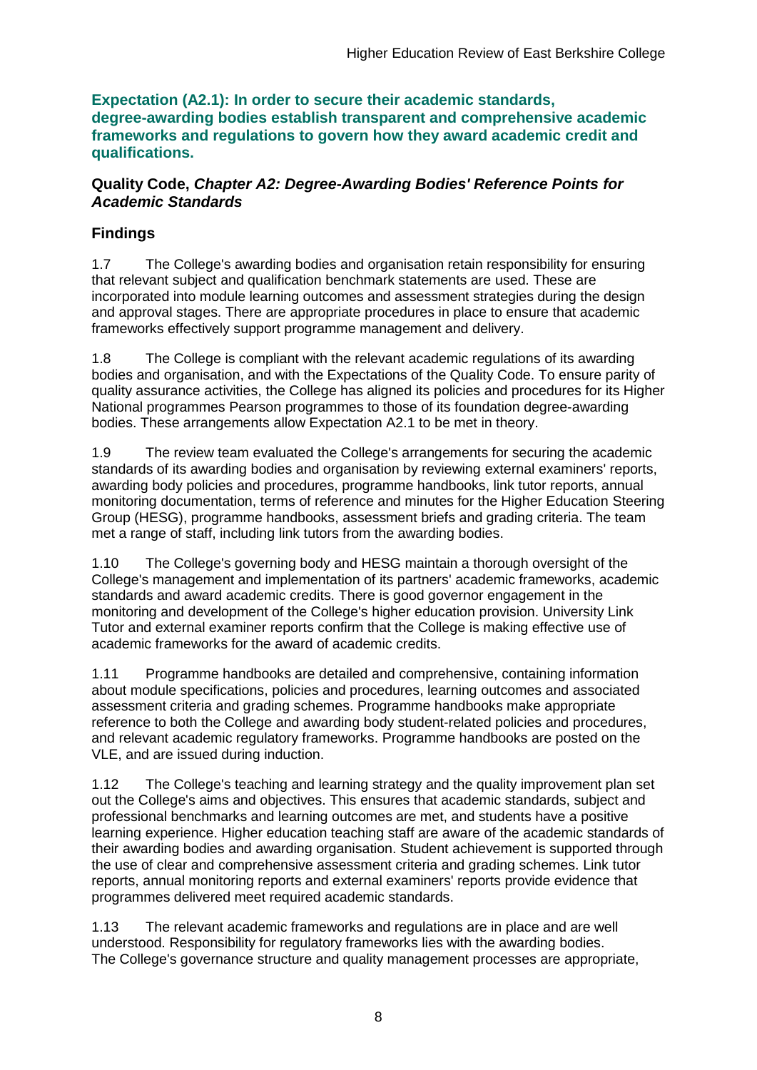**Expectation (A2.1): In order to secure their academic standards, degree-awarding bodies establish transparent and comprehensive academic frameworks and regulations to govern how they award academic credit and qualifications.**

**Quality Code, *Chapter A2: Degree-Awarding Bodies' Reference Points for Academic Standards***

## Findings

1.7 The College's awarding bodies and organisation retain responsibility for ensuring that relevant subject and qualification benchmark statements are used. These are incorporated into module learning outcomes and assessment strategies during the design and approval stages. There are appropriate procedures in place to ensure that academic frameworks effectively support programme management and delivery.

1.8 The College is compliant with the relevant academic regulations of its awarding bodies and organisation, and with the Expectations of the Quality Code. To ensure parity of quality assurance activities, the College has aligned its policies and procedures for its Higher National programmes Pearson programmes to those of its foundation degree-awarding bodies. These arrangements allow Expectation A2.1 to be met in theory.

1.9 The review team evaluated the College's arrangements for securing the academic standards of its awarding bodies and organisation by reviewing external examiners' reports, awarding body policies and procedures, programme handbooks, link tutor reports, annual monitoring documentation, terms of reference and minutes for the Higher Education Steering Group (HESG), programme handbooks, assessment briefs and grading criteria. The team met a range of staff, including link tutors from the awarding bodies.

1.10 The College's governing body and HESG maintain a thorough oversight of the College's management and implementation of its partners' academic frameworks, academic standards and award academic credits. There is good governor engagement in the monitoring and development of the College's higher education provision. University Link Tutor and external examiner reports confirm that the College is making effective use of academic frameworks for the award of academic credits.

1.11 Programme handbooks are detailed and comprehensive, containing information about module specifications, policies and procedures, learning outcomes and associated assessment criteria and grading schemes. Programme handbooks make appropriate reference to both the College and awarding body student-related policies and procedures, and relevant academic regulatory frameworks. Programme handbooks are posted on the VLE, and are issued during induction.

1.12 The College's teaching and learning strategy and the quality improvement plan set out the College's aims and objectives. This ensures that academic standards, subject and professional benchmarks and learning outcomes are met, and students have a positive learning experience. Higher education teaching staff are aware of the academic standards of their awarding bodies and awarding organisation. Student achievement is supported through the use of clear and comprehensive assessment criteria and grading schemes. Link tutor reports, annual monitoring reports and external examiners' reports provide evidence that programmes delivered meet required academic standards.

1.13 The relevant academic frameworks and regulations are in place and are well understood. Responsibility for regulatory frameworks lies with the awarding bodies. The College's governance structure and quality management processes are appropriate,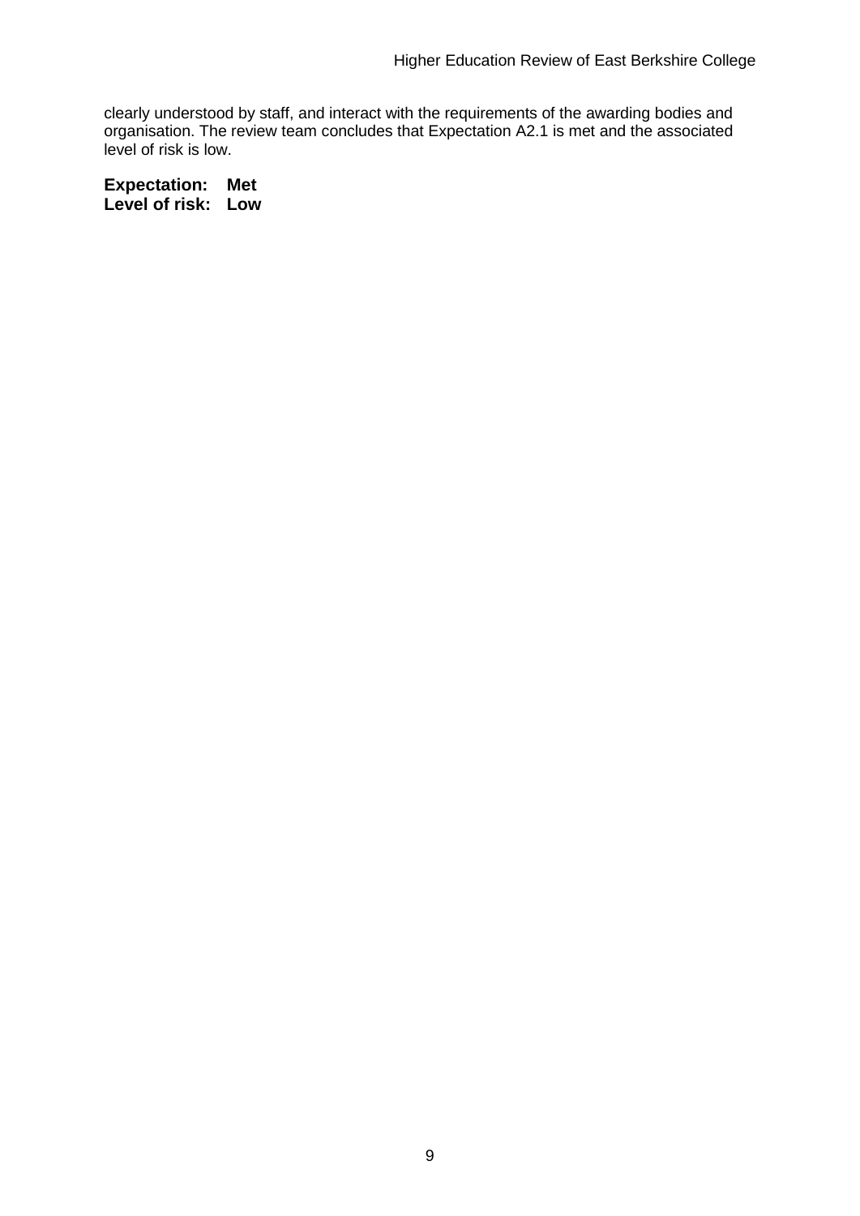clearly understood by staff, and interact with the requirements of the awarding bodies and organisation. The review team concludes that Expectation A2.1 is met and the associated level of risk is low.

**Expectation: Met**
**Level of risk: Low**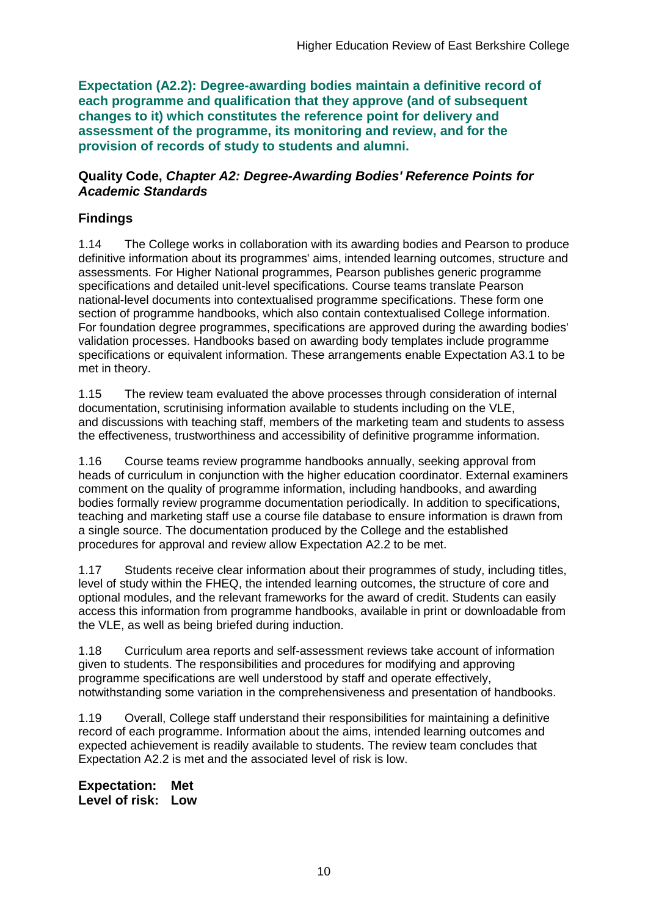**Expectation (A2.2): Degree-awarding bodies maintain a definitive record of each programme and qualification that they approve (and of subsequent changes to it) which constitutes the reference point for delivery and assessment of the programme, its monitoring and review, and for the provision of records of study to students and alumni.**

### Quality Code, *Chapter A2: Degree-Awarding Bodies' Reference Points for Academic Standards*

### Findings

1.14 The College works in collaboration with its awarding bodies and Pearson to produce definitive information about its programmes' aims, intended learning outcomes, structure and assessments. For Higher National programmes, Pearson publishes generic programme specifications and detailed unit-level specifications. Course teams translate Pearson national-level documents into contextualised programme specifications. These form one section of programme handbooks, which also contain contextualised College information. For foundation degree programmes, specifications are approved during the awarding bodies' validation processes. Handbooks based on awarding body templates include programme specifications or equivalent information. These arrangements enable Expectation A3.1 to be met in theory.

1.15 The review team evaluated the above processes through consideration of internal documentation, scrutinising information available to students including on the VLE, and discussions with teaching staff, members of the marketing team and students to assess the effectiveness, trustworthiness and accessibility of definitive programme information.

1.16 Course teams review programme handbooks annually, seeking approval from heads of curriculum in conjunction with the higher education coordinator. External examiners comment on the quality of programme information, including handbooks, and awarding bodies formally review programme documentation periodically. In addition to specifications, teaching and marketing staff use a course file database to ensure information is drawn from a single source. The documentation produced by the College and the established procedures for approval and review allow Expectation A2.2 to be met.

1.17 Students receive clear information about their programmes of study, including titles, level of study within the FHEQ, the intended learning outcomes, the structure of core and optional modules, and the relevant frameworks for the award of credit. Students can easily access this information from programme handbooks, available in print or downloadable from the VLE, as well as being briefed during induction.

1.18 Curriculum area reports and self-assessment reviews take account of information given to students. The responsibilities and procedures for modifying and approving programme specifications are well understood by staff and operate effectively, notwithstanding some variation in the comprehensiveness and presentation of handbooks.

1.19 Overall, College staff understand their responsibilities for maintaining a definitive record of each programme. Information about the aims, intended learning outcomes and expected achievement is readily available to students. The review team concludes that Expectation A2.2 is met and the associated level of risk is low.

**Expectation: Met**
**Level of risk: Low**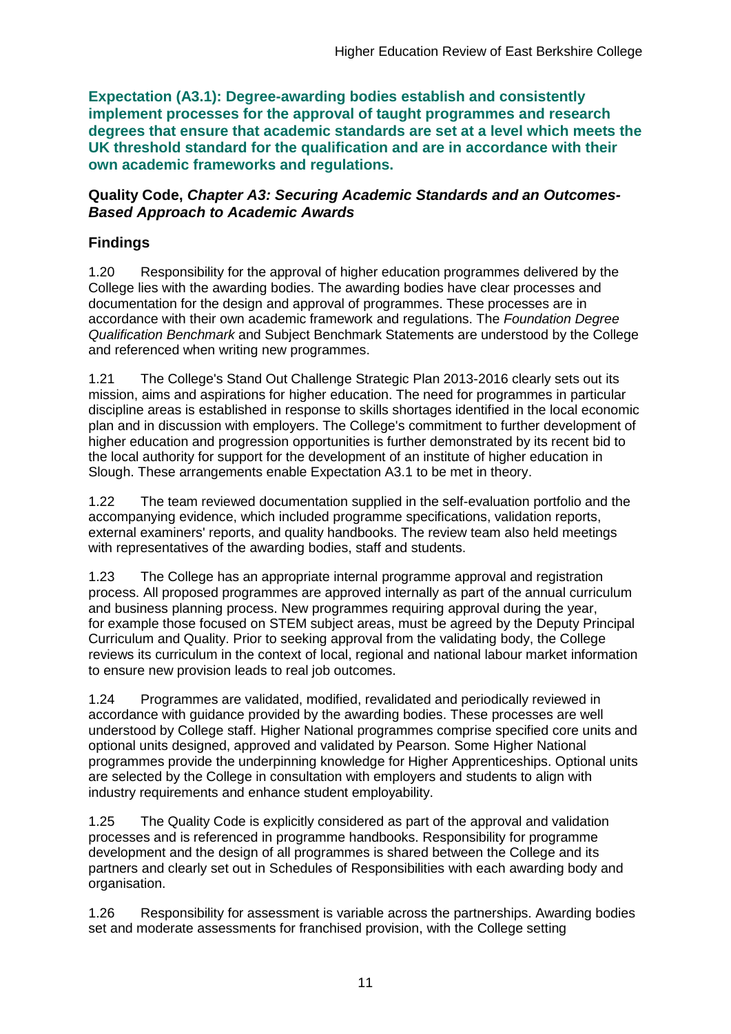**Expectation (A3.1): Degree-awarding bodies establish and consistently implement processes for the approval of taught programmes and research degrees that ensure that academic standards are set at a level which meets the UK threshold standard for the qualification and are in accordance with their own academic frameworks and regulations.**

**Quality Code, *Chapter A3: Securing Academic Standards and an Outcomes-Based Approach to Academic Awards***

## Findings

1.20 Responsibility for the approval of higher education programmes delivered by the College lies with the awarding bodies. The awarding bodies have clear processes and documentation for the design and approval of programmes. These processes are in accordance with their own academic framework and regulations. The *Foundation Degree Qualification Benchmark* and Subject Benchmark Statements are understood by the College and referenced when writing new programmes.

1.21 The College's Stand Out Challenge Strategic Plan 2013-2016 clearly sets out its mission, aims and aspirations for higher education. The need for programmes in particular discipline areas is established in response to skills shortages identified in the local economic plan and in discussion with employers. The College's commitment to further development of higher education and progression opportunities is further demonstrated by its recent bid to the local authority for support for the development of an institute of higher education in Slough. These arrangements enable Expectation A3.1 to be met in theory.

1.22 The team reviewed documentation supplied in the self-evaluation portfolio and the accompanying evidence, which included programme specifications, validation reports, external examiners' reports, and quality handbooks. The review team also held meetings with representatives of the awarding bodies, staff and students.

1.23 The College has an appropriate internal programme approval and registration process. All proposed programmes are approved internally as part of the annual curriculum and business planning process. New programmes requiring approval during the year, for example those focused on STEM subject areas, must be agreed by the Deputy Principal Curriculum and Quality. Prior to seeking approval from the validating body, the College reviews its curriculum in the context of local, regional and national labour market information to ensure new provision leads to real job outcomes.

1.24 Programmes are validated, modified, revalidated and periodically reviewed in accordance with guidance provided by the awarding bodies. These processes are well understood by College staff. Higher National programmes comprise specified core units and optional units designed, approved and validated by Pearson. Some Higher National programmes provide the underpinning knowledge for Higher Apprenticeships. Optional units are selected by the College in consultation with employers and students to align with industry requirements and enhance student employability.

1.25 The Quality Code is explicitly considered as part of the approval and validation processes and is referenced in programme handbooks. Responsibility for programme development and the design of all programmes is shared between the College and its partners and clearly set out in Schedules of Responsibilities with each awarding body and organisation.

1.26 Responsibility for assessment is variable across the partnerships. Awarding bodies set and moderate assessments for franchised provision, with the College setting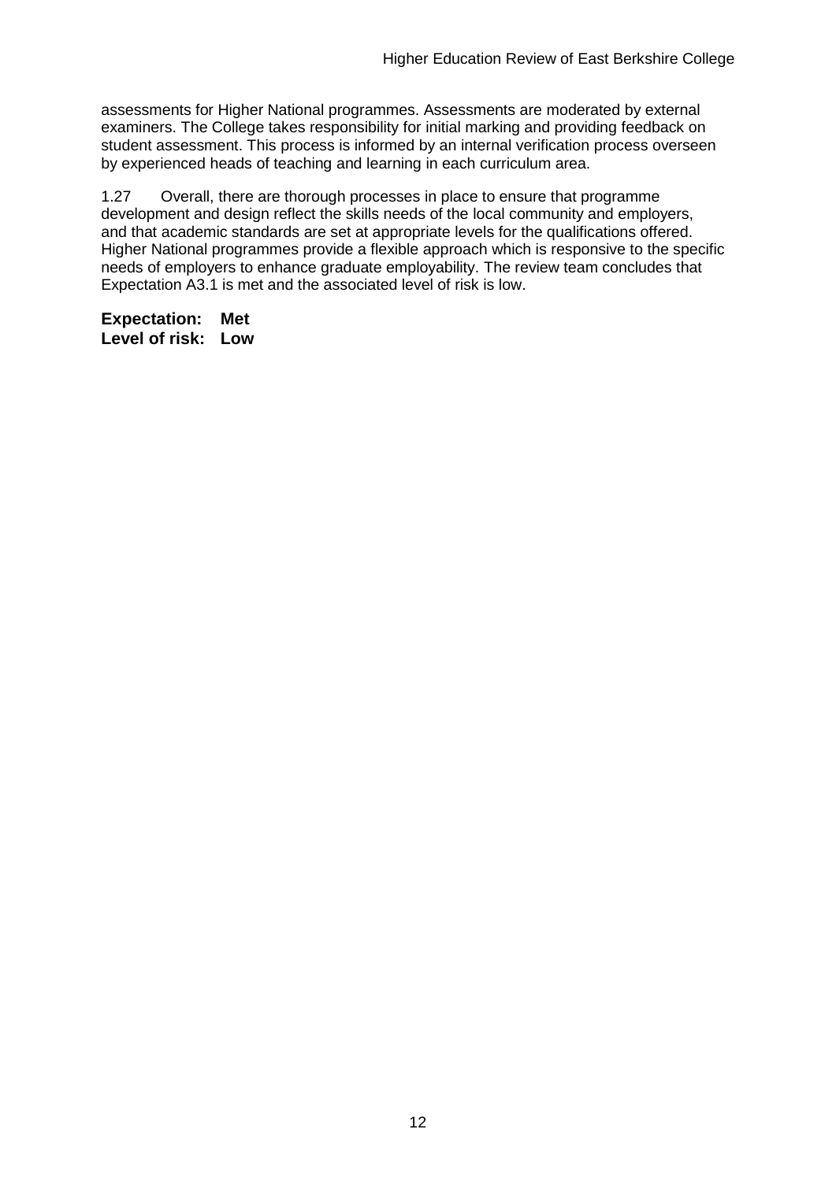assessments for Higher National programmes. Assessments are moderated by external examiners. The College takes responsibility for initial marking and providing feedback on student assessment. This process is informed by an internal verification process overseen by experienced heads of teaching and learning in each curriculum area.

1.27 Overall, there are thorough processes in place to ensure that programme development and design reflect the skills needs of the local community and employers, and that academic standards are set at appropriate levels for the qualifications offered. Higher National programmes provide a flexible approach which is responsive to the specific needs of employers to enhance graduate employability. The review team concludes that Expectation A3.1 is met and the associated level of risk is low.

**Expectation: Met**
**Level of risk: Low**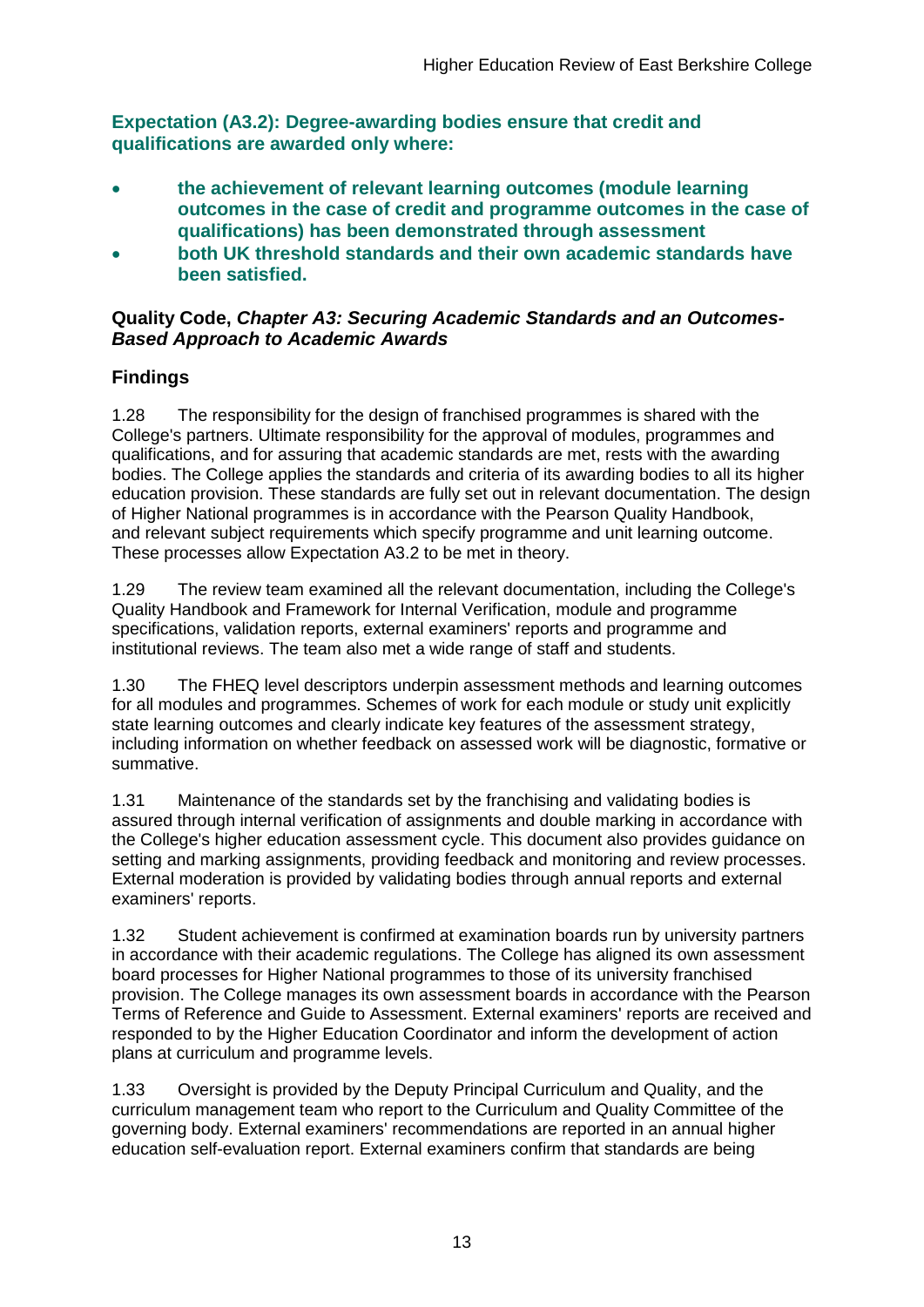**Expectation (A3.2): Degree-awarding bodies ensure that credit and qualifications are awarded only where:**

- **the achievement of relevant learning outcomes (module learning outcomes in the case of credit and programme outcomes in the case of qualifications) has been demonstrated through assessment**
- **both UK threshold standards and their own academic standards have been satisfied.**

**Quality Code, *Chapter A3: Securing Academic Standards and an Outcomes-Based Approach to Academic Awards***

## Findings

1.28 The responsibility for the design of franchised programmes is shared with the College's partners. Ultimate responsibility for the approval of modules, programmes and qualifications, and for assuring that academic standards are met, rests with the awarding bodies. The College applies the standards and criteria of its awarding bodies to all its higher education provision. These standards are fully set out in relevant documentation. The design of Higher National programmes is in accordance with the Pearson Quality Handbook, and relevant subject requirements which specify programme and unit learning outcome. These processes allow Expectation A3.2 to be met in theory.

1.29 The review team examined all the relevant documentation, including the College's Quality Handbook and Framework for Internal Verification, module and programme specifications, validation reports, external examiners' reports and programme and institutional reviews. The team also met a wide range of staff and students.

1.30 The FHEQ level descriptors underpin assessment methods and learning outcomes for all modules and programmes. Schemes of work for each module or study unit explicitly state learning outcomes and clearly indicate key features of the assessment strategy, including information on whether feedback on assessed work will be diagnostic, formative or summative.

1.31 Maintenance of the standards set by the franchising and validating bodies is assured through internal verification of assignments and double marking in accordance with the College's higher education assessment cycle. This document also provides guidance on setting and marking assignments, providing feedback and monitoring and review processes. External moderation is provided by validating bodies through annual reports and external examiners' reports.

1.32 Student achievement is confirmed at examination boards run by university partners in accordance with their academic regulations. The College has aligned its own assessment board processes for Higher National programmes to those of its university franchised provision. The College manages its own assessment boards in accordance with the Pearson Terms of Reference and Guide to Assessment. External examiners' reports are received and responded to by the Higher Education Coordinator and inform the development of action plans at curriculum and programme levels.

1.33 Oversight is provided by the Deputy Principal Curriculum and Quality, and the curriculum management team who report to the Curriculum and Quality Committee of the governing body. External examiners' recommendations are reported in an annual higher education self-evaluation report. External examiners confirm that standards are being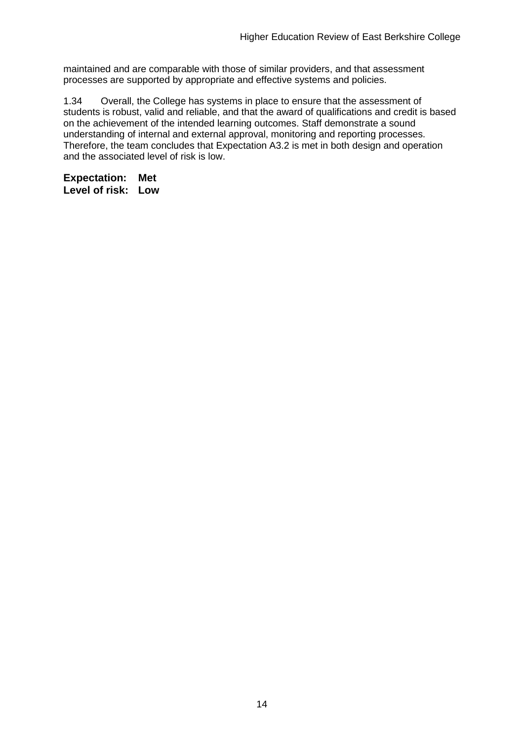maintained and are comparable with those of similar providers, and that assessment processes are supported by appropriate and effective systems and policies.

1.34 Overall, the College has systems in place to ensure that the assessment of students is robust, valid and reliable, and that the award of qualifications and credit is based on the achievement of the intended learning outcomes. Staff demonstrate a sound understanding of internal and external approval, monitoring and reporting processes. Therefore, the team concludes that Expectation A3.2 is met in both design and operation and the associated level of risk is low.

**Expectation: Met**
**Level of risk: Low**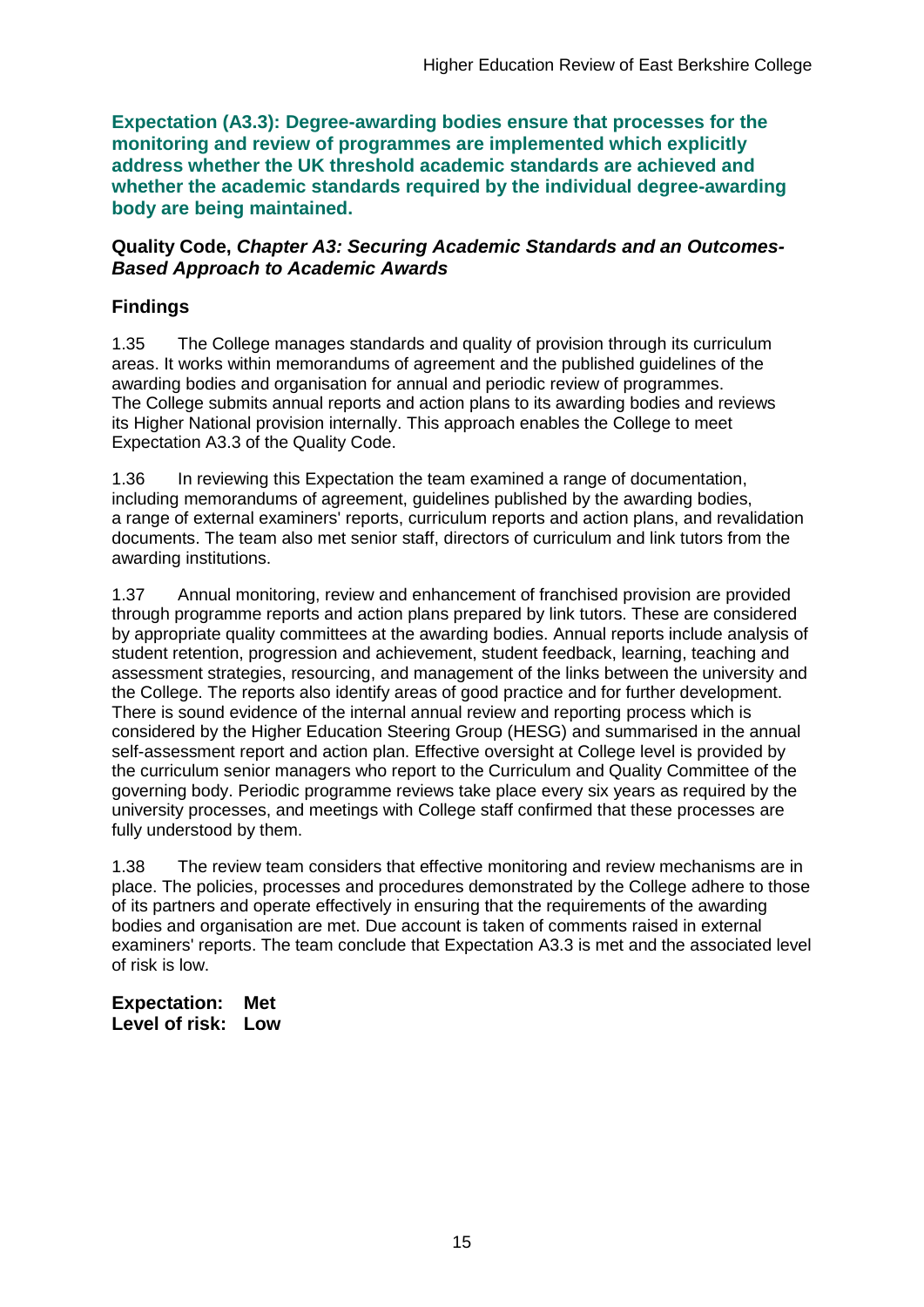**Expectation (A3.3): Degree-awarding bodies ensure that processes for the monitoring and review of programmes are implemented which explicitly address whether the UK threshold academic standards are achieved and whether the academic standards required by the individual degree-awarding body are being maintained.**

**Quality Code, *Chapter A3: Securing Academic Standards and an Outcomes-Based Approach to Academic Awards***

**Findings**

1.35 The College manages standards and quality of provision through its curriculum areas. It works within memorandums of agreement and the published guidelines of the awarding bodies and organisation for annual and periodic review of programmes. The College submits annual reports and action plans to its awarding bodies and reviews its Higher National provision internally. This approach enables the College to meet Expectation A3.3 of the Quality Code.

1.36 In reviewing this Expectation the team examined a range of documentation, including memorandums of agreement, guidelines published by the awarding bodies, a range of external examiners' reports, curriculum reports and action plans, and revalidation documents. The team also met senior staff, directors of curriculum and link tutors from the awarding institutions.

1.37 Annual monitoring, review and enhancement of franchised provision are provided through programme reports and action plans prepared by link tutors. These are considered by appropriate quality committees at the awarding bodies. Annual reports include analysis of student retention, progression and achievement, student feedback, learning, teaching and assessment strategies, resourcing, and management of the links between the university and the College. The reports also identify areas of good practice and for further development. There is sound evidence of the internal annual review and reporting process which is considered by the Higher Education Steering Group (HESG) and summarised in the annual self-assessment report and action plan. Effective oversight at College level is provided by the curriculum senior managers who report to the Curriculum and Quality Committee of the governing body. Periodic programme reviews take place every six years as required by the university processes, and meetings with College staff confirmed that these processes are fully understood by them.

1.38 The review team considers that effective monitoring and review mechanisms are in place. The policies, processes and procedures demonstrated by the College adhere to those of its partners and operate effectively in ensuring that the requirements of the awarding bodies and organisation are met. Due account is taken of comments raised in external examiners' reports. The team conclude that Expectation A3.3 is met and the associated level of risk is low.

**Expectation: Met**
**Level of risk: Low**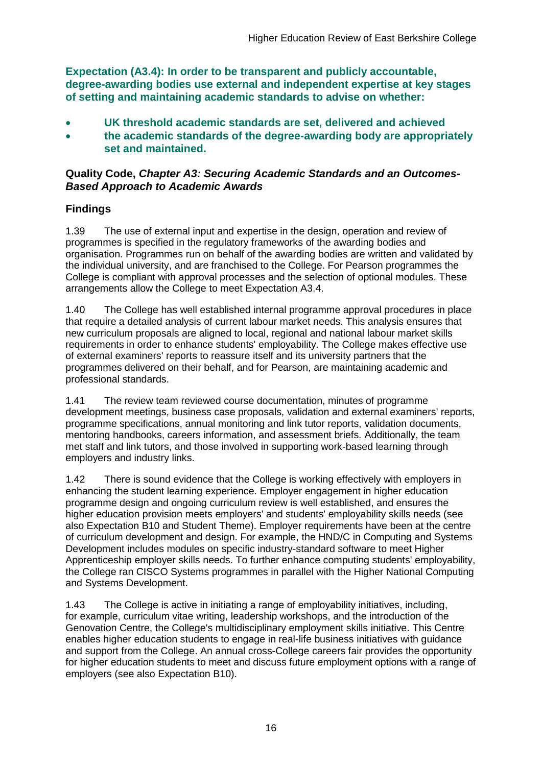**Expectation (A3.4): In order to be transparent and publicly accountable, degree-awarding bodies use external and independent expertise at key stages of setting and maintaining academic standards to advise on whether:**

- **UK threshold academic standards are set, delivered and achieved**
- **the academic standards of the degree-awarding body are appropriately set and maintained.**

**Quality Code, *Chapter A3: Securing Academic Standards and an Outcomes-Based Approach to Academic Awards***

## Findings

1.39 The use of external input and expertise in the design, operation and review of programmes is specified in the regulatory frameworks of the awarding bodies and organisation. Programmes run on behalf of the awarding bodies are written and validated by the individual university, and are franchised to the College. For Pearson programmes the College is compliant with approval processes and the selection of optional modules. These arrangements allow the College to meet Expectation A3.4.

1.40 The College has well established internal programme approval procedures in place that require a detailed analysis of current labour market needs. This analysis ensures that new curriculum proposals are aligned to local, regional and national labour market skills requirements in order to enhance students' employability. The College makes effective use of external examiners' reports to reassure itself and its university partners that the programmes delivered on their behalf, and for Pearson, are maintaining academic and professional standards.

1.41 The review team reviewed course documentation, minutes of programme development meetings, business case proposals, validation and external examiners' reports, programme specifications, annual monitoring and link tutor reports, validation documents, mentoring handbooks, careers information, and assessment briefs. Additionally, the team met staff and link tutors, and those involved in supporting work-based learning through employers and industry links.

1.42 There is sound evidence that the College is working effectively with employers in enhancing the student learning experience. Employer engagement in higher education programme design and ongoing curriculum review is well established, and ensures the higher education provision meets employers' and students' employability skills needs (see also Expectation B10 and Student Theme). Employer requirements have been at the centre of curriculum development and design. For example, the HND/C in Computing and Systems Development includes modules on specific industry-standard software to meet Higher Apprenticeship employer skills needs. To further enhance computing students' employability, the College ran CISCO Systems programmes in parallel with the Higher National Computing and Systems Development.

1.43 The College is active in initiating a range of employability initiatives, including, for example, curriculum vitae writing, leadership workshops, and the introduction of the Genovation Centre, the College's multidisciplinary employment skills initiative. This Centre enables higher education students to engage in real-life business initiatives with guidance and support from the College. An annual cross-College careers fair provides the opportunity for higher education students to meet and discuss future employment options with a range of employers (see also Expectation B10).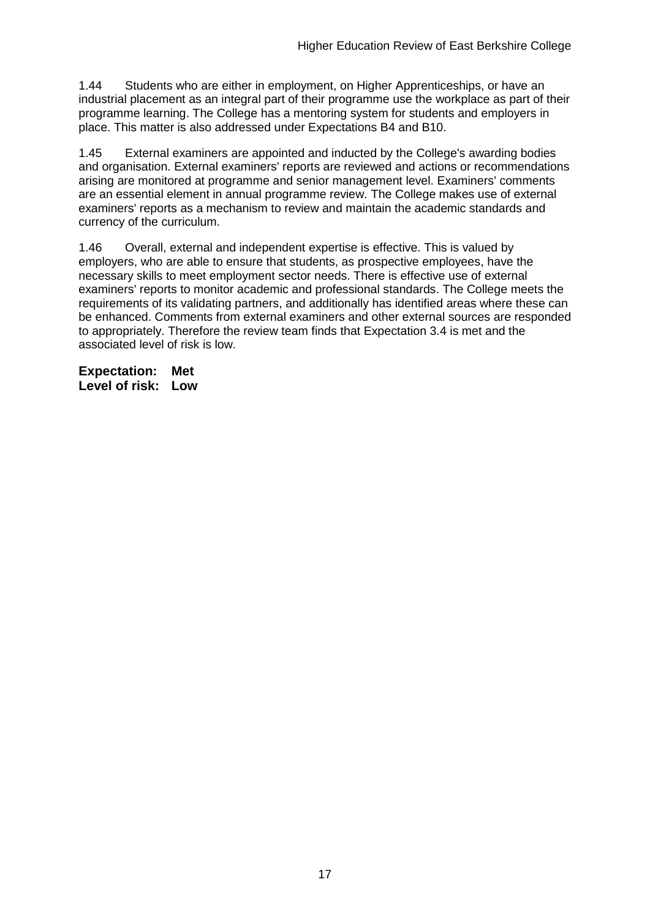1.44 Students who are either in employment, on Higher Apprenticeships, or have an industrial placement as an integral part of their programme use the workplace as part of their programme learning. The College has a mentoring system for students and employers in place. This matter is also addressed under Expectations B4 and B10.

1.45 External examiners are appointed and inducted by the College's awarding bodies and organisation. External examiners' reports are reviewed and actions or recommendations arising are monitored at programme and senior management level. Examiners' comments are an essential element in annual programme review. The College makes use of external examiners' reports as a mechanism to review and maintain the academic standards and currency of the curriculum.

1.46 Overall, external and independent expertise is effective. This is valued by employers, who are able to ensure that students, as prospective employees, have the necessary skills to meet employment sector needs. There is effective use of external examiners' reports to monitor academic and professional standards. The College meets the requirements of its validating partners, and additionally has identified areas where these can be enhanced. Comments from external examiners and other external sources are responded to appropriately. Therefore the review team finds that Expectation 3.4 is met and the associated level of risk is low.

**Expectation: Met**
**Level of risk: Low**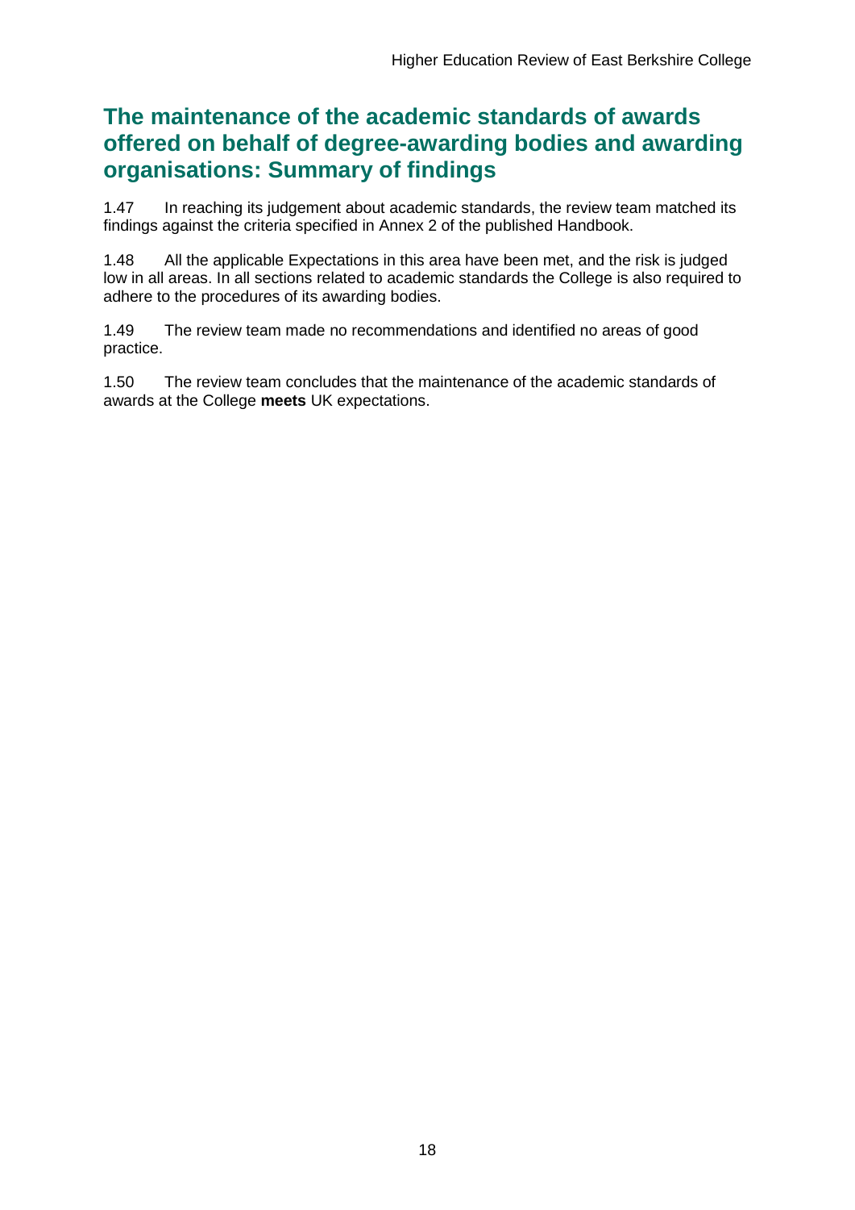## The maintenance of the academic standards of awards offered on behalf of degree-awarding bodies and awarding organisations: Summary of findings

1.47 In reaching its judgement about academic standards, the review team matched its findings against the criteria specified in Annex 2 of the published Handbook.

1.48 All the applicable Expectations in this area have been met, and the risk is judged low in all areas. In all sections related to academic standards the College is also required to adhere to the procedures of its awarding bodies.

1.49 The review team made no recommendations and identified no areas of good practice.

1.50 The review team concludes that the maintenance of the academic standards of awards at the College **meets** UK expectations.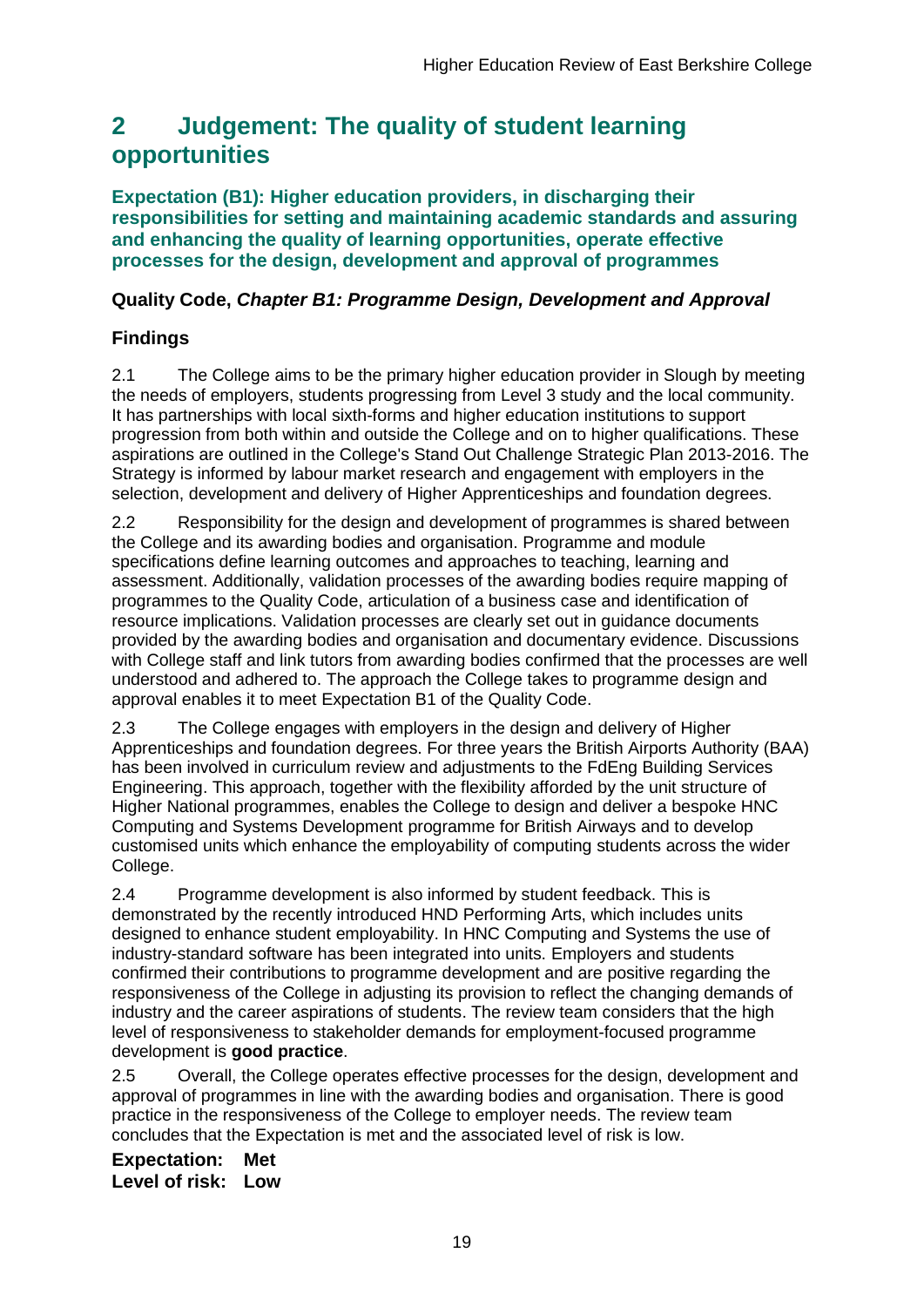# 2 Judgement: The quality of student learning opportunities

## Expectation (B1): Higher education providers, in discharging their responsibilities for setting and maintaining academic standards and assuring and enhancing the quality of learning opportunities, operate effective processes for the design, development and approval of programmes

### Quality Code, *Chapter B1: Programme Design, Development and Approval*

### Findings

2.1 The College aims to be the primary higher education provider in Slough by meeting the needs of employers, students progressing from Level 3 study and the local community. It has partnerships with local sixth-forms and higher education institutions to support progression from both within and outside the College and on to higher qualifications. These aspirations are outlined in the College's Stand Out Challenge Strategic Plan 2013-2016. The Strategy is informed by labour market research and engagement with employers in the selection, development and delivery of Higher Apprenticeships and foundation degrees.

2.2 Responsibility for the design and development of programmes is shared between the College and its awarding bodies and organisation. Programme and module specifications define learning outcomes and approaches to teaching, learning and assessment. Additionally, validation processes of the awarding bodies require mapping of programmes to the Quality Code, articulation of a business case and identification of resource implications. Validation processes are clearly set out in guidance documents provided by the awarding bodies and organisation and documentary evidence. Discussions with College staff and link tutors from awarding bodies confirmed that the processes are well understood and adhered to. The approach the College takes to programme design and approval enables it to meet Expectation B1 of the Quality Code.

2.3 The College engages with employers in the design and delivery of Higher Apprenticeships and foundation degrees. For three years the British Airports Authority (BAA) has been involved in curriculum review and adjustments to the FdEng Building Services Engineering. This approach, together with the flexibility afforded by the unit structure of Higher National programmes, enables the College to design and deliver a bespoke HNC Computing and Systems Development programme for British Airways and to develop customised units which enhance the employability of computing students across the wider College.

2.4 Programme development is also informed by student feedback. This is demonstrated by the recently introduced HND Performing Arts, which includes units designed to enhance student employability. In HNC Computing and Systems the use of industry-standard software has been integrated into units. Employers and students confirmed their contributions to programme development and are positive regarding the responsiveness of the College in adjusting its provision to reflect the changing demands of industry and the career aspirations of students. The review team considers that the high level of responsiveness to stakeholder demands for employment-focused programme development is **good practice**.

2.5 Overall, the College operates effective processes for the design, development and approval of programmes in line with the awarding bodies and organisation. There is good practice in the responsiveness of the College to employer needs. The review team concludes that the Expectation is met and the associated level of risk is low.

**Expectation: Met**
**Level of risk: Low**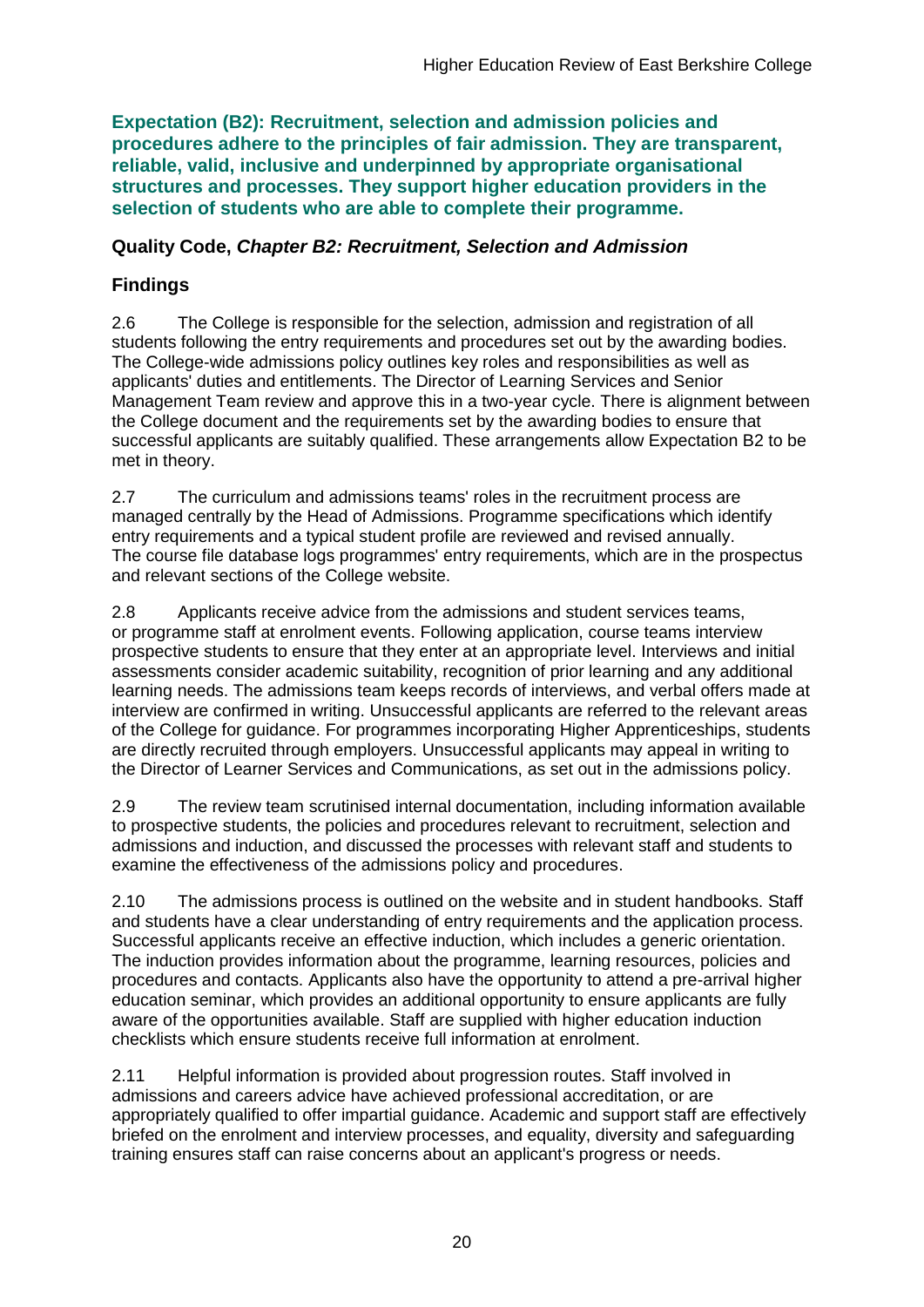**Expectation (B2): Recruitment, selection and admission policies and procedures adhere to the principles of fair admission. They are transparent, reliable, valid, inclusive and underpinned by appropriate organisational structures and processes. They support higher education providers in the selection of students who are able to complete their programme.**

## Quality Code, *Chapter B2: Recruitment, Selection and Admission*

### Findings

2.6 The College is responsible for the selection, admission and registration of all students following the entry requirements and procedures set out by the awarding bodies. The College-wide admissions policy outlines key roles and responsibilities as well as applicants' duties and entitlements. The Director of Learning Services and Senior Management Team review and approve this in a two-year cycle. There is alignment between the College document and the requirements set by the awarding bodies to ensure that successful applicants are suitably qualified. These arrangements allow Expectation B2 to be met in theory.

2.7 The curriculum and admissions teams' roles in the recruitment process are managed centrally by the Head of Admissions. Programme specifications which identify entry requirements and a typical student profile are reviewed and revised annually. The course file database logs programmes' entry requirements, which are in the prospectus and relevant sections of the College website.

2.8 Applicants receive advice from the admissions and student services teams, or programme staff at enrolment events. Following application, course teams interview prospective students to ensure that they enter at an appropriate level. Interviews and initial assessments consider academic suitability, recognition of prior learning and any additional learning needs. The admissions team keeps records of interviews, and verbal offers made at interview are confirmed in writing. Unsuccessful applicants are referred to the relevant areas of the College for guidance. For programmes incorporating Higher Apprenticeships, students are directly recruited through employers. Unsuccessful applicants may appeal in writing to the Director of Learner Services and Communications, as set out in the admissions policy.

2.9 The review team scrutinised internal documentation, including information available to prospective students, the policies and procedures relevant to recruitment, selection and admissions and induction, and discussed the processes with relevant staff and students to examine the effectiveness of the admissions policy and procedures.

2.10 The admissions process is outlined on the website and in student handbooks. Staff and students have a clear understanding of entry requirements and the application process. Successful applicants receive an effective induction, which includes a generic orientation. The induction provides information about the programme, learning resources, policies and procedures and contacts. Applicants also have the opportunity to attend a pre-arrival higher education seminar, which provides an additional opportunity to ensure applicants are fully aware of the opportunities available. Staff are supplied with higher education induction checklists which ensure students receive full information at enrolment.

2.11 Helpful information is provided about progression routes. Staff involved in admissions and careers advice have achieved professional accreditation, or are appropriately qualified to offer impartial guidance. Academic and support staff are effectively briefed on the enrolment and interview processes, and equality, diversity and safeguarding training ensures staff can raise concerns about an applicant's progress or needs.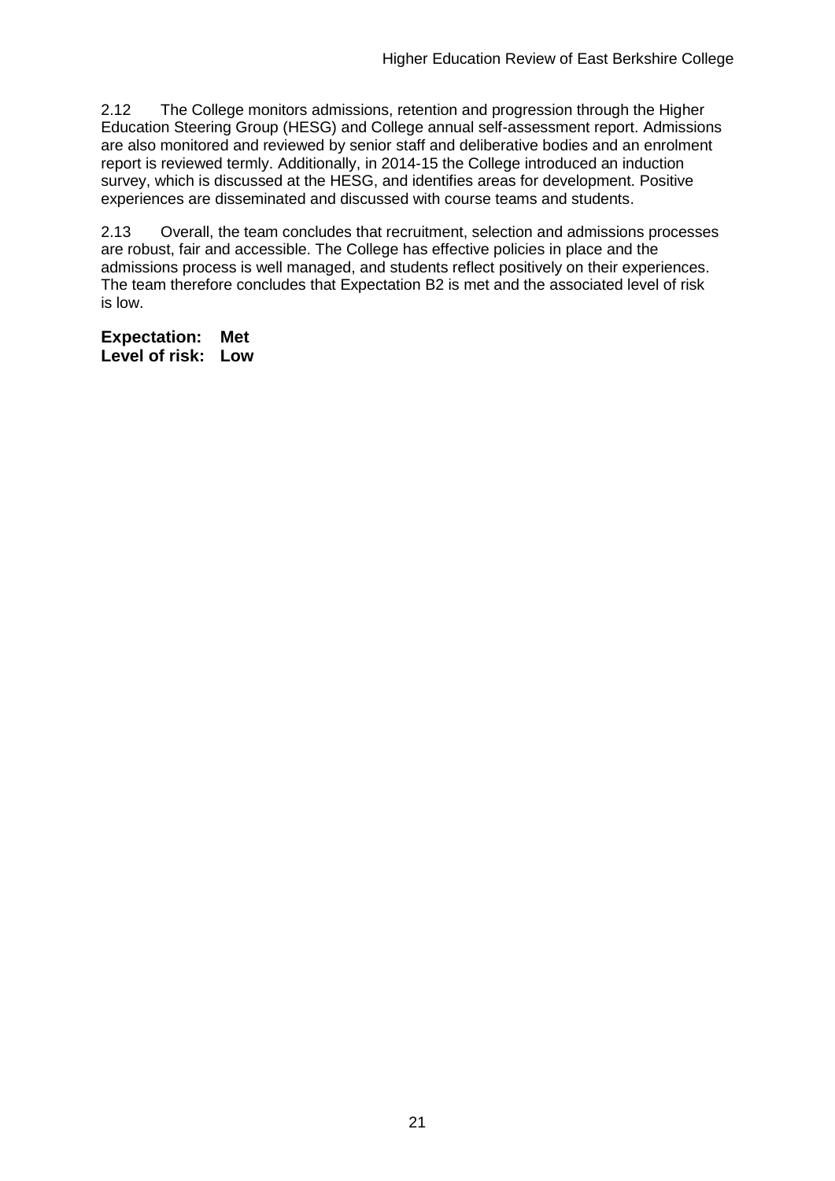2.12 The College monitors admissions, retention and progression through the Higher Education Steering Group (HESG) and College annual self-assessment report. Admissions are also monitored and reviewed by senior staff and deliberative bodies and an enrolment report is reviewed termly. Additionally, in 2014-15 the College introduced an induction survey, which is discussed at the HESG, and identifies areas for development. Positive experiences are disseminated and discussed with course teams and students.

2.13 Overall, the team concludes that recruitment, selection and admissions processes are robust, fair and accessible. The College has effective policies in place and the admissions process is well managed, and students reflect positively on their experiences. The team therefore concludes that Expectation B2 is met and the associated level of risk is low.

**Expectation: Met**
**Level of risk: Low**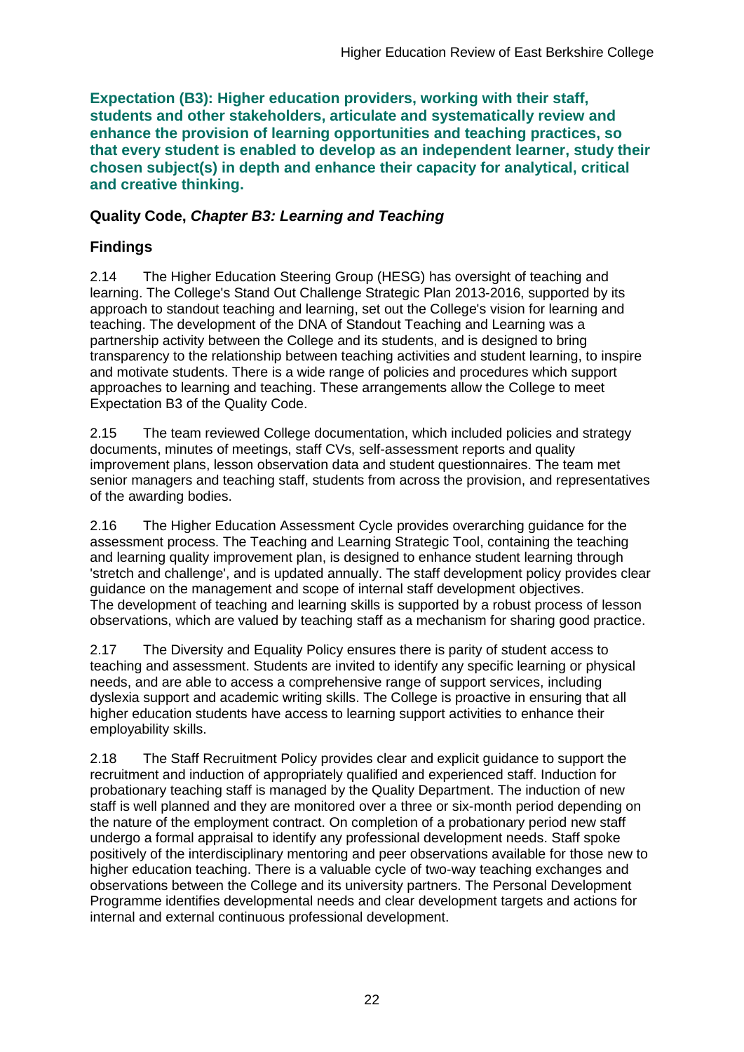**Expectation (B3): Higher education providers, working with their staff, students and other stakeholders, articulate and systematically review and enhance the provision of learning opportunities and teaching practices, so that every student is enabled to develop as an independent learner, study their chosen subject(s) in depth and enhance their capacity for analytical, critical and creative thinking.**

### Quality Code, *Chapter B3: Learning and Teaching*

### Findings

2.14 The Higher Education Steering Group (HESG) has oversight of teaching and learning. The College's Stand Out Challenge Strategic Plan 2013-2016, supported by its approach to standout teaching and learning, set out the College's vision for learning and teaching. The development of the DNA of Standout Teaching and Learning was a partnership activity between the College and its students, and is designed to bring transparency to the relationship between teaching activities and student learning, to inspire and motivate students. There is a wide range of policies and procedures which support approaches to learning and teaching. These arrangements allow the College to meet Expectation B3 of the Quality Code.

2.15 The team reviewed College documentation, which included policies and strategy documents, minutes of meetings, staff CVs, self-assessment reports and quality improvement plans, lesson observation data and student questionnaires. The team met senior managers and teaching staff, students from across the provision, and representatives of the awarding bodies.

2.16 The Higher Education Assessment Cycle provides overarching guidance for the assessment process. The Teaching and Learning Strategic Tool, containing the teaching and learning quality improvement plan, is designed to enhance student learning through 'stretch and challenge', and is updated annually. The staff development policy provides clear guidance on the management and scope of internal staff development objectives. The development of teaching and learning skills is supported by a robust process of lesson observations, which are valued by teaching staff as a mechanism for sharing good practice.

2.17 The Diversity and Equality Policy ensures there is parity of student access to teaching and assessment. Students are invited to identify any specific learning or physical needs, and are able to access a comprehensive range of support services, including dyslexia support and academic writing skills. The College is proactive in ensuring that all higher education students have access to learning support activities to enhance their employability skills.

2.18 The Staff Recruitment Policy provides clear and explicit guidance to support the recruitment and induction of appropriately qualified and experienced staff. Induction for probationary teaching staff is managed by the Quality Department. The induction of new staff is well planned and they are monitored over a three or six-month period depending on the nature of the employment contract. On completion of a probationary period new staff undergo a formal appraisal to identify any professional development needs. Staff spoke positively of the interdisciplinary mentoring and peer observations available for those new to higher education teaching. There is a valuable cycle of two-way teaching exchanges and observations between the College and its university partners. The Personal Development Programme identifies developmental needs and clear development targets and actions for internal and external continuous professional development.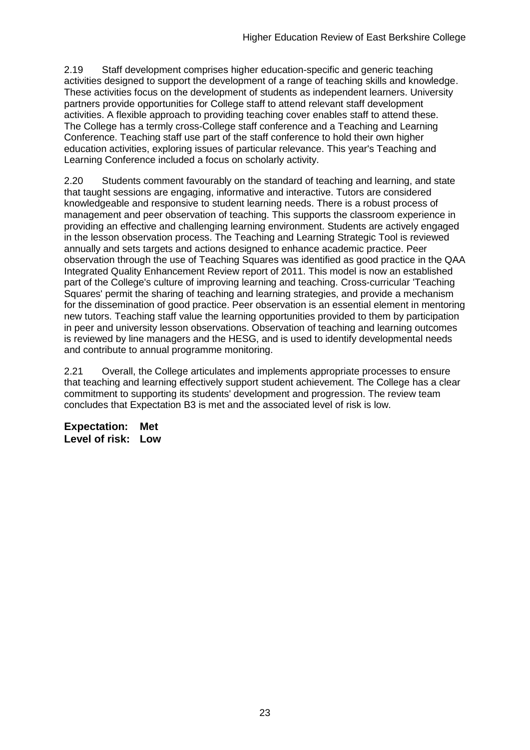2.19 Staff development comprises higher education-specific and generic teaching activities designed to support the development of a range of teaching skills and knowledge. These activities focus on the development of students as independent learners. University partners provide opportunities for College staff to attend relevant staff development activities. A flexible approach to providing teaching cover enables staff to attend these. The College has a termly cross-College staff conference and a Teaching and Learning Conference. Teaching staff use part of the staff conference to hold their own higher education activities, exploring issues of particular relevance. This year's Teaching and Learning Conference included a focus on scholarly activity.

2.20 Students comment favourably on the standard of teaching and learning, and state that taught sessions are engaging, informative and interactive. Tutors are considered knowledgeable and responsive to student learning needs. There is a robust process of management and peer observation of teaching. This supports the classroom experience in providing an effective and challenging learning environment. Students are actively engaged in the lesson observation process. The Teaching and Learning Strategic Tool is reviewed annually and sets targets and actions designed to enhance academic practice. Peer observation through the use of Teaching Squares was identified as good practice in the QAA Integrated Quality Enhancement Review report of 2011. This model is now an established part of the College's culture of improving learning and teaching. Cross-curricular 'Teaching Squares' permit the sharing of teaching and learning strategies, and provide a mechanism for the dissemination of good practice. Peer observation is an essential element in mentoring new tutors. Teaching staff value the learning opportunities provided to them by participation in peer and university lesson observations. Observation of teaching and learning outcomes is reviewed by line managers and the HESG, and is used to identify developmental needs and contribute to annual programme monitoring.

2.21 Overall, the College articulates and implements appropriate processes to ensure that teaching and learning effectively support student achievement. The College has a clear commitment to supporting its students' development and progression. The review team concludes that Expectation B3 is met and the associated level of risk is low.

**Expectation: Met**
**Level of risk: Low**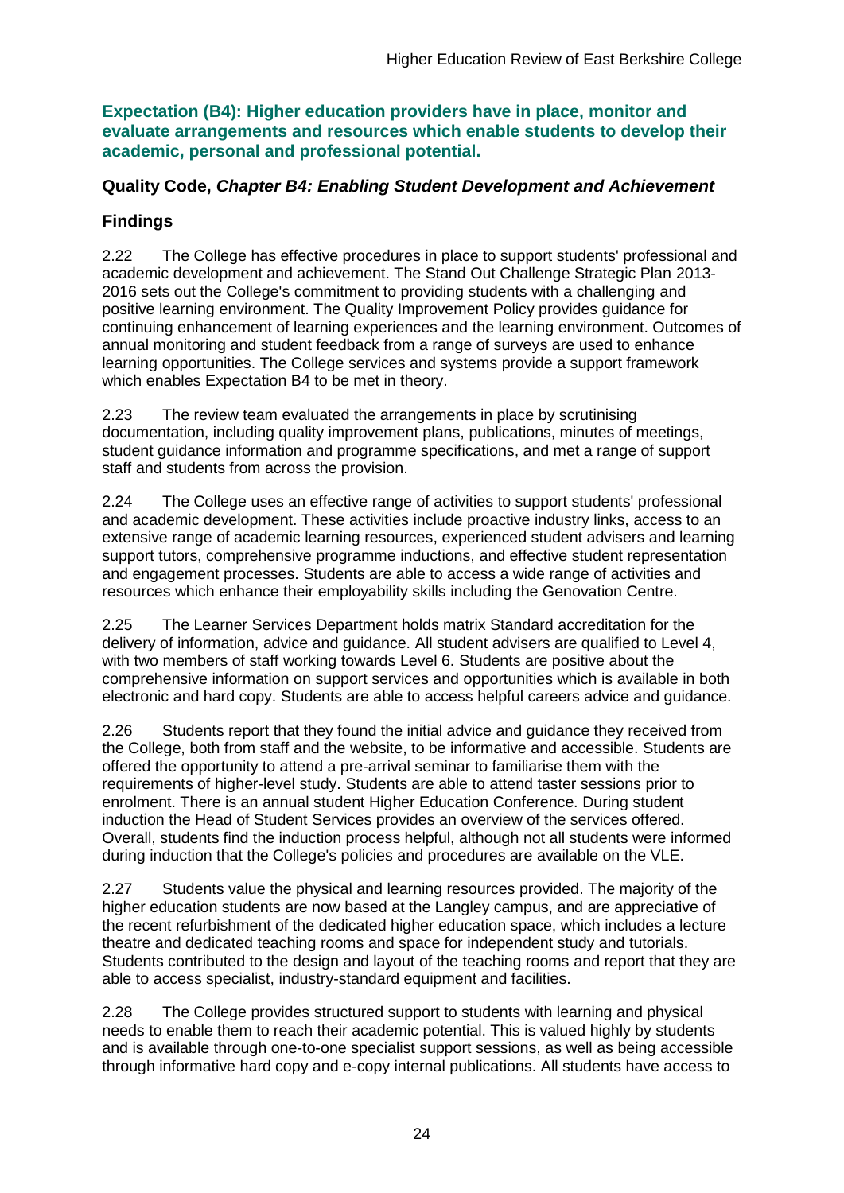**Expectation (B4): Higher education providers have in place, monitor and evaluate arrangements and resources which enable students to develop their academic, personal and professional potential.**

**Quality Code, *Chapter B4: Enabling Student Development and Achievement***

## Findings

2.22 The College has effective procedures in place to support students' professional and academic development and achievement. The Stand Out Challenge Strategic Plan 2013-2016 sets out the College's commitment to providing students with a challenging and positive learning environment. The Quality Improvement Policy provides guidance for continuing enhancement of learning experiences and the learning environment. Outcomes of annual monitoring and student feedback from a range of surveys are used to enhance learning opportunities. The College services and systems provide a support framework which enables Expectation B4 to be met in theory.

2.23 The review team evaluated the arrangements in place by scrutinising documentation, including quality improvement plans, publications, minutes of meetings, student guidance information and programme specifications, and met a range of support staff and students from across the provision.

2.24 The College uses an effective range of activities to support students' professional and academic development. These activities include proactive industry links, access to an extensive range of academic learning resources, experienced student advisers and learning support tutors, comprehensive programme inductions, and effective student representation and engagement processes. Students are able to access a wide range of activities and resources which enhance their employability skills including the Genovation Centre.

2.25 The Learner Services Department holds matrix Standard accreditation for the delivery of information, advice and guidance. All student advisers are qualified to Level 4, with two members of staff working towards Level 6. Students are positive about the comprehensive information on support services and opportunities which is available in both electronic and hard copy. Students are able to access helpful careers advice and guidance.

2.26 Students report that they found the initial advice and guidance they received from the College, both from staff and the website, to be informative and accessible. Students are offered the opportunity to attend a pre-arrival seminar to familiarise them with the requirements of higher-level study. Students are able to attend taster sessions prior to enrolment. There is an annual student Higher Education Conference. During student induction the Head of Student Services provides an overview of the services offered. Overall, students find the induction process helpful, although not all students were informed during induction that the College's policies and procedures are available on the VLE.

2.27 Students value the physical and learning resources provided. The majority of the higher education students are now based at the Langley campus, and are appreciative of the recent refurbishment of the dedicated higher education space, which includes a lecture theatre and dedicated teaching rooms and space for independent study and tutorials. Students contributed to the design and layout of the teaching rooms and report that they are able to access specialist, industry-standard equipment and facilities.

2.28 The College provides structured support to students with learning and physical needs to enable them to reach their academic potential. This is valued highly by students and is available through one-to-one specialist support sessions, as well as being accessible through informative hard copy and e-copy internal publications. All students have access to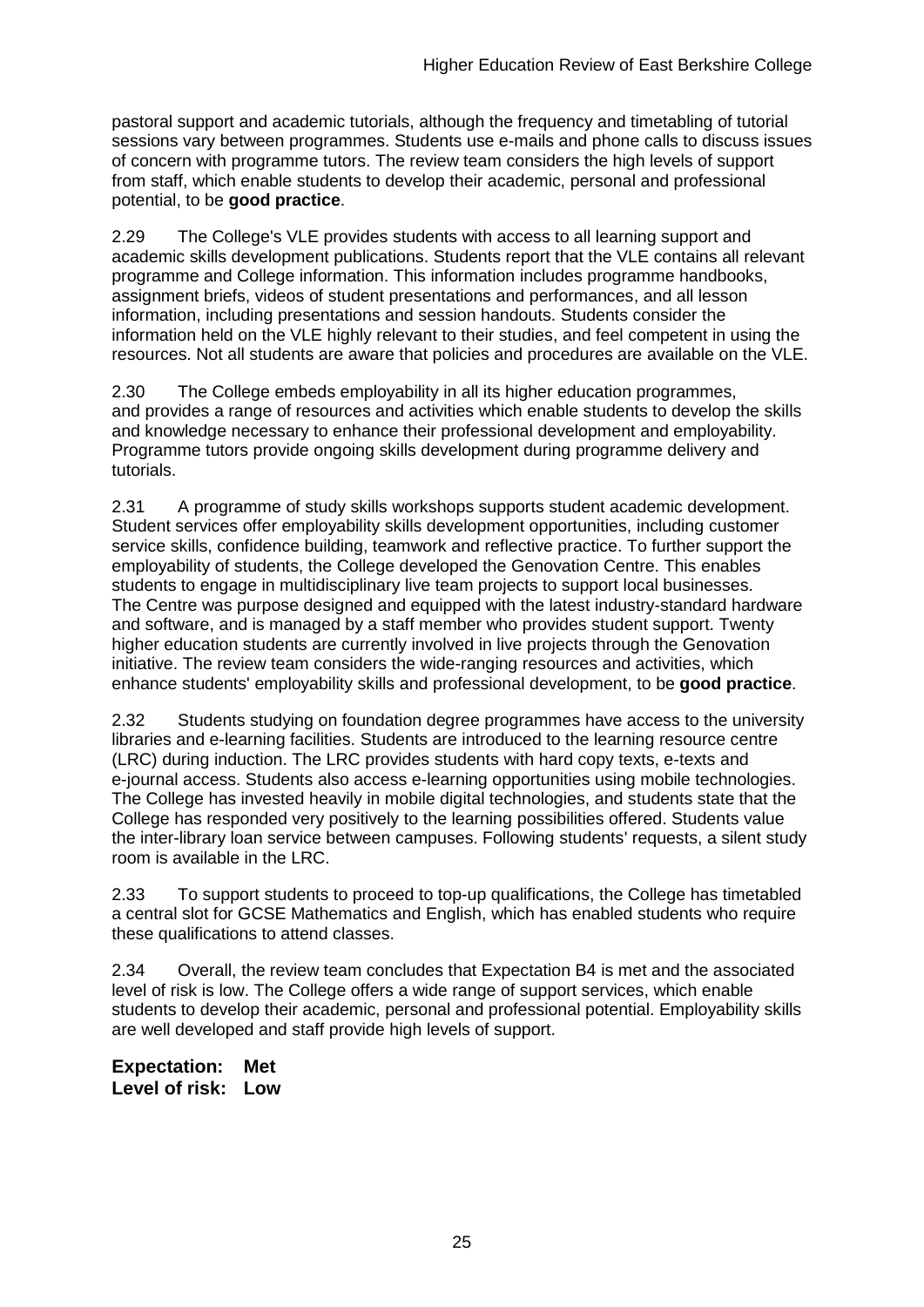pastoral support and academic tutorials, although the frequency and timetabling of tutorial sessions vary between programmes. Students use e-mails and phone calls to discuss issues of concern with programme tutors. The review team considers the high levels of support from staff, which enable students to develop their academic, personal and professional potential, to be **good practice**.

2.29 The College's VLE provides students with access to all learning support and academic skills development publications. Students report that the VLE contains all relevant programme and College information. This information includes programme handbooks, assignment briefs, videos of student presentations and performances, and all lesson information, including presentations and session handouts. Students consider the information held on the VLE highly relevant to their studies, and feel competent in using the resources. Not all students are aware that policies and procedures are available on the VLE.

2.30 The College embeds employability in all its higher education programmes, and provides a range of resources and activities which enable students to develop the skills and knowledge necessary to enhance their professional development and employability. Programme tutors provide ongoing skills development during programme delivery and tutorials.

2.31 A programme of study skills workshops supports student academic development. Student services offer employability skills development opportunities, including customer service skills, confidence building, teamwork and reflective practice. To further support the employability of students, the College developed the Genovation Centre. This enables students to engage in multidisciplinary live team projects to support local businesses. The Centre was purpose designed and equipped with the latest industry-standard hardware and software, and is managed by a staff member who provides student support. Twenty higher education students are currently involved in live projects through the Genovation initiative. The review team considers the wide-ranging resources and activities, which enhance students' employability skills and professional development, to be **good practice**.

2.32 Students studying on foundation degree programmes have access to the university libraries and e-learning facilities. Students are introduced to the learning resource centre (LRC) during induction. The LRC provides students with hard copy texts, e-texts and e-journal access. Students also access e-learning opportunities using mobile technologies. The College has invested heavily in mobile digital technologies, and students state that the College has responded very positively to the learning possibilities offered. Students value the inter-library loan service between campuses. Following students' requests, a silent study room is available in the LRC.

2.33 To support students to proceed to top-up qualifications, the College has timetabled a central slot for GCSE Mathematics and English, which has enabled students who require these qualifications to attend classes.

2.34 Overall, the review team concludes that Expectation B4 is met and the associated level of risk is low. The College offers a wide range of support services, which enable students to develop their academic, personal and professional potential. Employability skills are well developed and staff provide high levels of support.

**Expectation: Met**
**Level of risk: Low**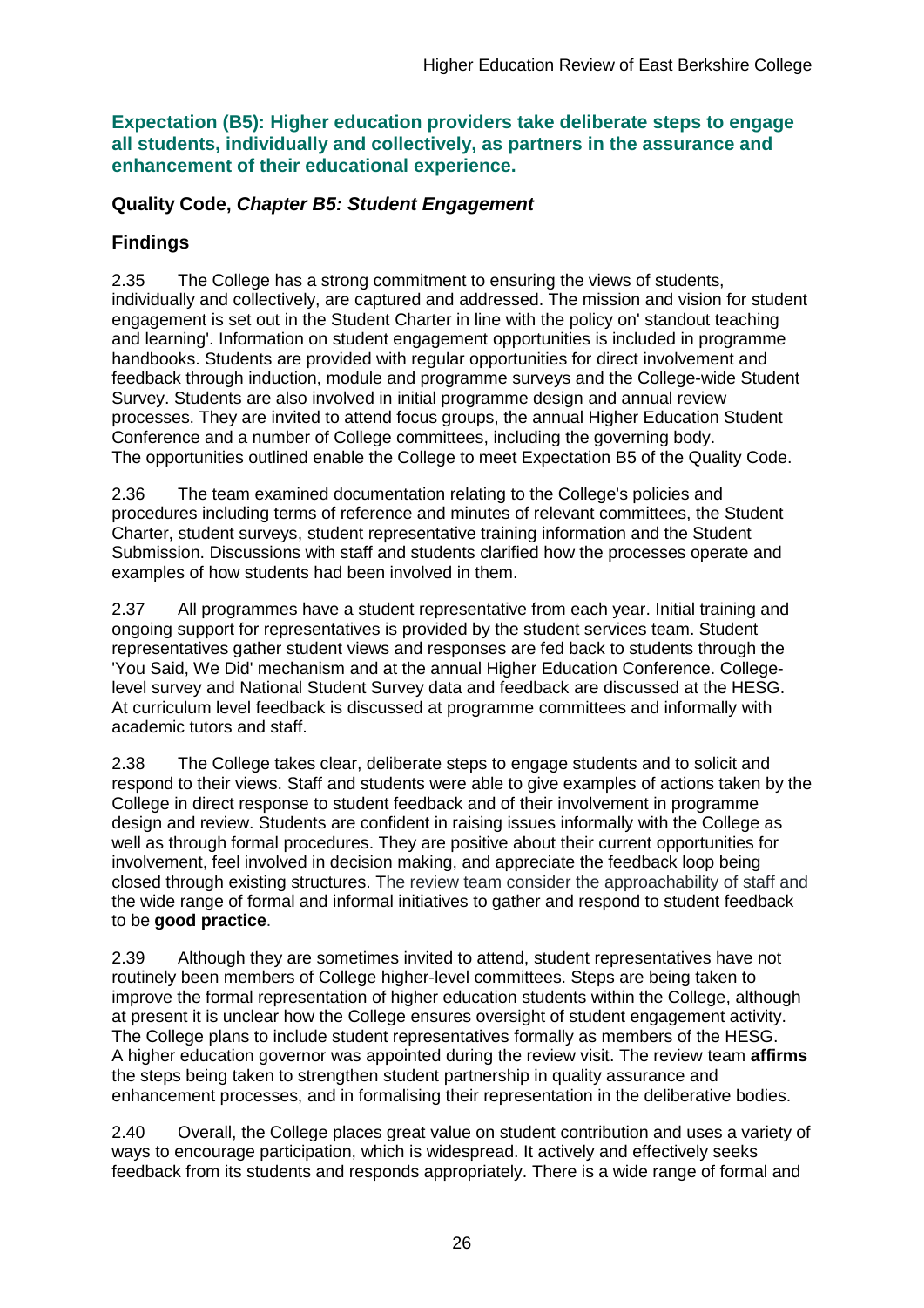**Expectation (B5): Higher education providers take deliberate steps to engage all students, individually and collectively, as partners in the assurance and enhancement of their educational experience.**

## Quality Code, *Chapter B5: Student Engagement*

## Findings

2.35 The College has a strong commitment to ensuring the views of students, individually and collectively, are captured and addressed. The mission and vision for student engagement is set out in the Student Charter in line with the policy on' standout teaching and learning'. Information on student engagement opportunities is included in programme handbooks. Students are provided with regular opportunities for direct involvement and feedback through induction, module and programme surveys and the College-wide Student Survey. Students are also involved in initial programme design and annual review processes. They are invited to attend focus groups, the annual Higher Education Student Conference and a number of College committees, including the governing body. The opportunities outlined enable the College to meet Expectation B5 of the Quality Code.

2.36 The team examined documentation relating to the College's policies and procedures including terms of reference and minutes of relevant committees, the Student Charter, student surveys, student representative training information and the Student Submission. Discussions with staff and students clarified how the processes operate and examples of how students had been involved in them.

2.37 All programmes have a student representative from each year. Initial training and ongoing support for representatives is provided by the student services team. Student representatives gather student views and responses are fed back to students through the 'You Said, We Did' mechanism and at the annual Higher Education Conference. College-level survey and National Student Survey data and feedback are discussed at the HESG. At curriculum level feedback is discussed at programme committees and informally with academic tutors and staff.

2.38 The College takes clear, deliberate steps to engage students and to solicit and respond to their views. Staff and students were able to give examples of actions taken by the College in direct response to student feedback and of their involvement in programme design and review. Students are confident in raising issues informally with the College as well as through formal procedures. They are positive about their current opportunities for involvement, feel involved in decision making, and appreciate the feedback loop being closed through existing structures. The review team consider the approachability of staff and the wide range of formal and informal initiatives to gather and respond to student feedback to be **good practice**.

2.39 Although they are sometimes invited to attend, student representatives have not routinely been members of College higher-level committees. Steps are being taken to improve the formal representation of higher education students within the College, although at present it is unclear how the College ensures oversight of student engagement activity. The College plans to include student representatives formally as members of the HESG. A higher education governor was appointed during the review visit. The review team **affirms** the steps being taken to strengthen student partnership in quality assurance and enhancement processes, and in formalising their representation in the deliberative bodies.

2.40 Overall, the College places great value on student contribution and uses a variety of ways to encourage participation, which is widespread. It actively and effectively seeks feedback from its students and responds appropriately. There is a wide range of formal and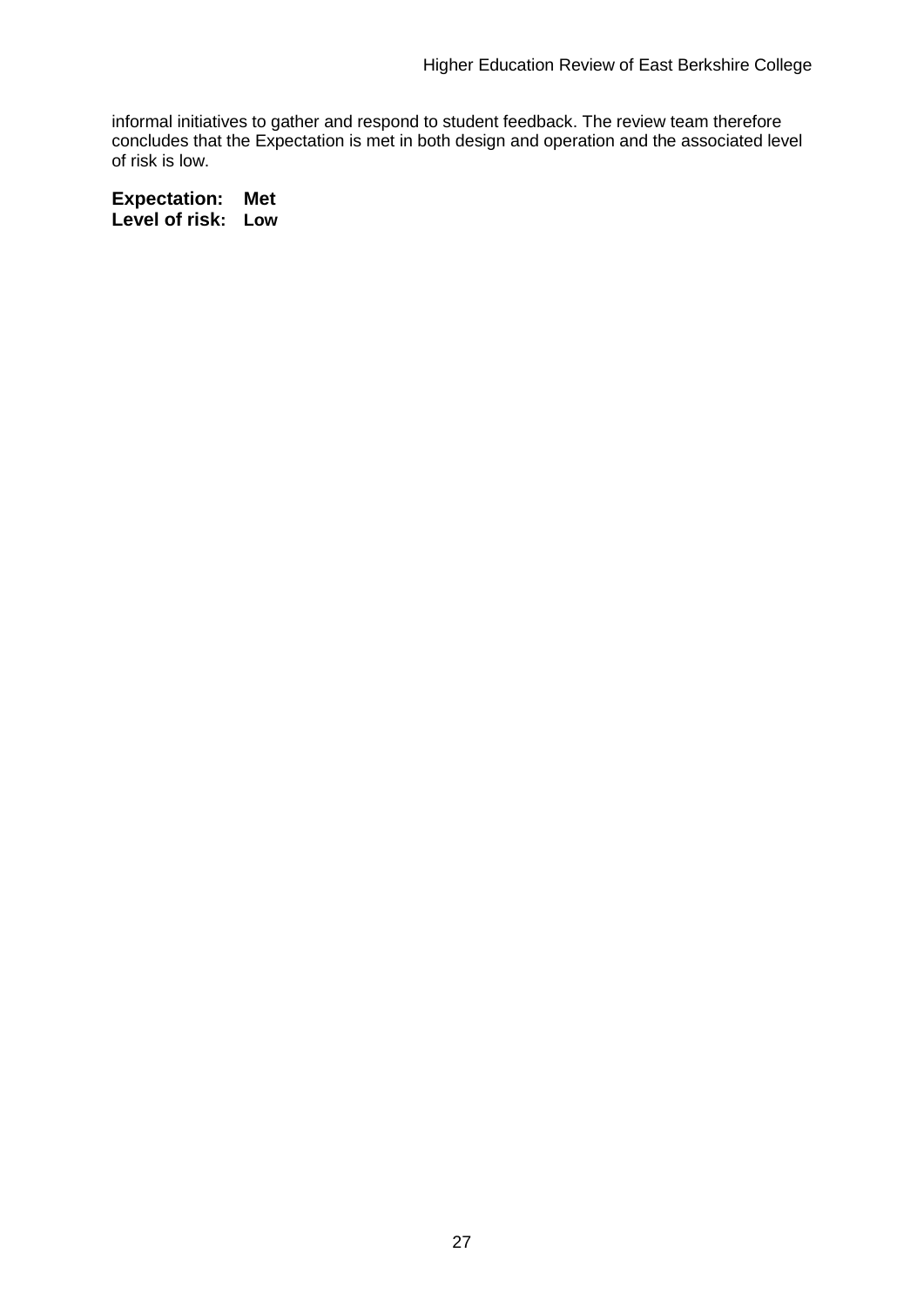informal initiatives to gather and respond to student feedback. The review team therefore concludes that the Expectation is met in both design and operation and the associated level of risk is low.

**Expectation: Met**
**Level of risk: Low**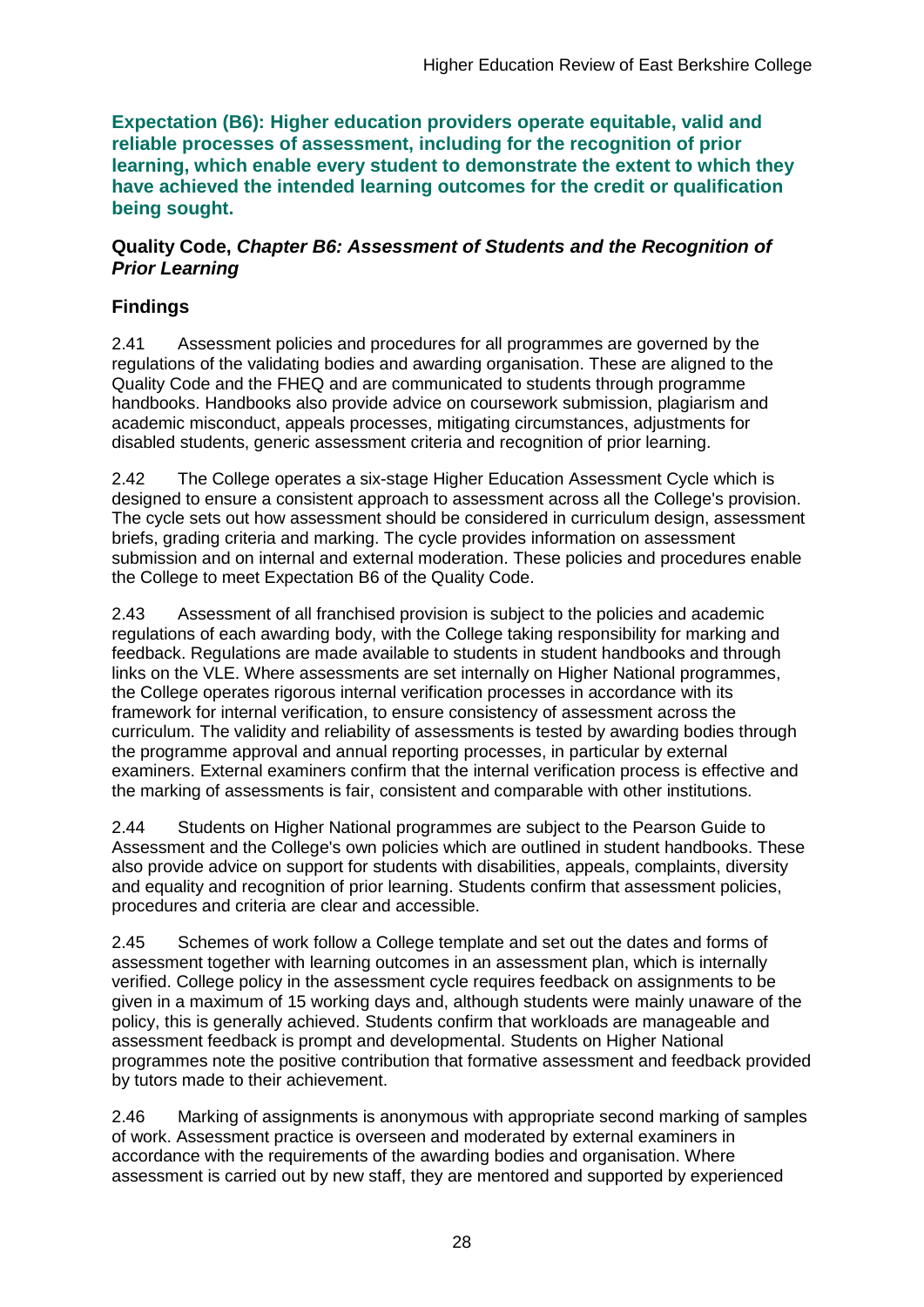**Expectation (B6): Higher education providers operate equitable, valid and reliable processes of assessment, including for the recognition of prior learning, which enable every student to demonstrate the extent to which they have achieved the intended learning outcomes for the credit or qualification being sought.**

**Quality Code, *Chapter B6: Assessment of Students and the Recognition of Prior Learning***

## Findings

2.41 Assessment policies and procedures for all programmes are governed by the regulations of the validating bodies and awarding organisation. These are aligned to the Quality Code and the FHEQ and are communicated to students through programme handbooks. Handbooks also provide advice on coursework submission, plagiarism and academic misconduct, appeals processes, mitigating circumstances, adjustments for disabled students, generic assessment criteria and recognition of prior learning.

2.42 The College operates a six-stage Higher Education Assessment Cycle which is designed to ensure a consistent approach to assessment across all the College's provision. The cycle sets out how assessment should be considered in curriculum design, assessment briefs, grading criteria and marking. The cycle provides information on assessment submission and on internal and external moderation. These policies and procedures enable the College to meet Expectation B6 of the Quality Code.

2.43 Assessment of all franchised provision is subject to the policies and academic regulations of each awarding body, with the College taking responsibility for marking and feedback. Regulations are made available to students in student handbooks and through links on the VLE. Where assessments are set internally on Higher National programmes, the College operates rigorous internal verification processes in accordance with its framework for internal verification, to ensure consistency of assessment across the curriculum. The validity and reliability of assessments is tested by awarding bodies through the programme approval and annual reporting processes, in particular by external examiners. External examiners confirm that the internal verification process is effective and the marking of assessments is fair, consistent and comparable with other institutions.

2.44 Students on Higher National programmes are subject to the Pearson Guide to Assessment and the College's own policies which are outlined in student handbooks. These also provide advice on support for students with disabilities, appeals, complaints, diversity and equality and recognition of prior learning. Students confirm that assessment policies, procedures and criteria are clear and accessible.

2.45 Schemes of work follow a College template and set out the dates and forms of assessment together with learning outcomes in an assessment plan, which is internally verified. College policy in the assessment cycle requires feedback on assignments to be given in a maximum of 15 working days and, although students were mainly unaware of the policy, this is generally achieved. Students confirm that workloads are manageable and assessment feedback is prompt and developmental. Students on Higher National programmes note the positive contribution that formative assessment and feedback provided by tutors made to their achievement.

2.46 Marking of assignments is anonymous with appropriate second marking of samples of work. Assessment practice is overseen and moderated by external examiners in accordance with the requirements of the awarding bodies and organisation. Where assessment is carried out by new staff, they are mentored and supported by experienced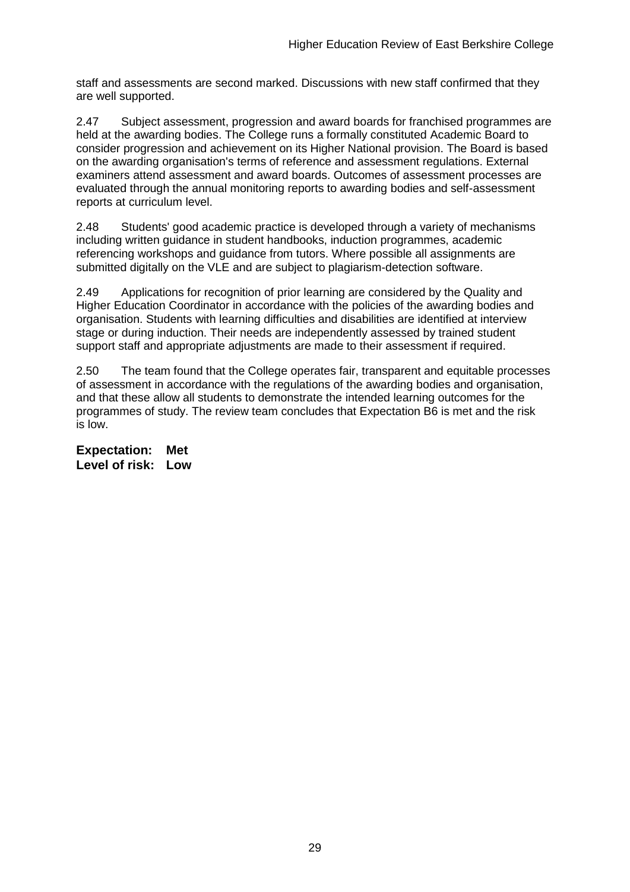staff and assessments are second marked. Discussions with new staff confirmed that they are well supported.

2.47 Subject assessment, progression and award boards for franchised programmes are held at the awarding bodies. The College runs a formally constituted Academic Board to consider progression and achievement on its Higher National provision. The Board is based on the awarding organisation's terms of reference and assessment regulations. External examiners attend assessment and award boards. Outcomes of assessment processes are evaluated through the annual monitoring reports to awarding bodies and self-assessment reports at curriculum level.

2.48 Students' good academic practice is developed through a variety of mechanisms including written guidance in student handbooks, induction programmes, academic referencing workshops and guidance from tutors. Where possible all assignments are submitted digitally on the VLE and are subject to plagiarism-detection software.

2.49 Applications for recognition of prior learning are considered by the Quality and Higher Education Coordinator in accordance with the policies of the awarding bodies and organisation. Students with learning difficulties and disabilities are identified at interview stage or during induction. Their needs are independently assessed by trained student support staff and appropriate adjustments are made to their assessment if required.

2.50 The team found that the College operates fair, transparent and equitable processes of assessment in accordance with the regulations of the awarding bodies and organisation, and that these allow all students to demonstrate the intended learning outcomes for the programmes of study. The review team concludes that Expectation B6 is met and the risk is low.

**Expectation: Met**
**Level of risk: Low**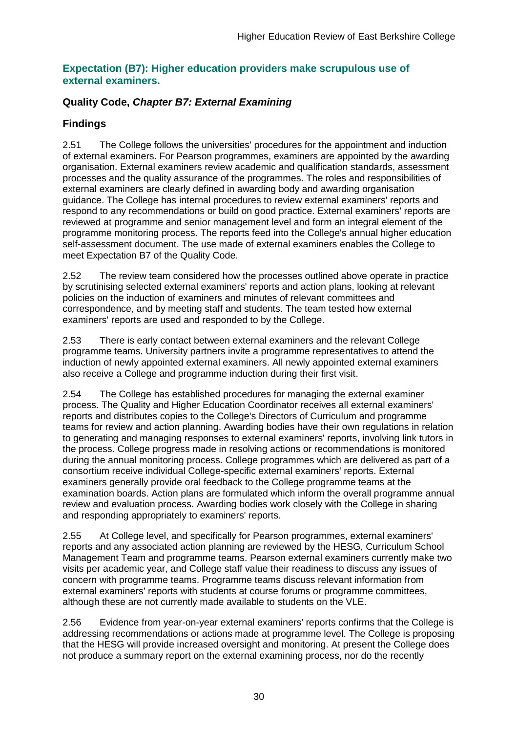## Expectation (B7): Higher education providers make scrupulous use of external examiners.

### Quality Code, *Chapter B7: External Examining*

### Findings

2.51 The College follows the universities' procedures for the appointment and induction of external examiners. For Pearson programmes, examiners are appointed by the awarding organisation. External examiners review academic and qualification standards, assessment processes and the quality assurance of the programmes. The roles and responsibilities of external examiners are clearly defined in awarding body and awarding organisation guidance. The College has internal procedures to review external examiners' reports and respond to any recommendations or build on good practice. External examiners' reports are reviewed at programme and senior management level and form an integral element of the programme monitoring process. The reports feed into the College's annual higher education self-assessment document. The use made of external examiners enables the College to meet Expectation B7 of the Quality Code.

2.52 The review team considered how the processes outlined above operate in practice by scrutinising selected external examiners' reports and action plans, looking at relevant policies on the induction of examiners and minutes of relevant committees and correspondence, and by meeting staff and students. The team tested how external examiners' reports are used and responded to by the College.

2.53 There is early contact between external examiners and the relevant College programme teams. University partners invite a programme representatives to attend the induction of newly appointed external examiners. All newly appointed external examiners also receive a College and programme induction during their first visit.

2.54 The College has established procedures for managing the external examiner process. The Quality and Higher Education Coordinator receives all external examiners' reports and distributes copies to the College's Directors of Curriculum and programme teams for review and action planning. Awarding bodies have their own regulations in relation to generating and managing responses to external examiners' reports, involving link tutors in the process. College progress made in resolving actions or recommendations is monitored during the annual monitoring process. College programmes which are delivered as part of a consortium receive individual College-specific external examiners' reports. External examiners generally provide oral feedback to the College programme teams at the examination boards. Action plans are formulated which inform the overall programme annual review and evaluation process. Awarding bodies work closely with the College in sharing and responding appropriately to examiners' reports.

2.55 At College level, and specifically for Pearson programmes, external examiners' reports and any associated action planning are reviewed by the HESG, Curriculum School Management Team and programme teams. Pearson external examiners currently make two visits per academic year, and College staff value their readiness to discuss any issues of concern with programme teams. Programme teams discuss relevant information from external examiners' reports with students at course forums or programme committees, although these are not currently made available to students on the VLE.

2.56 Evidence from year-on-year external examiners' reports confirms that the College is addressing recommendations or actions made at programme level. The College is proposing that the HESG will provide increased oversight and monitoring. At present the College does not produce a summary report on the external examining process, nor do the recently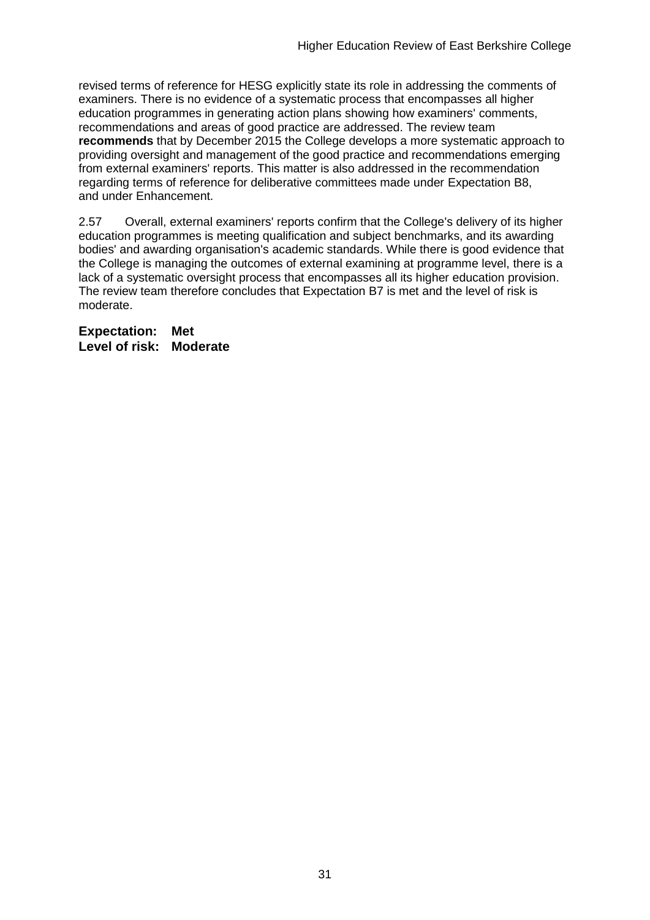revised terms of reference for HESG explicitly state its role in addressing the comments of examiners. There is no evidence of a systematic process that encompasses all higher education programmes in generating action plans showing how examiners' comments, recommendations and areas of good practice are addressed. The review team **recommends** that by December 2015 the College develops a more systematic approach to providing oversight and management of the good practice and recommendations emerging from external examiners' reports. This matter is also addressed in the recommendation regarding terms of reference for deliberative committees made under Expectation B8, and under Enhancement.

2.57 Overall, external examiners' reports confirm that the College's delivery of its higher education programmes is meeting qualification and subject benchmarks, and its awarding bodies' and awarding organisation's academic standards. While there is good evidence that the College is managing the outcomes of external examining at programme level, there is a lack of a systematic oversight process that encompasses all its higher education provision. The review team therefore concludes that Expectation B7 is met and the level of risk is moderate.

**Expectation: Met**
**Level of risk: Moderate**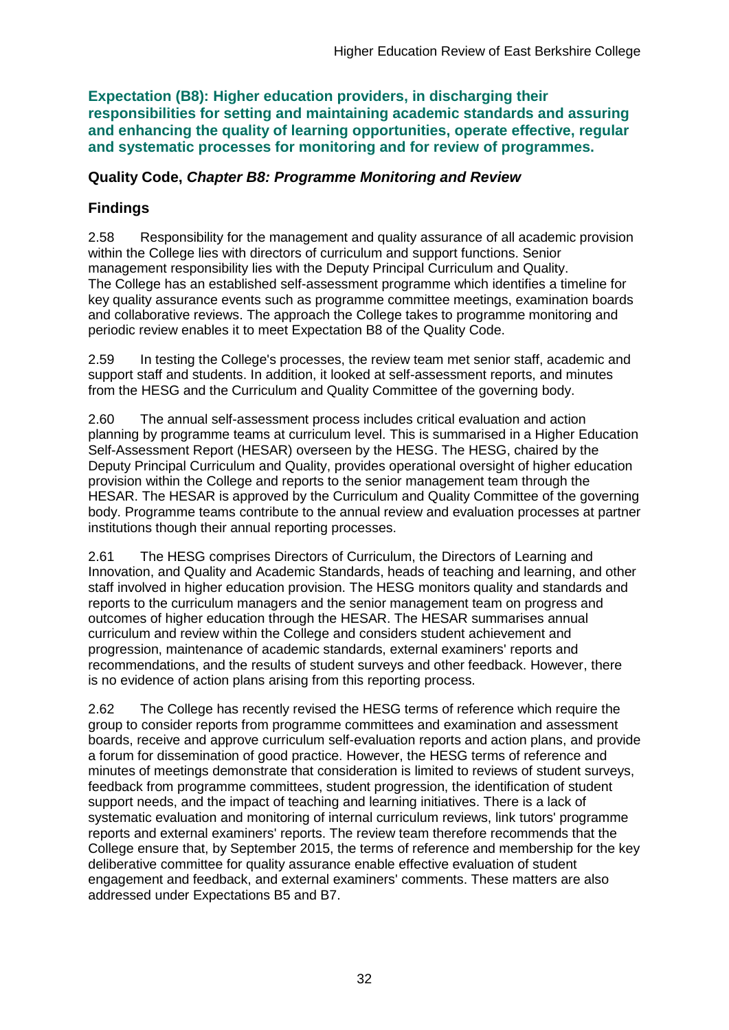**Expectation (B8): Higher education providers, in discharging their responsibilities for setting and maintaining academic standards and assuring and enhancing the quality of learning opportunities, operate effective, regular and systematic processes for monitoring and for review of programmes.**

### Quality Code, *Chapter B8: Programme Monitoring and Review*

### Findings

2.58 Responsibility for the management and quality assurance of all academic provision within the College lies with directors of curriculum and support functions. Senior management responsibility lies with the Deputy Principal Curriculum and Quality. The College has an established self-assessment programme which identifies a timeline for key quality assurance events such as programme committee meetings, examination boards and collaborative reviews. The approach the College takes to programme monitoring and periodic review enables it to meet Expectation B8 of the Quality Code.

2.59 In testing the College's processes, the review team met senior staff, academic and support staff and students. In addition, it looked at self-assessment reports, and minutes from the HESG and the Curriculum and Quality Committee of the governing body.

2.60 The annual self-assessment process includes critical evaluation and action planning by programme teams at curriculum level. This is summarised in a Higher Education Self-Assessment Report (HESAR) overseen by the HESG. The HESG, chaired by the Deputy Principal Curriculum and Quality, provides operational oversight of higher education provision within the College and reports to the senior management team through the HESAR. The HESAR is approved by the Curriculum and Quality Committee of the governing body. Programme teams contribute to the annual review and evaluation processes at partner institutions though their annual reporting processes.

2.61 The HESG comprises Directors of Curriculum, the Directors of Learning and Innovation, and Quality and Academic Standards, heads of teaching and learning, and other staff involved in higher education provision. The HESG monitors quality and standards and reports to the curriculum managers and the senior management team on progress and outcomes of higher education through the HESAR. The HESAR summarises annual curriculum and review within the College and considers student achievement and progression, maintenance of academic standards, external examiners' reports and recommendations, and the results of student surveys and other feedback. However, there is no evidence of action plans arising from this reporting process.

2.62 The College has recently revised the HESG terms of reference which require the group to consider reports from programme committees and examination and assessment boards, receive and approve curriculum self-evaluation reports and action plans, and provide a forum for dissemination of good practice. However, the HESG terms of reference and minutes of meetings demonstrate that consideration is limited to reviews of student surveys, feedback from programme committees, student progression, the identification of student support needs, and the impact of teaching and learning initiatives. There is a lack of systematic evaluation and monitoring of internal curriculum reviews, link tutors' programme reports and external examiners' reports. The review team therefore recommends that the College ensure that, by September 2015, the terms of reference and membership for the key deliberative committee for quality assurance enable effective evaluation of student engagement and feedback, and external examiners' comments. These matters are also addressed under Expectations B5 and B7.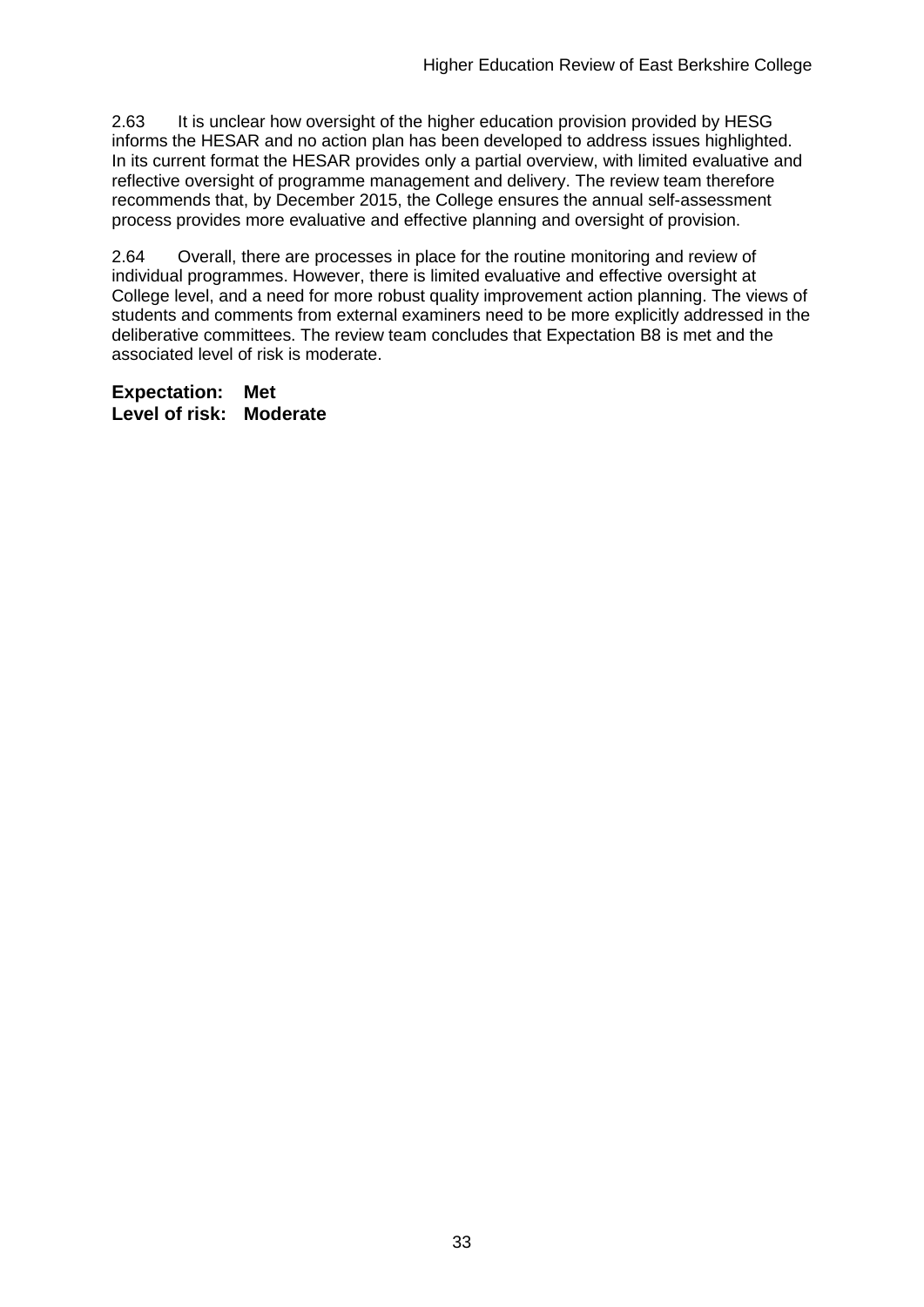2.63 It is unclear how oversight of the higher education provision provided by HESG informs the HESAR and no action plan has been developed to address issues highlighted. In its current format the HESAR provides only a partial overview, with limited evaluative and reflective oversight of programme management and delivery. The review team therefore recommends that, by December 2015, the College ensures the annual self-assessment process provides more evaluative and effective planning and oversight of provision.

2.64 Overall, there are processes in place for the routine monitoring and review of individual programmes. However, there is limited evaluative and effective oversight at College level, and a need for more robust quality improvement action planning. The views of students and comments from external examiners need to be more explicitly addressed in the deliberative committees. The review team concludes that Expectation B8 is met and the associated level of risk is moderate.

**Expectation: Met**
**Level of risk: Moderate**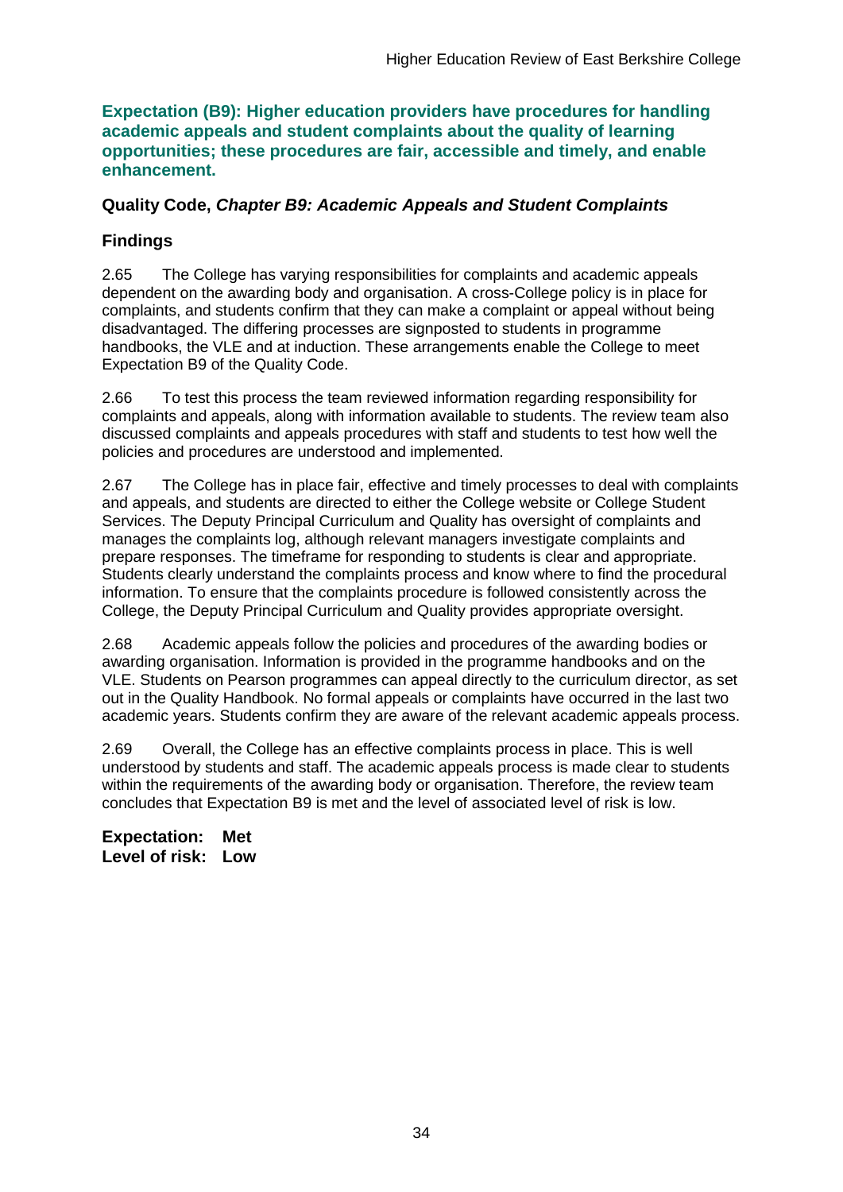**Expectation (B9): Higher education providers have procedures for handling academic appeals and student complaints about the quality of learning opportunities; these procedures are fair, accessible and timely, and enable enhancement.**

### Quality Code, *Chapter B9: Academic Appeals and Student Complaints*

### Findings

2.65 The College has varying responsibilities for complaints and academic appeals dependent on the awarding body and organisation. A cross-College policy is in place for complaints, and students confirm that they can make a complaint or appeal without being disadvantaged. The differing processes are signposted to students in programme handbooks, the VLE and at induction. These arrangements enable the College to meet Expectation B9 of the Quality Code.

2.66 To test this process the team reviewed information regarding responsibility for complaints and appeals, along with information available to students. The review team also discussed complaints and appeals procedures with staff and students to test how well the policies and procedures are understood and implemented.

2.67 The College has in place fair, effective and timely processes to deal with complaints and appeals, and students are directed to either the College website or College Student Services. The Deputy Principal Curriculum and Quality has oversight of complaints and manages the complaints log, although relevant managers investigate complaints and prepare responses. The timeframe for responding to students is clear and appropriate. Students clearly understand the complaints process and know where to find the procedural information. To ensure that the complaints procedure is followed consistently across the College, the Deputy Principal Curriculum and Quality provides appropriate oversight.

2.68 Academic appeals follow the policies and procedures of the awarding bodies or awarding organisation. Information is provided in the programme handbooks and on the VLE. Students on Pearson programmes can appeal directly to the curriculum director, as set out in the Quality Handbook. No formal appeals or complaints have occurred in the last two academic years. Students confirm they are aware of the relevant academic appeals process.

2.69 Overall, the College has an effective complaints process in place. This is well understood by students and staff. The academic appeals process is made clear to students within the requirements of the awarding body or organisation. Therefore, the review team concludes that Expectation B9 is met and the level of associated level of risk is low.

**Expectation: Met**
**Level of risk: Low**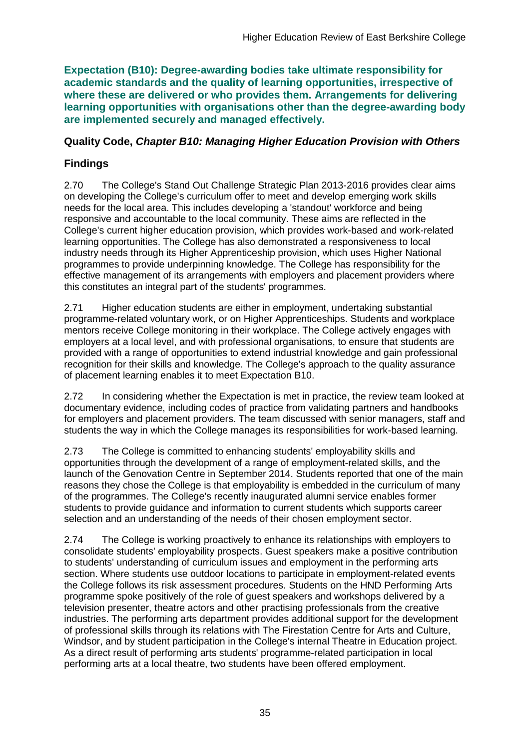**Expectation (B10): Degree-awarding bodies take ultimate responsibility for academic standards and the quality of learning opportunities, irrespective of where these are delivered or who provides them. Arrangements for delivering learning opportunities with organisations other than the degree-awarding body are implemented securely and managed effectively.**

### Quality Code, *Chapter B10: Managing Higher Education Provision with Others*

### Findings

2.70 The College's Stand Out Challenge Strategic Plan 2013-2016 provides clear aims on developing the College's curriculum offer to meet and develop emerging work skills needs for the local area. This includes developing a 'standout' workforce and being responsive and accountable to the local community. These aims are reflected in the College's current higher education provision, which provides work-based and work-related learning opportunities. The College has also demonstrated a responsiveness to local industry needs through its Higher Apprenticeship provision, which uses Higher National programmes to provide underpinning knowledge. The College has responsibility for the effective management of its arrangements with employers and placement providers where this constitutes an integral part of the students' programmes.

2.71 Higher education students are either in employment, undertaking substantial programme-related voluntary work, or on Higher Apprenticeships. Students and workplace mentors receive College monitoring in their workplace. The College actively engages with employers at a local level, and with professional organisations, to ensure that students are provided with a range of opportunities to extend industrial knowledge and gain professional recognition for their skills and knowledge. The College's approach to the quality assurance of placement learning enables it to meet Expectation B10.

2.72 In considering whether the Expectation is met in practice, the review team looked at documentary evidence, including codes of practice from validating partners and handbooks for employers and placement providers. The team discussed with senior managers, staff and students the way in which the College manages its responsibilities for work-based learning.

2.73 The College is committed to enhancing students' employability skills and opportunities through the development of a range of employment-related skills, and the launch of the Genovation Centre in September 2014. Students reported that one of the main reasons they chose the College is that employability is embedded in the curriculum of many of the programmes. The College's recently inaugurated alumni service enables former students to provide guidance and information to current students which supports career selection and an understanding of the needs of their chosen employment sector.

2.74 The College is working proactively to enhance its relationships with employers to consolidate students' employability prospects. Guest speakers make a positive contribution to students' understanding of curriculum issues and employment in the performing arts section. Where students use outdoor locations to participate in employment-related events the College follows its risk assessment procedures. Students on the HND Performing Arts programme spoke positively of the role of guest speakers and workshops delivered by a television presenter, theatre actors and other practising professionals from the creative industries. The performing arts department provides additional support for the development of professional skills through its relations with The Firestation Centre for Arts and Culture, Windsor, and by student participation in the College's internal Theatre in Education project. As a direct result of performing arts students' programme-related participation in local performing arts at a local theatre, two students have been offered employment.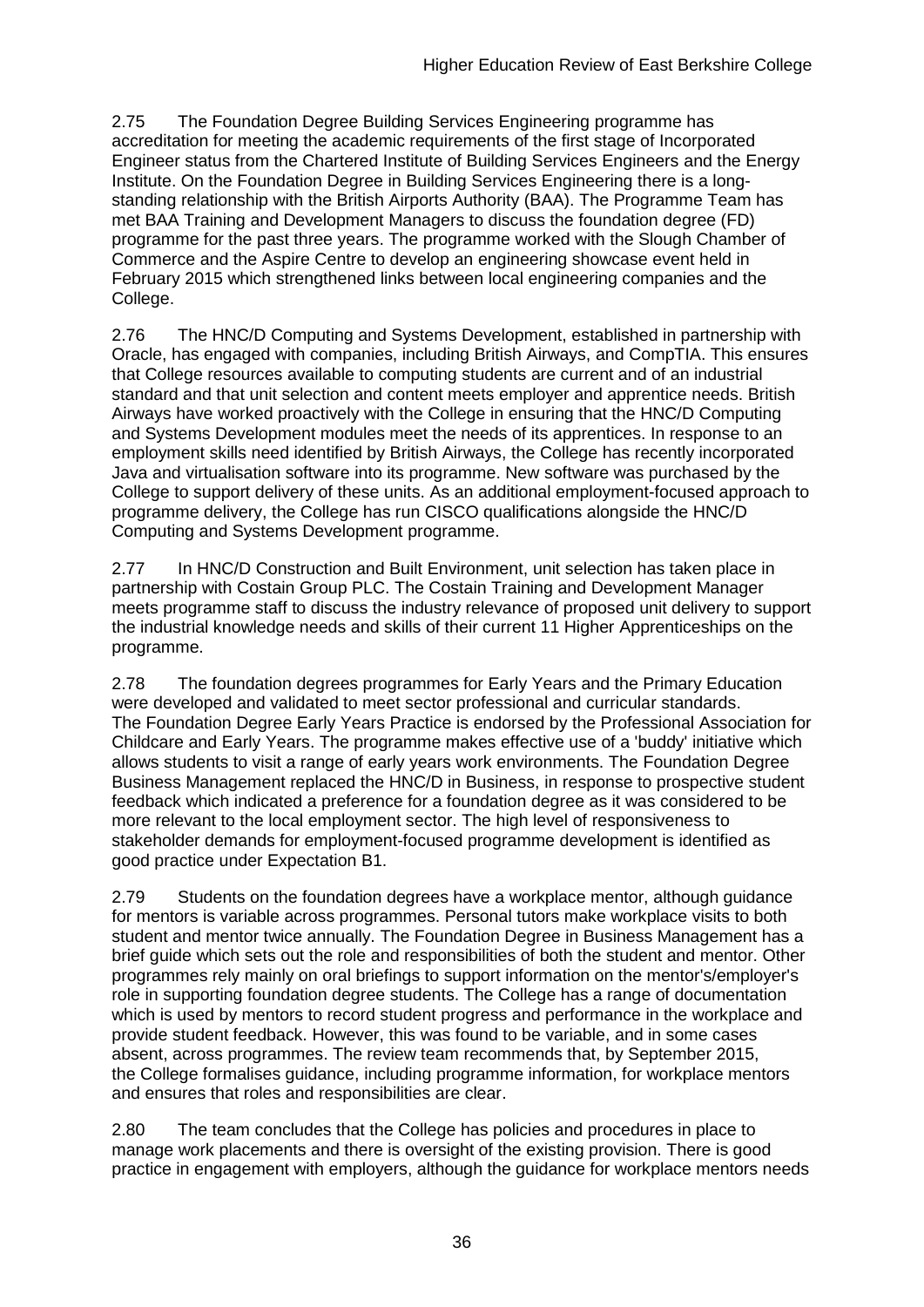2.75 The Foundation Degree Building Services Engineering programme has accreditation for meeting the academic requirements of the first stage of Incorporated Engineer status from the Chartered Institute of Building Services Engineers and the Energy Institute. On the Foundation Degree in Building Services Engineering there is a long-standing relationship with the British Airports Authority (BAA). The Programme Team has met BAA Training and Development Managers to discuss the foundation degree (FD) programme for the past three years. The programme worked with the Slough Chamber of Commerce and the Aspire Centre to develop an engineering showcase event held in February 2015 which strengthened links between local engineering companies and the College.

2.76 The HNC/D Computing and Systems Development, established in partnership with Oracle, has engaged with companies, including British Airways, and CompTIA. This ensures that College resources available to computing students are current and of an industrial standard and that unit selection and content meets employer and apprentice needs. British Airways have worked proactively with the College in ensuring that the HNC/D Computing and Systems Development modules meet the needs of its apprentices. In response to an employment skills need identified by British Airways, the College has recently incorporated Java and virtualisation software into its programme. New software was purchased by the College to support delivery of these units. As an additional employment-focused approach to programme delivery, the College has run CISCO qualifications alongside the HNC/D Computing and Systems Development programme.

2.77 In HNC/D Construction and Built Environment, unit selection has taken place in partnership with Costain Group PLC. The Costain Training and Development Manager meets programme staff to discuss the industry relevance of proposed unit delivery to support the industrial knowledge needs and skills of their current 11 Higher Apprenticeships on the programme.

2.78 The foundation degrees programmes for Early Years and the Primary Education were developed and validated to meet sector professional and curricular standards. The Foundation Degree Early Years Practice is endorsed by the Professional Association for Childcare and Early Years. The programme makes effective use of a 'buddy' initiative which allows students to visit a range of early years work environments. The Foundation Degree Business Management replaced the HNC/D in Business, in response to prospective student feedback which indicated a preference for a foundation degree as it was considered to be more relevant to the local employment sector. The high level of responsiveness to stakeholder demands for employment-focused programme development is identified as good practice under Expectation B1.

2.79 Students on the foundation degrees have a workplace mentor, although guidance for mentors is variable across programmes. Personal tutors make workplace visits to both student and mentor twice annually. The Foundation Degree in Business Management has a brief guide which sets out the role and responsibilities of both the student and mentor. Other programmes rely mainly on oral briefings to support information on the mentor's/employer's role in supporting foundation degree students. The College has a range of documentation which is used by mentors to record student progress and performance in the workplace and provide student feedback. However, this was found to be variable, and in some cases absent, across programmes. The review team recommends that, by September 2015, the College formalises guidance, including programme information, for workplace mentors and ensures that roles and responsibilities are clear.

2.80 The team concludes that the College has policies and procedures in place to manage work placements and there is oversight of the existing provision. There is good practice in engagement with employers, although the guidance for workplace mentors needs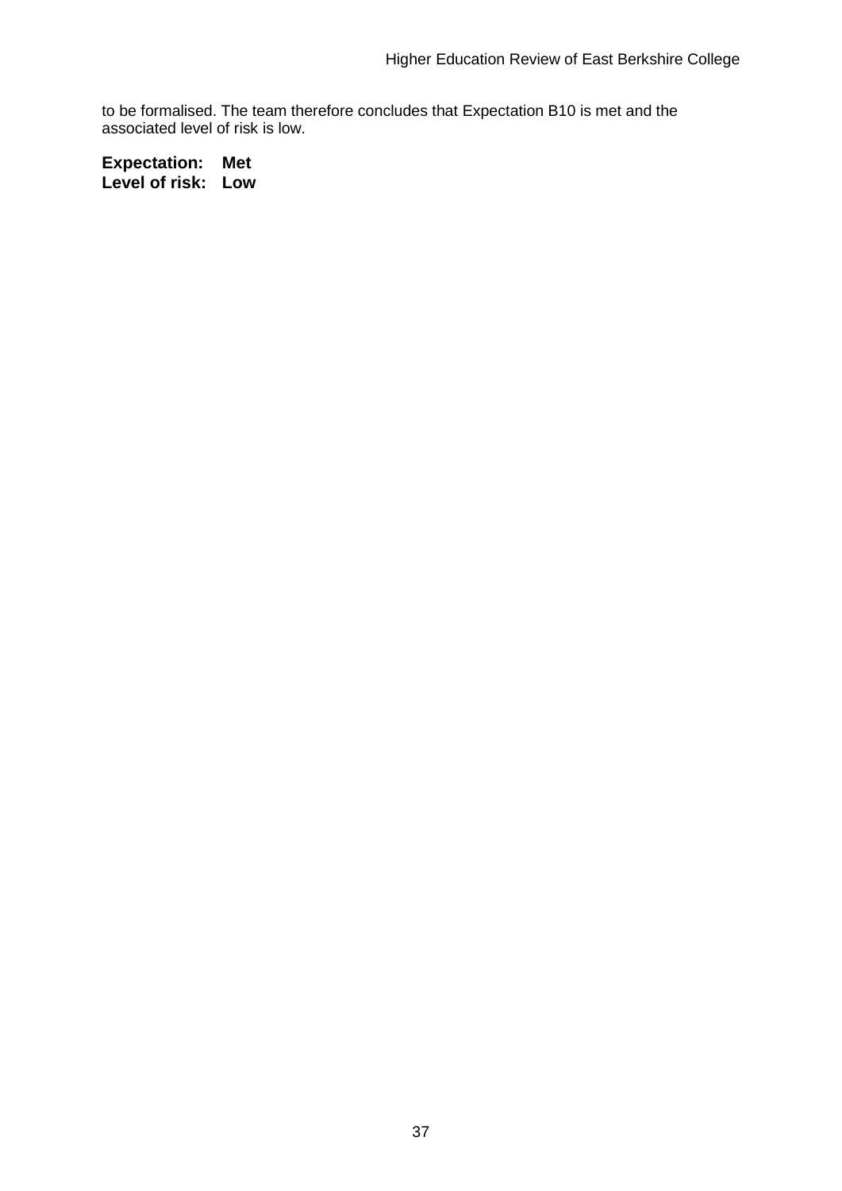to be formalised. The team therefore concludes that Expectation B10 is met and the associated level of risk is low.

**Expectation: Met**
**Level of risk: Low**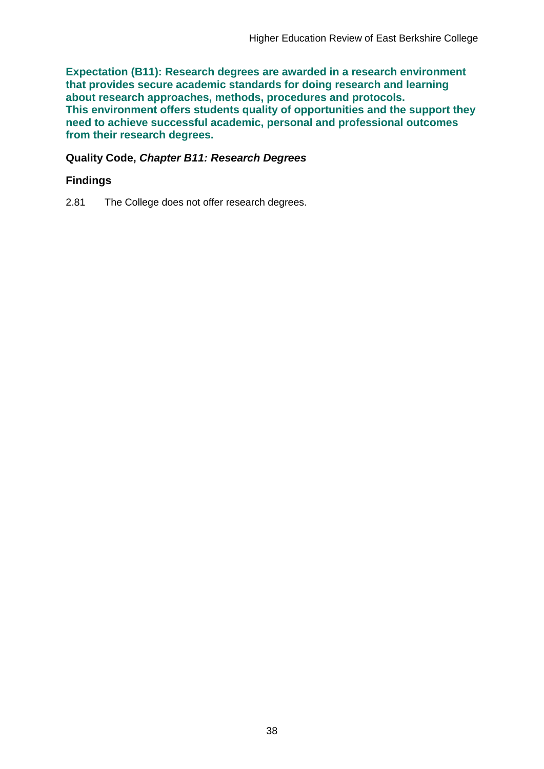**Expectation (B11): Research degrees are awarded in a research environment that provides secure academic standards for doing research and learning about research approaches, methods, procedures and protocols. This environment offers students quality of opportunities and the support they need to achieve successful academic, personal and professional outcomes from their research degrees.**

**Quality Code, *Chapter B11: Research Degrees***

### Findings

2.81 The College does not offer research degrees.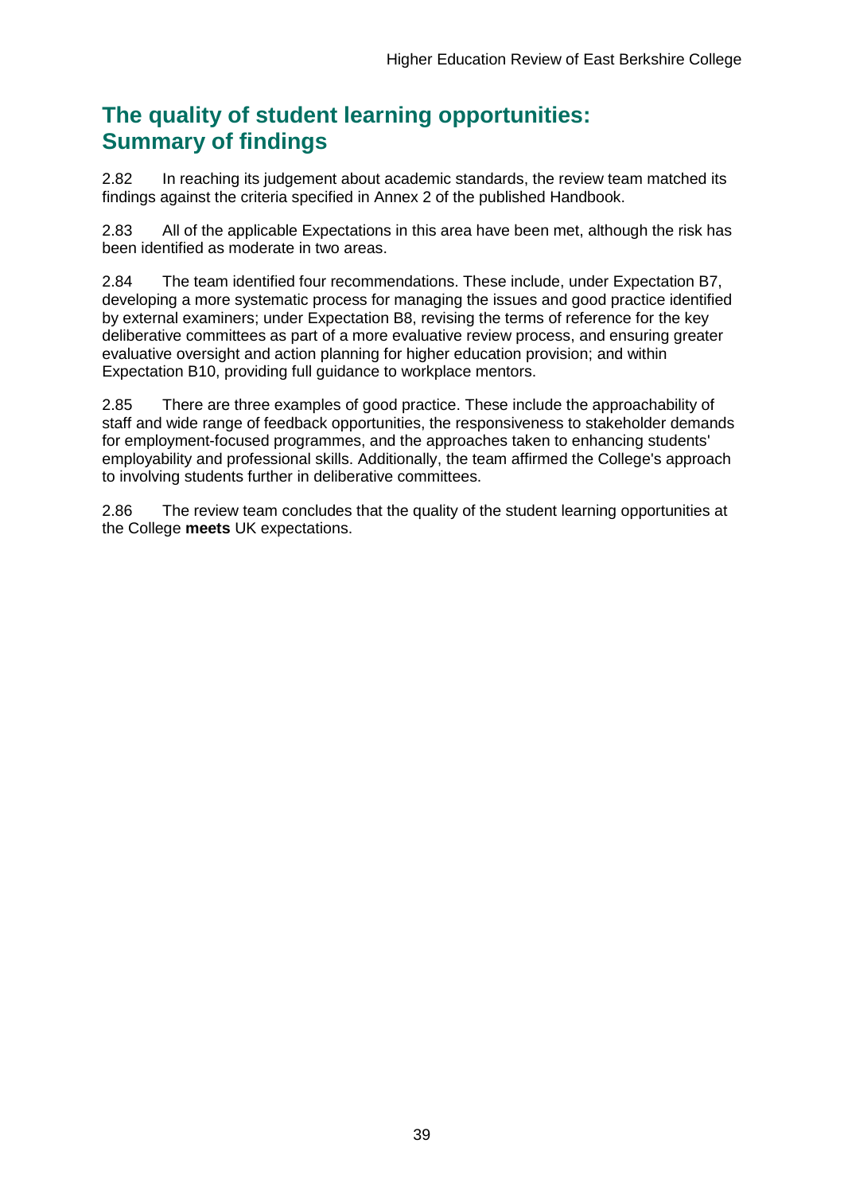## The quality of student learning opportunities: Summary of findings

2.82 In reaching its judgement about academic standards, the review team matched its findings against the criteria specified in Annex 2 of the published Handbook.

2.83 All of the applicable Expectations in this area have been met, although the risk has been identified as moderate in two areas.

2.84 The team identified four recommendations. These include, under Expectation B7, developing a more systematic process for managing the issues and good practice identified by external examiners; under Expectation B8, revising the terms of reference for the key deliberative committees as part of a more evaluative review process, and ensuring greater evaluative oversight and action planning for higher education provision; and within Expectation B10, providing full guidance to workplace mentors.

2.85 There are three examples of good practice. These include the approachability of staff and wide range of feedback opportunities, the responsiveness to stakeholder demands for employment-focused programmes, and the approaches taken to enhancing students' employability and professional skills. Additionally, the team affirmed the College's approach to involving students further in deliberative committees.

2.86 The review team concludes that the quality of the student learning opportunities at the College **meets** UK expectations.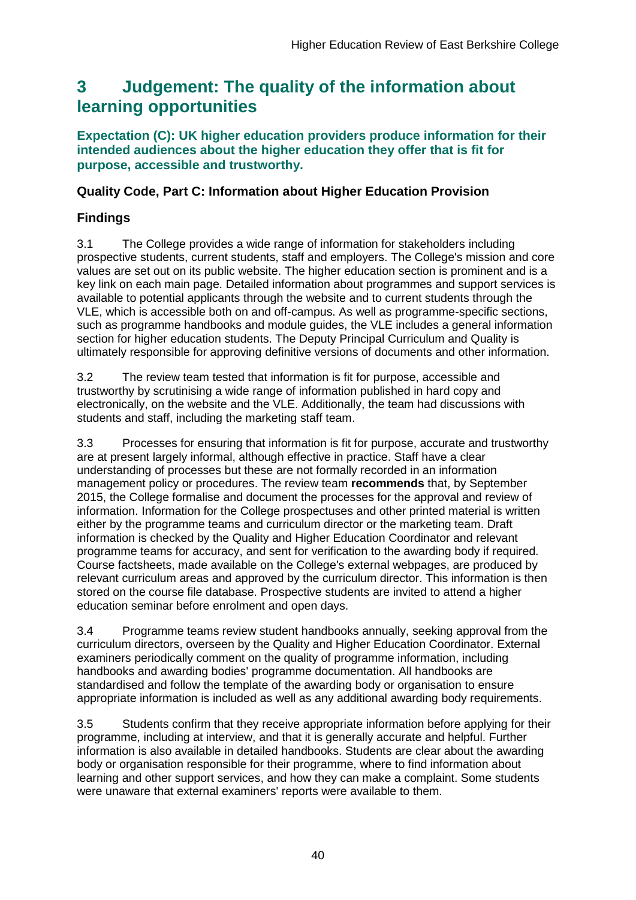# 3 Judgement: The quality of the information about learning opportunities

**Expectation (C): UK higher education providers produce information for their intended audiences about the higher education they offer that is fit for purpose, accessible and trustworthy.**

### Quality Code, Part C: Information about Higher Education Provision

### Findings

3.1 The College provides a wide range of information for stakeholders including prospective students, current students, staff and employers. The College's mission and core values are set out on its public website. The higher education section is prominent and is a key link on each main page. Detailed information about programmes and support services is available to potential applicants through the website and to current students through the VLE, which is accessible both on and off-campus. As well as programme-specific sections, such as programme handbooks and module guides, the VLE includes a general information section for higher education students. The Deputy Principal Curriculum and Quality is ultimately responsible for approving definitive versions of documents and other information.

3.2 The review team tested that information is fit for purpose, accessible and trustworthy by scrutinising a wide range of information published in hard copy and electronically, on the website and the VLE. Additionally, the team had discussions with students and staff, including the marketing staff team.

3.3 Processes for ensuring that information is fit for purpose, accurate and trustworthy are at present largely informal, although effective in practice. Staff have a clear understanding of processes but these are not formally recorded in an information management policy or procedures. The review team **recommends** that, by September 2015, the College formalise and document the processes for the approval and review of information. Information for the College prospectuses and other printed material is written either by the programme teams and curriculum director or the marketing team. Draft information is checked by the Quality and Higher Education Coordinator and relevant programme teams for accuracy, and sent for verification to the awarding body if required. Course factsheets, made available on the College's external webpages, are produced by relevant curriculum areas and approved by the curriculum director. This information is then stored on the course file database. Prospective students are invited to attend a higher education seminar before enrolment and open days.

3.4 Programme teams review student handbooks annually, seeking approval from the curriculum directors, overseen by the Quality and Higher Education Coordinator. External examiners periodically comment on the quality of programme information, including handbooks and awarding bodies' programme documentation. All handbooks are standardised and follow the template of the awarding body or organisation to ensure appropriate information is included as well as any additional awarding body requirements.

3.5 Students confirm that they receive appropriate information before applying for their programme, including at interview, and that it is generally accurate and helpful. Further information is also available in detailed handbooks. Students are clear about the awarding body or organisation responsible for their programme, where to find information about learning and other support services, and how they can make a complaint. Some students were unaware that external examiners' reports were available to them.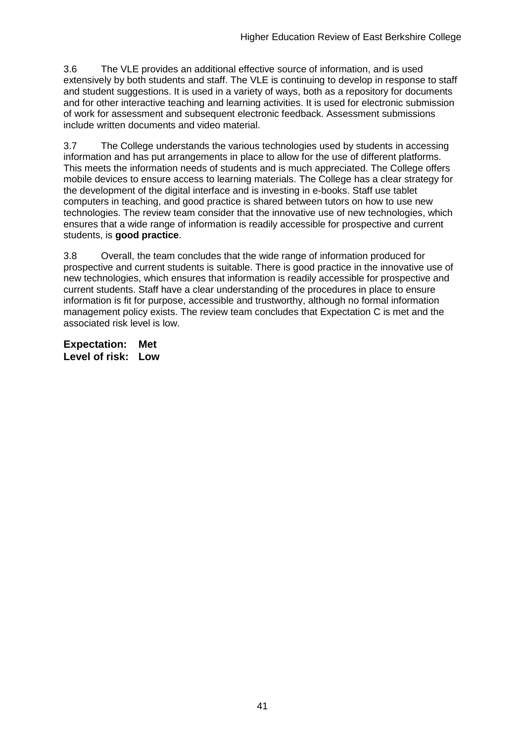3.6 The VLE provides an additional effective source of information, and is used extensively by both students and staff. The VLE is continuing to develop in response to staff and student suggestions. It is used in a variety of ways, both as a repository for documents and for other interactive teaching and learning activities. It is used for electronic submission of work for assessment and subsequent electronic feedback. Assessment submissions include written documents and video material.

3.7 The College understands the various technologies used by students in accessing information and has put arrangements in place to allow for the use of different platforms. This meets the information needs of students and is much appreciated. The College offers mobile devices to ensure access to learning materials. The College has a clear strategy for the development of the digital interface and is investing in e-books. Staff use tablet computers in teaching, and good practice is shared between tutors on how to use new technologies. The review team consider that the innovative use of new technologies, which ensures that a wide range of information is readily accessible for prospective and current students, is **good practice**.

3.8 Overall, the team concludes that the wide range of information produced for prospective and current students is suitable. There is good practice in the innovative use of new technologies, which ensures that information is readily accessible for prospective and current students. Staff have a clear understanding of the procedures in place to ensure information is fit for purpose, accessible and trustworthy, although no formal information management policy exists. The review team concludes that Expectation C is met and the associated risk level is low.

**Expectation: Met**
**Level of risk: Low**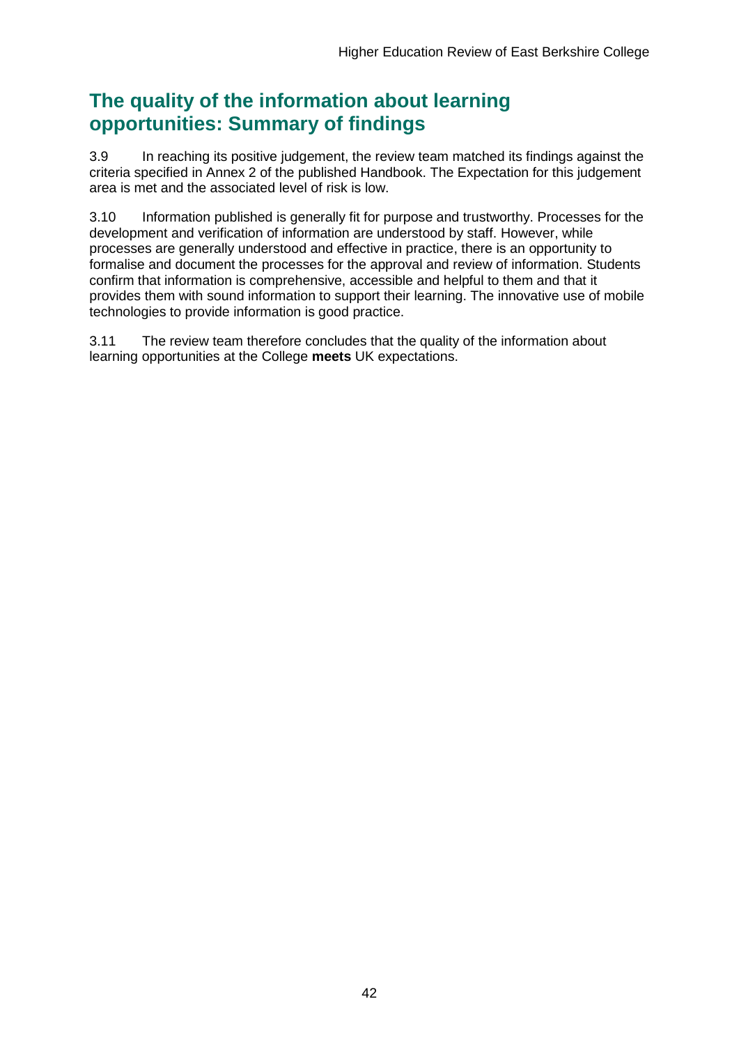## The quality of the information about learning opportunities: Summary of findings

3.9 In reaching its positive judgement, the review team matched its findings against the criteria specified in Annex 2 of the published Handbook. The Expectation for this judgement area is met and the associated level of risk is low.

3.10 Information published is generally fit for purpose and trustworthy. Processes for the development and verification of information are understood by staff. However, while processes are generally understood and effective in practice, there is an opportunity to formalise and document the processes for the approval and review of information. Students confirm that information is comprehensive, accessible and helpful to them and that it provides them with sound information to support their learning. The innovative use of mobile technologies to provide information is good practice.

3.11 The review team therefore concludes that the quality of the information about learning opportunities at the College **meets** UK expectations.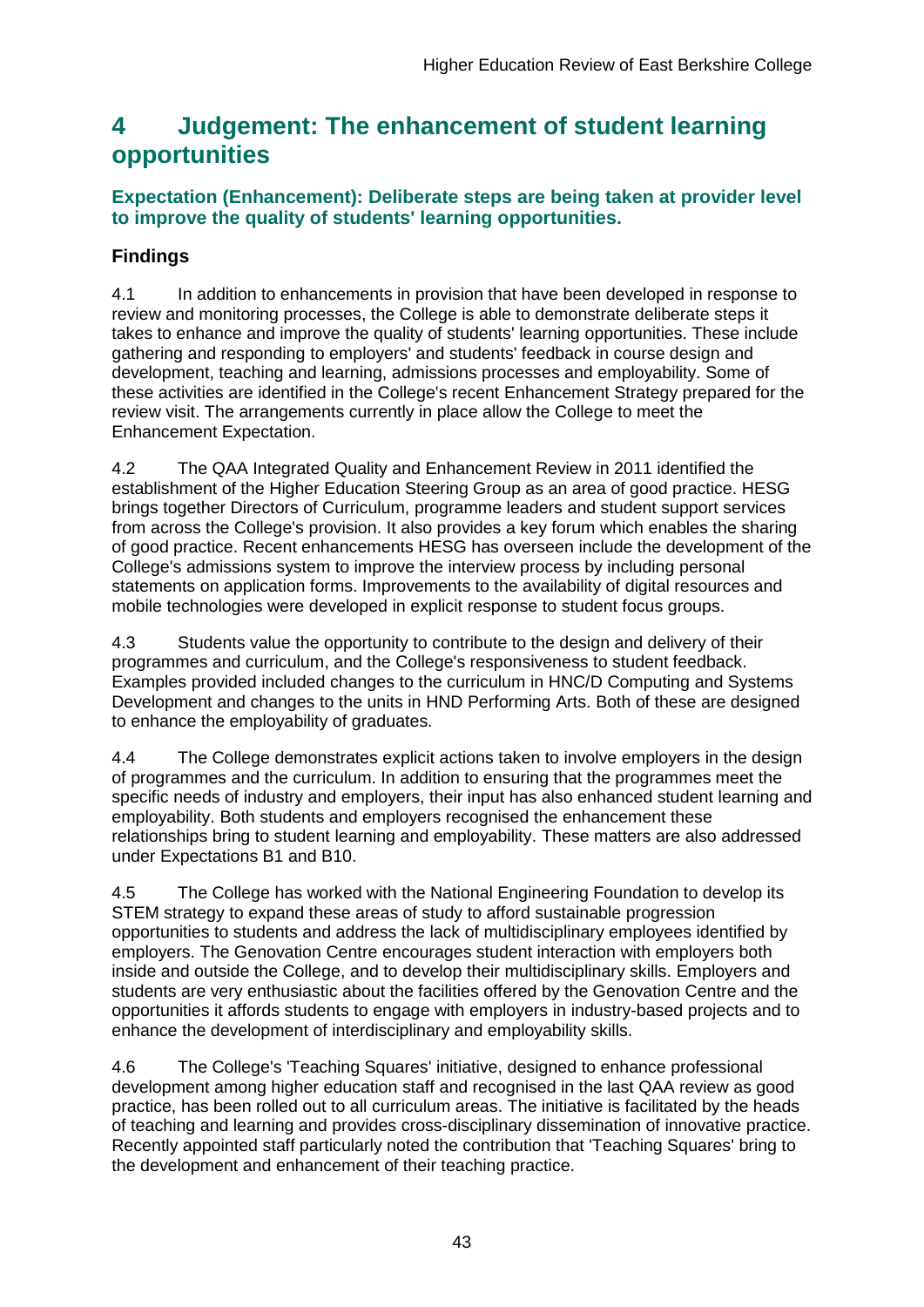## 4 Judgement: The enhancement of student learning opportunities

### Expectation (Enhancement): Deliberate steps are being taken at provider level to improve the quality of students' learning opportunities.

### Findings

4.1 In addition to enhancements in provision that have been developed in response to review and monitoring processes, the College is able to demonstrate deliberate steps it takes to enhance and improve the quality of students' learning opportunities. These include gathering and responding to employers' and students' feedback in course design and development, teaching and learning, admissions processes and employability. Some of these activities are identified in the College's recent Enhancement Strategy prepared for the review visit. The arrangements currently in place allow the College to meet the Enhancement Expectation.

4.2 The QAA Integrated Quality and Enhancement Review in 2011 identified the establishment of the Higher Education Steering Group as an area of good practice. HESG brings together Directors of Curriculum, programme leaders and student support services from across the College's provision. It also provides a key forum which enables the sharing of good practice. Recent enhancements HESG has overseen include the development of the College's admissions system to improve the interview process by including personal statements on application forms. Improvements to the availability of digital resources and mobile technologies were developed in explicit response to student focus groups.

4.3 Students value the opportunity to contribute to the design and delivery of their programmes and curriculum, and the College's responsiveness to student feedback. Examples provided included changes to the curriculum in HNC/D Computing and Systems Development and changes to the units in HND Performing Arts. Both of these are designed to enhance the employability of graduates.

4.4 The College demonstrates explicit actions taken to involve employers in the design of programmes and the curriculum. In addition to ensuring that the programmes meet the specific needs of industry and employers, their input has also enhanced student learning and employability. Both students and employers recognised the enhancement these relationships bring to student learning and employability. These matters are also addressed under Expectations B1 and B10.

4.5 The College has worked with the National Engineering Foundation to develop its STEM strategy to expand these areas of study to afford sustainable progression opportunities to students and address the lack of multidisciplinary employees identified by employers. The Genovation Centre encourages student interaction with employers both inside and outside the College, and to develop their multidisciplinary skills. Employers and students are very enthusiastic about the facilities offered by the Genovation Centre and the opportunities it affords students to engage with employers in industry-based projects and to enhance the development of interdisciplinary and employability skills.

4.6 The College's 'Teaching Squares' initiative, designed to enhance professional development among higher education staff and recognised in the last QAA review as good practice, has been rolled out to all curriculum areas. The initiative is facilitated by the heads of teaching and learning and provides cross-disciplinary dissemination of innovative practice. Recently appointed staff particularly noted the contribution that 'Teaching Squares' bring to the development and enhancement of their teaching practice.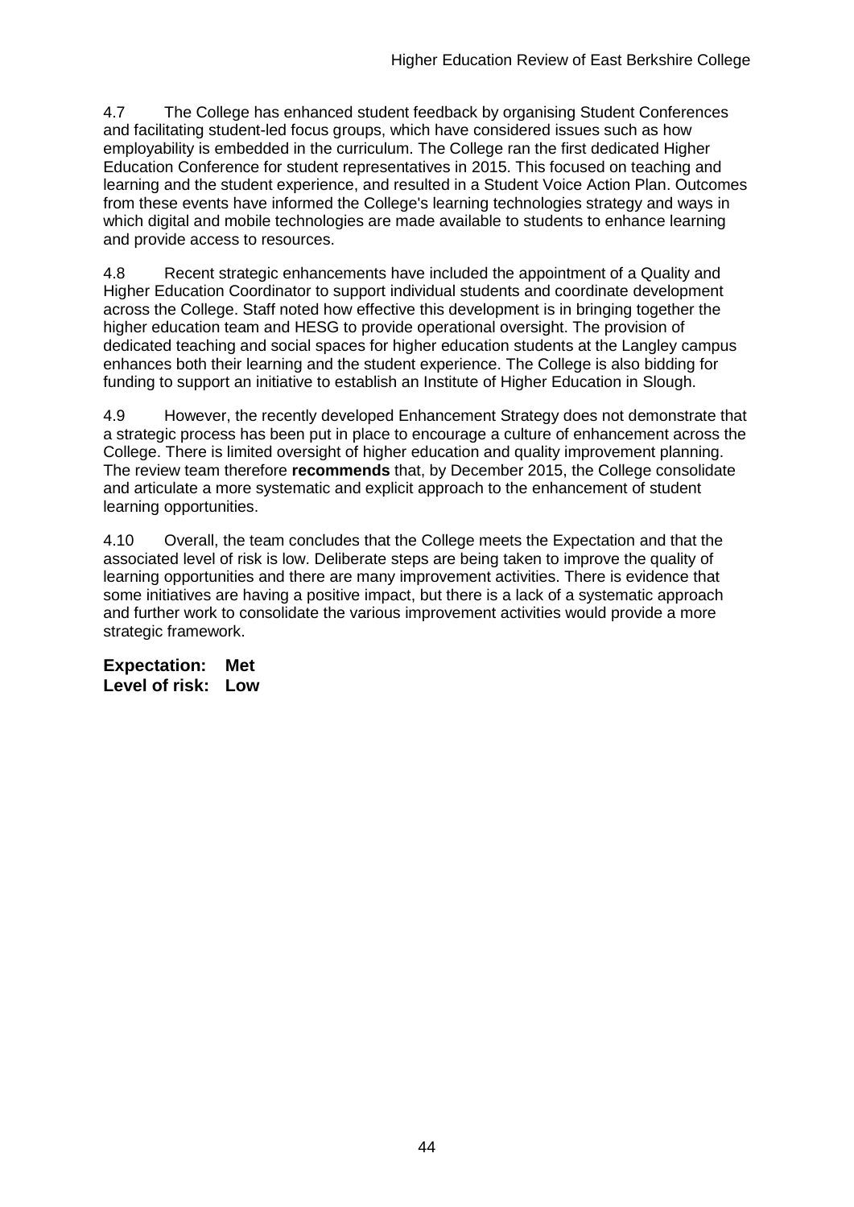4.7 The College has enhanced student feedback by organising Student Conferences and facilitating student-led focus groups, which have considered issues such as how employability is embedded in the curriculum. The College ran the first dedicated Higher Education Conference for student representatives in 2015. This focused on teaching and learning and the student experience, and resulted in a Student Voice Action Plan. Outcomes from these events have informed the College's learning technologies strategy and ways in which digital and mobile technologies are made available to students to enhance learning and provide access to resources.

4.8 Recent strategic enhancements have included the appointment of a Quality and Higher Education Coordinator to support individual students and coordinate development across the College. Staff noted how effective this development is in bringing together the higher education team and HESG to provide operational oversight. The provision of dedicated teaching and social spaces for higher education students at the Langley campus enhances both their learning and the student experience. The College is also bidding for funding to support an initiative to establish an Institute of Higher Education in Slough.

4.9 However, the recently developed Enhancement Strategy does not demonstrate that a strategic process has been put in place to encourage a culture of enhancement across the College. There is limited oversight of higher education and quality improvement planning. The review team therefore **recommends** that, by December 2015, the College consolidate and articulate a more systematic and explicit approach to the enhancement of student learning opportunities.

4.10 Overall, the team concludes that the College meets the Expectation and that the associated level of risk is low. Deliberate steps are being taken to improve the quality of learning opportunities and there are many improvement activities. There is evidence that some initiatives are having a positive impact, but there is a lack of a systematic approach and further work to consolidate the various improvement activities would provide a more strategic framework.

**Expectation: Met**
**Level of risk: Low**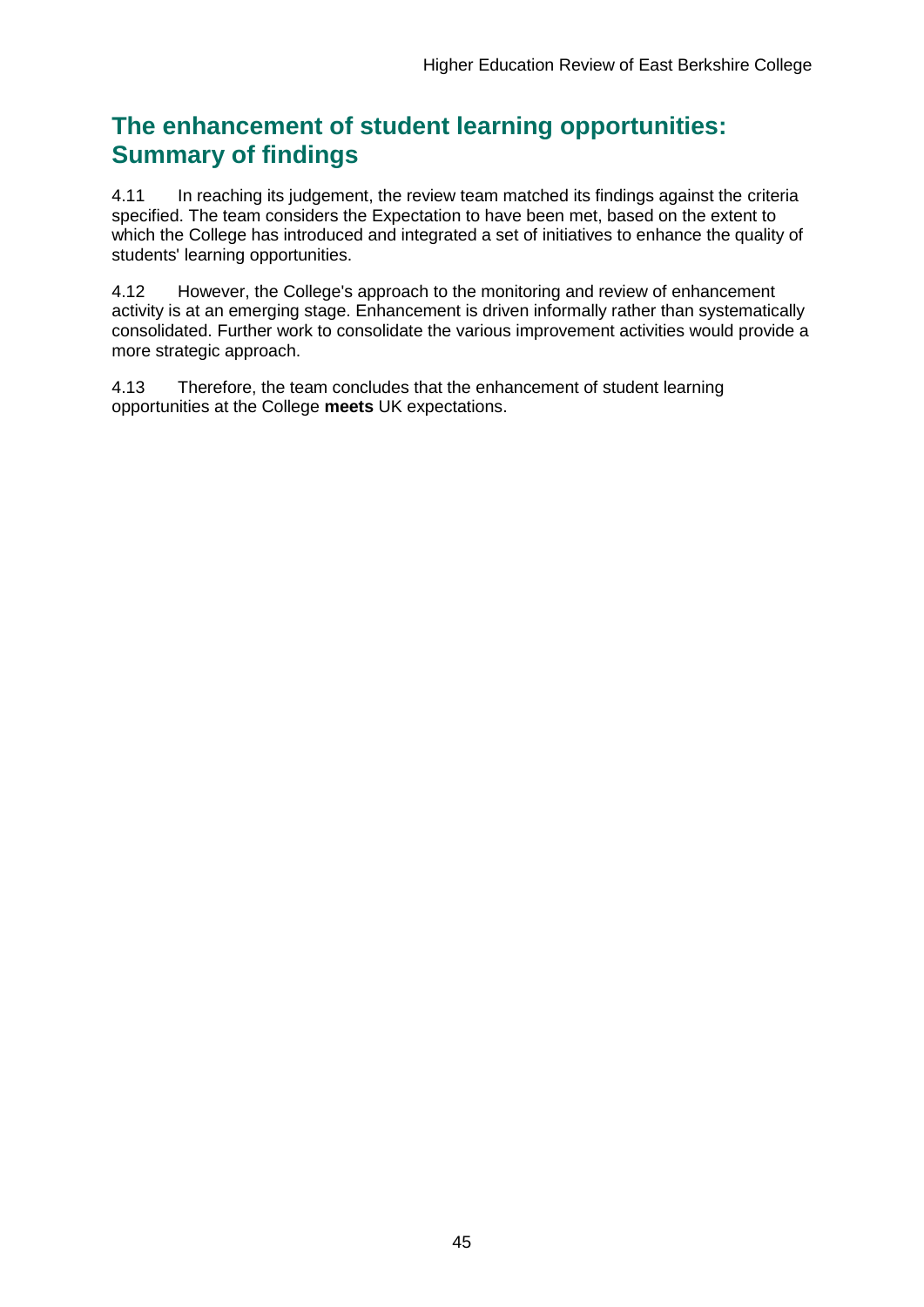## The enhancement of student learning opportunities: Summary of findings

4.11 In reaching its judgement, the review team matched its findings against the criteria specified. The team considers the Expectation to have been met, based on the extent to which the College has introduced and integrated a set of initiatives to enhance the quality of students' learning opportunities.

4.12 However, the College's approach to the monitoring and review of enhancement activity is at an emerging stage. Enhancement is driven informally rather than systematically consolidated. Further work to consolidate the various improvement activities would provide a more strategic approach.

4.13 Therefore, the team concludes that the enhancement of student learning opportunities at the College **meets** UK expectations.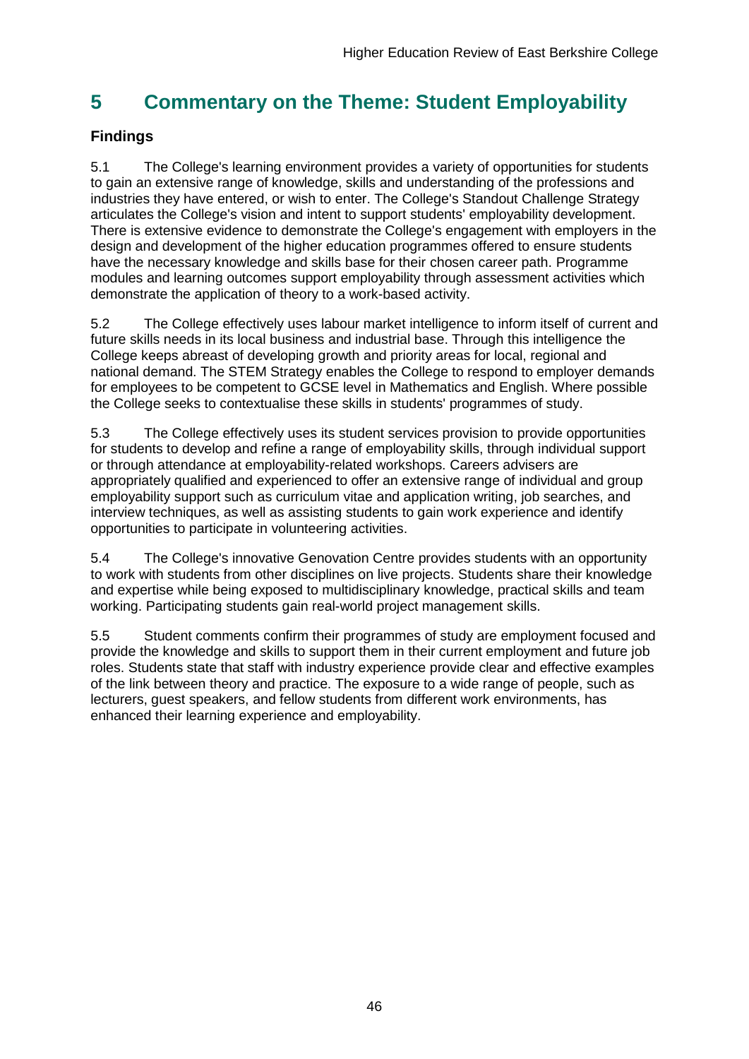# 5 Commentary on the Theme: Student Employability

### Findings

5.1 The College's learning environment provides a variety of opportunities for students to gain an extensive range of knowledge, skills and understanding of the professions and industries they have entered, or wish to enter. The College's Standout Challenge Strategy articulates the College's vision and intent to support students' employability development. There is extensive evidence to demonstrate the College's engagement with employers in the design and development of the higher education programmes offered to ensure students have the necessary knowledge and skills base for their chosen career path. Programme modules and learning outcomes support employability through assessment activities which demonstrate the application of theory to a work-based activity.

5.2 The College effectively uses labour market intelligence to inform itself of current and future skills needs in its local business and industrial base. Through this intelligence the College keeps abreast of developing growth and priority areas for local, regional and national demand. The STEM Strategy enables the College to respond to employer demands for employees to be competent to GCSE level in Mathematics and English. Where possible the College seeks to contextualise these skills in students' programmes of study.

5.3 The College effectively uses its student services provision to provide opportunities for students to develop and refine a range of employability skills, through individual support or through attendance at employability-related workshops. Careers advisers are appropriately qualified and experienced to offer an extensive range of individual and group employability support such as curriculum vitae and application writing, job searches, and interview techniques, as well as assisting students to gain work experience and identify opportunities to participate in volunteering activities.

5.4 The College's innovative Genovation Centre provides students with an opportunity to work with students from other disciplines on live projects. Students share their knowledge and expertise while being exposed to multidisciplinary knowledge, practical skills and team working. Participating students gain real-world project management skills.

5.5 Student comments confirm their programmes of study are employment focused and provide the knowledge and skills to support them in their current employment and future job roles. Students state that staff with industry experience provide clear and effective examples of the link between theory and practice. The exposure to a wide range of people, such as lecturers, guest speakers, and fellow students from different work environments, has enhanced their learning experience and employability.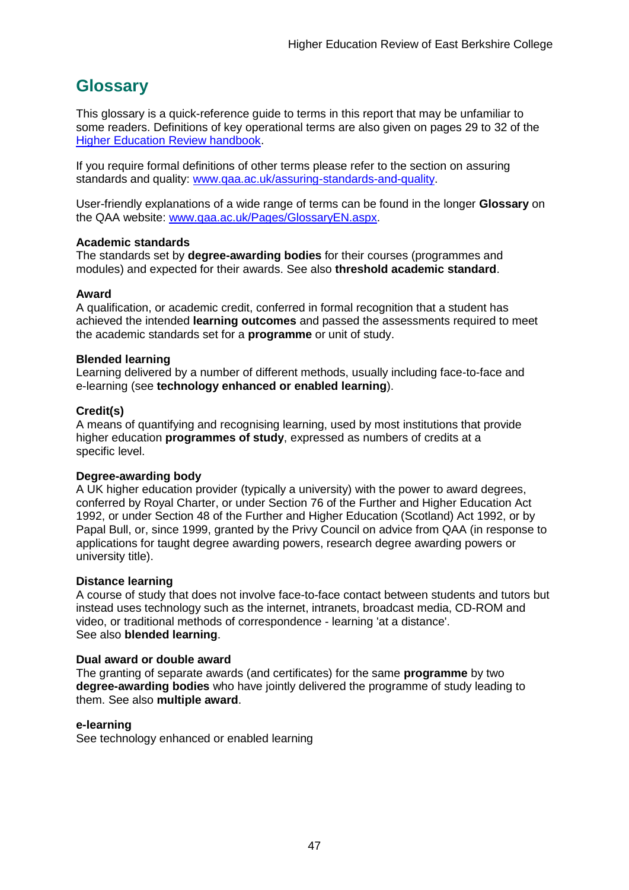## Glossary

This glossary is a quick-reference guide to terms in this report that may be unfamiliar to some readers. Definitions of key operational terms are also given on pages 29 to 32 of the [Higher Education Review handbook](Higher Education Review handbook).

If you require formal definitions of other terms please refer to the section on assuring standards and quality: [www.qaa.ac.uk/assuring-standards-and-quality](www.qaa.ac.uk/assuring-standards-and-quality).

User-friendly explanations of a wide range of terms can be found in the longer **Glossary** on the QAA website: [www.qaa.ac.uk/Pages/GlossaryEN.aspx](www.qaa.ac.uk/Pages/GlossaryEN.aspx).

**Academic standards**
The standards set by **degree-awarding bodies** for their courses (programmes and modules) and expected for their awards. See also **threshold academic standard**.

**Award**
A qualification, or academic credit, conferred in formal recognition that a student has achieved the intended **learning outcomes** and passed the assessments required to meet the academic standards set for a **programme** or unit of study.

**Blended learning**
Learning delivered by a number of different methods, usually including face-to-face and e-learning (see **technology enhanced or enabled learning**).

**Credit(s)**
A means of quantifying and recognising learning, used by most institutions that provide higher education **programmes of study**, expressed as numbers of credits at a specific level.

**Degree-awarding body**
A UK higher education provider (typically a university) with the power to award degrees, conferred by Royal Charter, or under Section 76 of the Further and Higher Education Act 1992, or under Section 48 of the Further and Higher Education (Scotland) Act 1992, or by Papal Bull, or, since 1999, granted by the Privy Council on advice from QAA (in response to applications for taught degree awarding powers, research degree awarding powers or university title).

**Distance learning**
A course of study that does not involve face-to-face contact between students and tutors but instead uses technology such as the internet, intranets, broadcast media, CD-ROM and video, or traditional methods of correspondence - learning 'at a distance'.
See also **blended learning**.

**Dual award or double award**
The granting of separate awards (and certificates) for the same **programme** by two **degree-awarding bodies** who have jointly delivered the programme of study leading to them. See also **multiple award**.

**e-learning**
See technology enhanced or enabled learning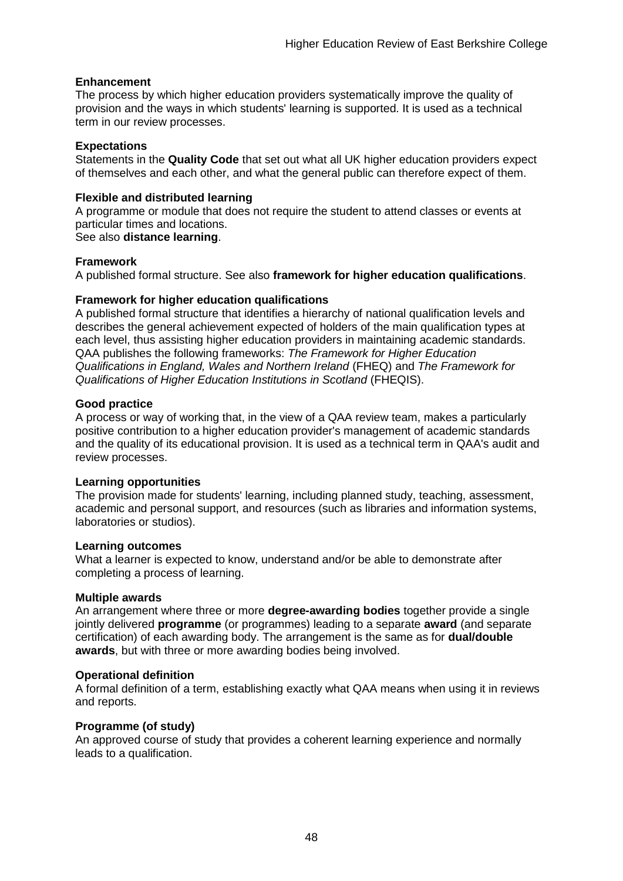**Enhancement**
The process by which higher education providers systematically improve the quality of provision and the ways in which students' learning is supported. It is used as a technical term in our review processes.

**Expectations**
Statements in the **Quality Code** that set out what all UK higher education providers expect of themselves and each other, and what the general public can therefore expect of them.

**Flexible and distributed learning**
A programme or module that does not require the student to attend classes or events at particular times and locations.
See also **distance learning**.

**Framework**
A published formal structure. See also **framework for higher education qualifications**.

**Framework for higher education qualifications**
A published formal structure that identifies a hierarchy of national qualification levels and describes the general achievement expected of holders of the main qualification types at each level, thus assisting higher education providers in maintaining academic standards. QAA publishes the following frameworks: *The Framework for Higher Education Qualifications in England, Wales and Northern Ireland* (FHEQ) and *The Framework for Qualifications of Higher Education Institutions in Scotland* (FHEQIS).

**Good practice**
A process or way of working that, in the view of a QAA review team, makes a particularly positive contribution to a higher education provider's management of academic standards and the quality of its educational provision. It is used as a technical term in QAA's audit and review processes.

**Learning opportunities**
The provision made for students' learning, including planned study, teaching, assessment, academic and personal support, and resources (such as libraries and information systems, laboratories or studios).

**Learning outcomes**
What a learner is expected to know, understand and/or be able to demonstrate after completing a process of learning.

**Multiple awards**
An arrangement where three or more **degree-awarding bodies** together provide a single jointly delivered **programme** (or programmes) leading to a separate **award** (and separate certification) of each awarding body. The arrangement is the same as for **dual/double awards**, but with three or more awarding bodies being involved.

**Operational definition**
A formal definition of a term, establishing exactly what QAA means when using it in reviews and reports.

**Programme (of study)**
An approved course of study that provides a coherent learning experience and normally leads to a qualification.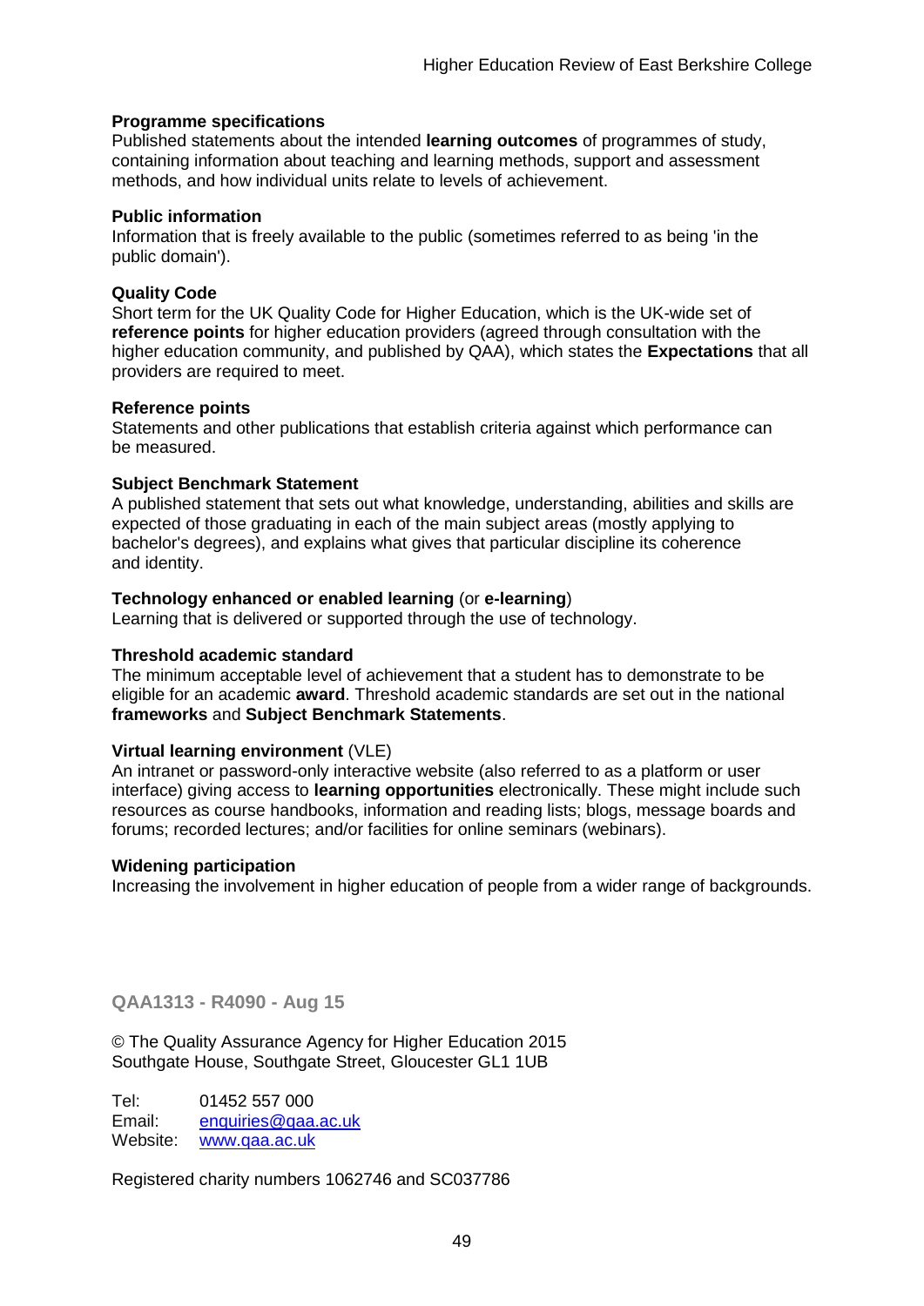**Programme specifications**
Published statements about the intended **learning outcomes** of programmes of study, containing information about teaching and learning methods, support and assessment methods, and how individual units relate to levels of achievement.

**Public information**
Information that is freely available to the public (sometimes referred to as being 'in the public domain').

**Quality Code**
Short term for the UK Quality Code for Higher Education, which is the UK-wide set of **reference points** for higher education providers (agreed through consultation with the higher education community, and published by QAA), which states the **Expectations** that all providers are required to meet.

**Reference points**
Statements and other publications that establish criteria against which performance can be measured.

**Subject Benchmark Statement**
A published statement that sets out what knowledge, understanding, abilities and skills are expected of those graduating in each of the main subject areas (mostly applying to bachelor's degrees), and explains what gives that particular discipline its coherence and identity.

**Technology enhanced or enabled learning** (or **e-learning**)
Learning that is delivered or supported through the use of technology.

**Threshold academic standard**
The minimum acceptable level of achievement that a student has to demonstrate to be eligible for an academic **award**. Threshold academic standards are set out in the national **frameworks** and **Subject Benchmark Statements**.

**Virtual learning environment** (VLE)
An intranet or password-only interactive website (also referred to as a platform or user interface) giving access to **learning opportunities** electronically. These might include such resources as course handbooks, information and reading lists; blogs, message boards and forums; recorded lectures; and/or facilities for online seminars (webinars).

**Widening participation**
Increasing the involvement in higher education of people from a wider range of backgrounds.

**QAA1313 - R4090 - Aug 15**

© The Quality Assurance Agency for Higher Education 2015
Southgate House, Southgate Street, Gloucester GL1 1UB

Tel: 01452 557 000
Email: enquiries@qaa.ac.uk
Website: www.qaa.ac.uk

Registered charity numbers 1062746 and SC037786